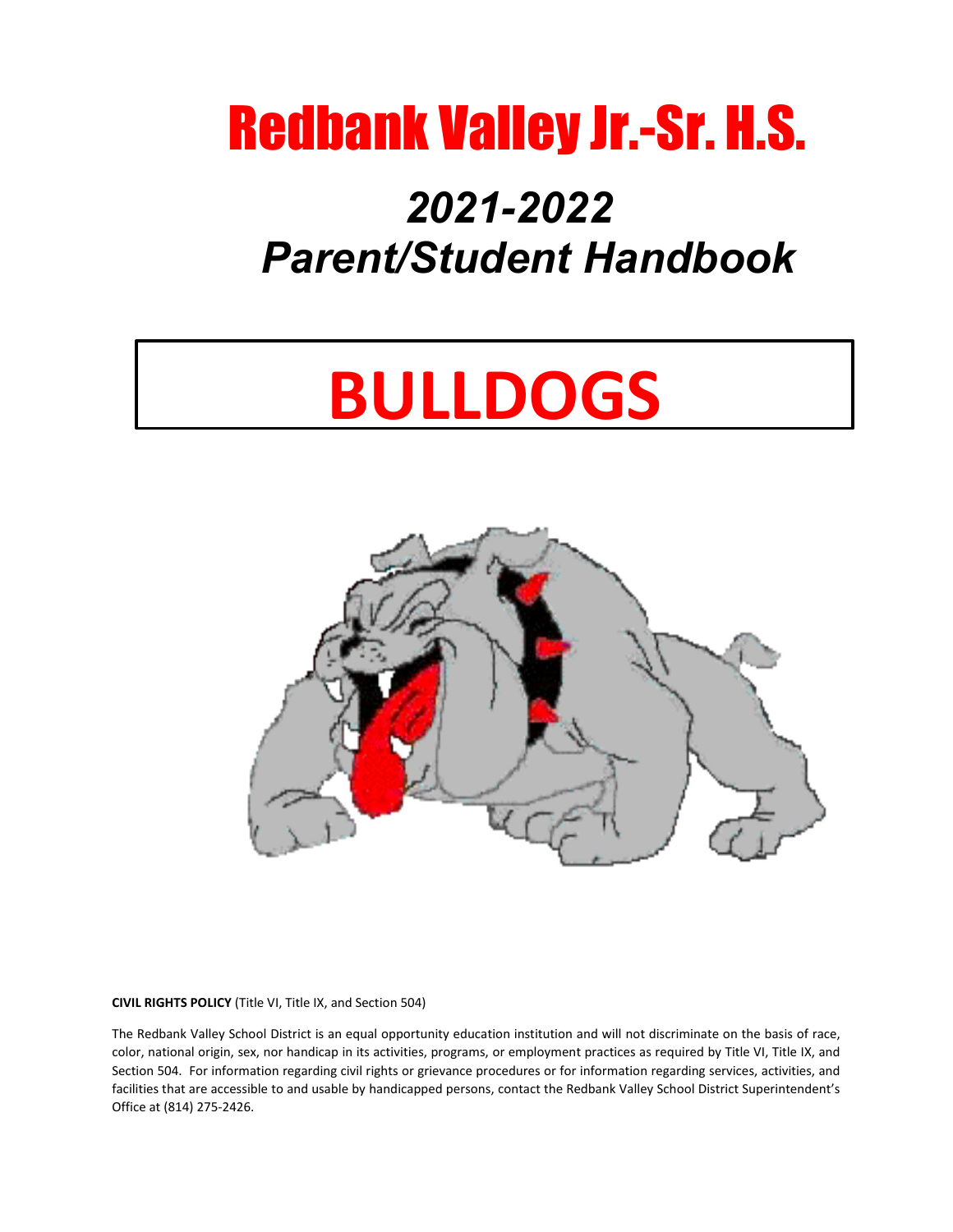# Redbank Valley Jr.-Sr. H.S.

## *2021-2022*
## *Parent/Student Handbook*

# BULLDOGS

**CIVIL RIGHTS POLICY** (Title VI, Title IX, and Section 504)

The Redbank Valley School District is an equal opportunity education institution and will not discriminate on the basis of race, color, national origin, sex, nor handicap in its activities, programs, or employment practices as required by Title VI, Title IX, and Section 504. For information regarding civil rights or grievance procedures or for information regarding services, activities, and facilities that are accessible to and usable by handicapped persons, contact the Redbank Valley School District Superintendent's Office at (814) 275-2426.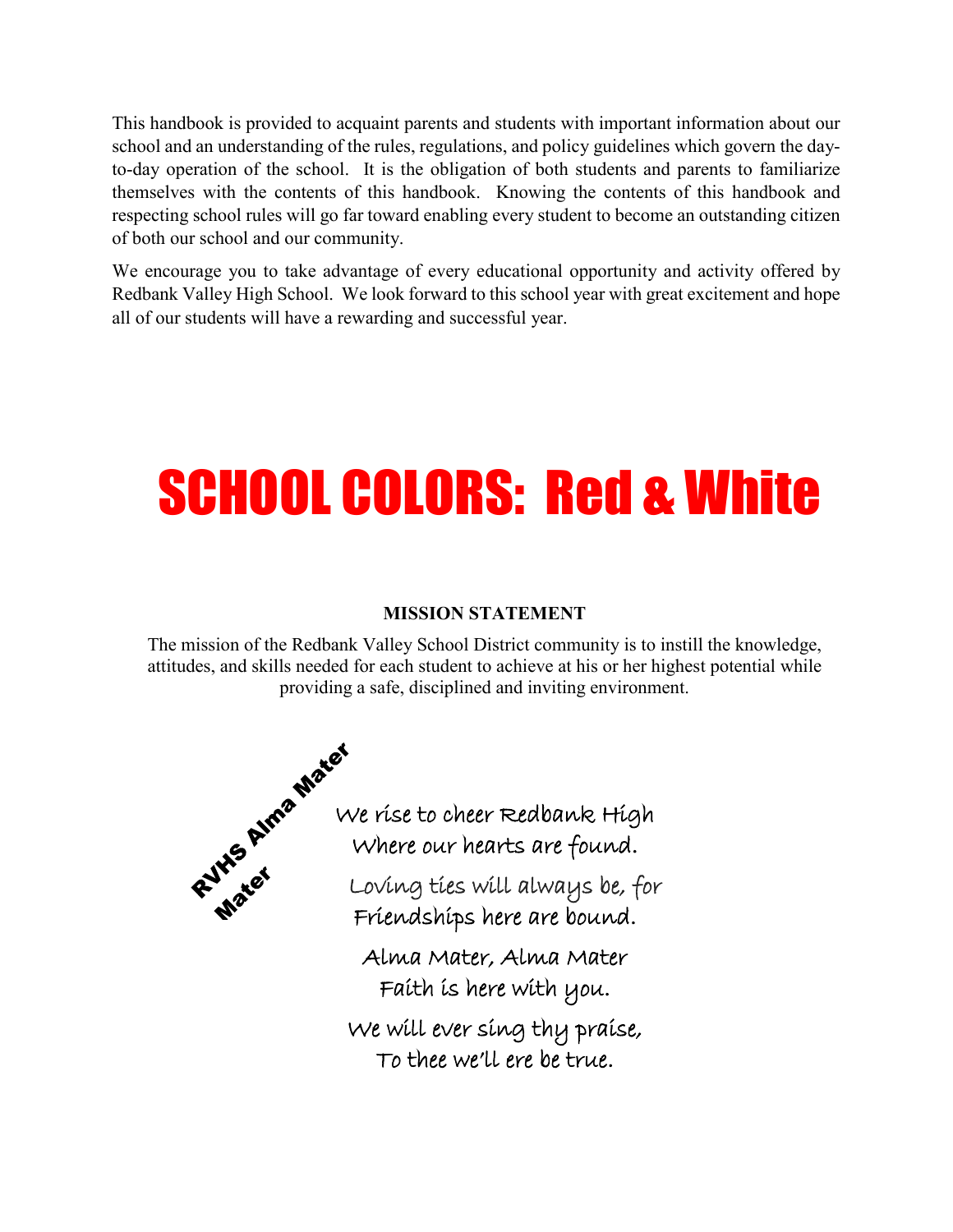This handbook is provided to acquaint parents and students with important information about our school and an understanding of the rules, regulations, and policy guidelines which govern the day-to-day operation of the school. It is the obligation of both students and parents to familiarize themselves with the contents of this handbook. Knowing the contents of this handbook and respecting school rules will go far toward enabling every student to become an outstanding citizen of both our school and our community.

We encourage you to take advantage of every educational opportunity and activity offered by Redbank Valley High School. We look forward to this school year with great excitement and hope all of our students will have a rewarding and successful year.

# SCHOOL COLORS: Red & White

**MISSION STATEMENT**

The mission of the Redbank Valley School District community is to instill the knowledge, attitudes, and skills needed for each student to achieve at his or her highest potential while providing a safe, disciplined and inviting environment.

**RVHS Alma Mater**

We rise to cheer Redbank High
Where our hearts are found.
Loving ties will always be, for
Friendships here are bound.

Alma Mater, Alma Mater
Faith is here with you.
We will ever sing thy praise,
To thee we'll ere be true.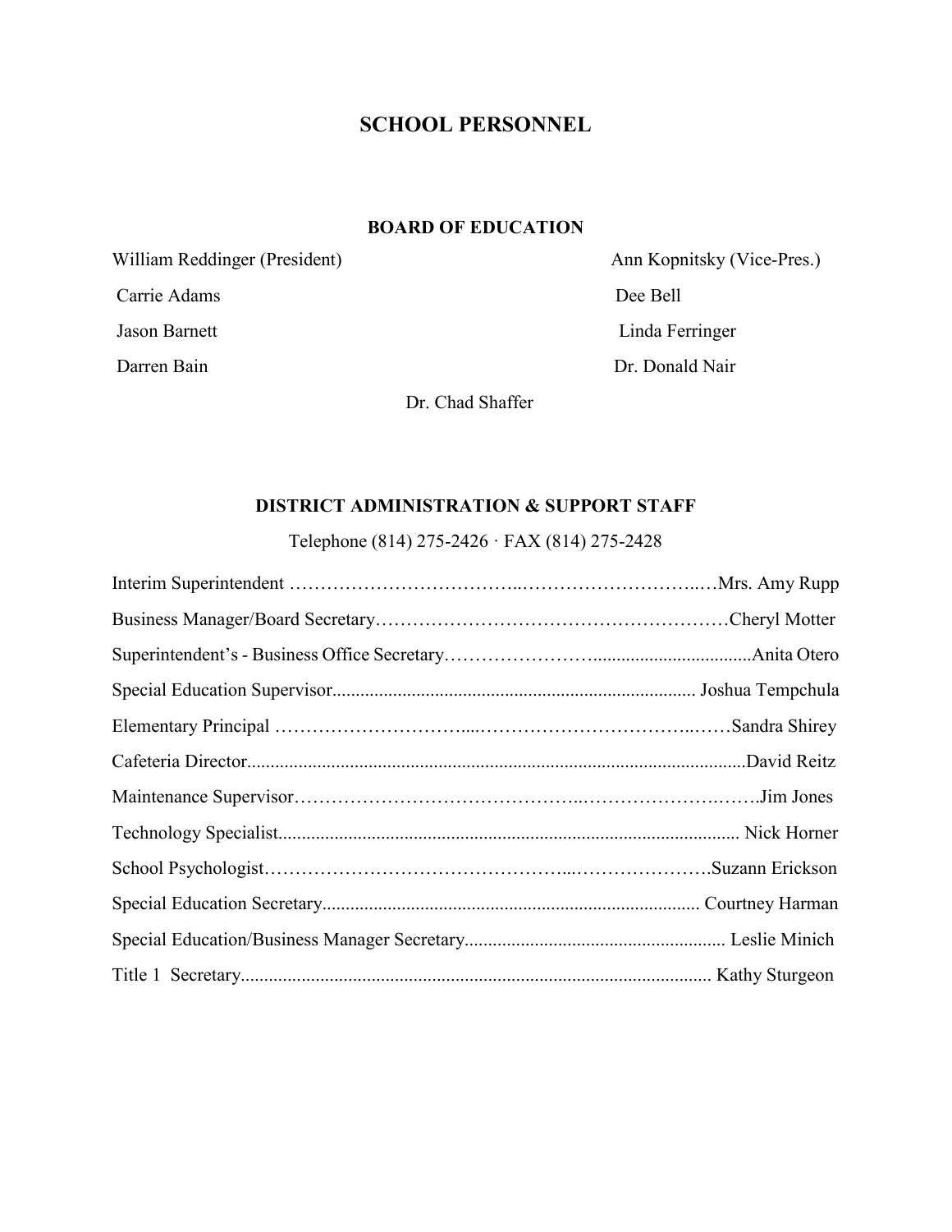# SCHOOL PERSONNEL

## BOARD OF EDUCATION

William Reddinger (President)

Ann Kopnitsky (Vice-Pres.)

Carrie Adams

Dee Bell

Jason Barnett

Linda Ferringer

Darren Bain

Dr. Donald Nair

Dr. Chad Shaffer

## DISTRICT ADMINISTRATION & SUPPORT STAFF

Telephone (814) 275-2426 · FAX (814) 275-2428

Interim Superintendent ……………………………………………………………Mrs. Amy Rupp

Business Manager/Board Secretary…………………………………………………Cheryl Motter

Superintendent's - Business Office Secretary……………………..............................Anita Otero

Special Education Supervisor............................................................................ Joshua Tempchula

Elementary Principal ……………………………………………………………Sandra Shirey

Cafeteria Director..........................................................................................................David Reitz

Maintenance Supervisor……………………………………………………………….Jim Jones

Technology Specialist.................................................................................................. Nick Horner

School Psychologist……………………………………………………………Suzann Erickson

Special Education Secretary................................................................................ Courtney Harman

Special Education/Business Manager Secretary....................................................... Leslie Minich

Title 1 Secretary.................................................................................................... Kathy Sturgeon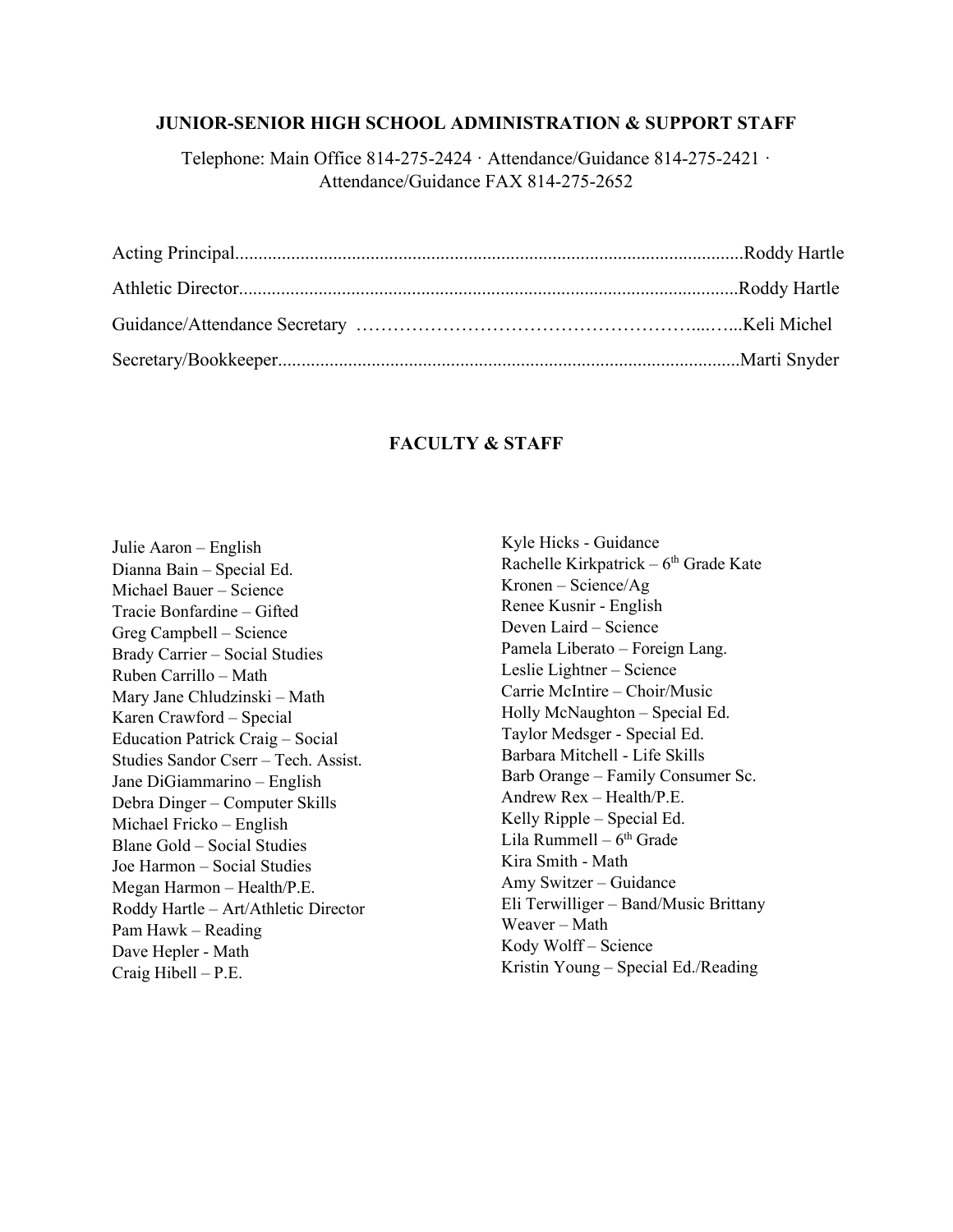## JUNIOR-SENIOR HIGH SCHOOL ADMINISTRATION & SUPPORT STAFF

Telephone: Main Office 814-275-2424 · Attendance/Guidance 814-275-2421 · Attendance/Guidance FAX 814-275-2652

Acting Principal............................................................................................................Roddy Hartle

Athletic Director..........................................................................................................Roddy Hartle

Guidance/Attendance Secretary ……………………………………………....…...Keli Michel

Secretary/Bookkeeper..................................................................................................Marti Snyder

## FACULTY & STAFF

Julie Aaron – English
Dianna Bain – Special Ed.
Michael Bauer – Science
Tracie Bonfardine – Gifted
Greg Campbell – Science
Brady Carrier – Social Studies
Ruben Carrillo – Math
Mary Jane Chludzinski – Math
Karen Crawford – Special Education
Patrick Craig – Social Studies
Sandor Cserr – Tech. Assist.
Jane DiGiammarino – English
Debra Dinger – Computer Skills
Michael Fricko – English
Blane Gold – Social Studies
Joe Harmon – Social Studies
Megan Harmon – Health/P.E.
Roddy Hartle – Art/Athletic Director
Pam Hawk – Reading
Dave Hepler - Math
Craig Hibell – P.E.
Kyle Hicks - Guidance
Rachelle Kirkpatrick – 6th Grade
Kate Kronen – Science/Ag
Renee Kusnir - English
Deven Laird – Science
Pamela Liberato – Foreign Lang.
Leslie Lightner – Science
Carrie McIntire – Choir/Music
Holly McNaughton – Special Ed.
Taylor Medsger - Special Ed.
Barbara Mitchell - Life Skills
Barb Orange – Family Consumer Sc.
Andrew Rex – Health/P.E.
Kelly Ripple – Special Ed.
Lila Rummell – 6th Grade
Kira Smith - Math
Amy Switzer – Guidance
Eli Terwilliger – Band/Music
Brittany Weaver – Math
Kody Wolff – Science
Kristin Young – Special Ed./Reading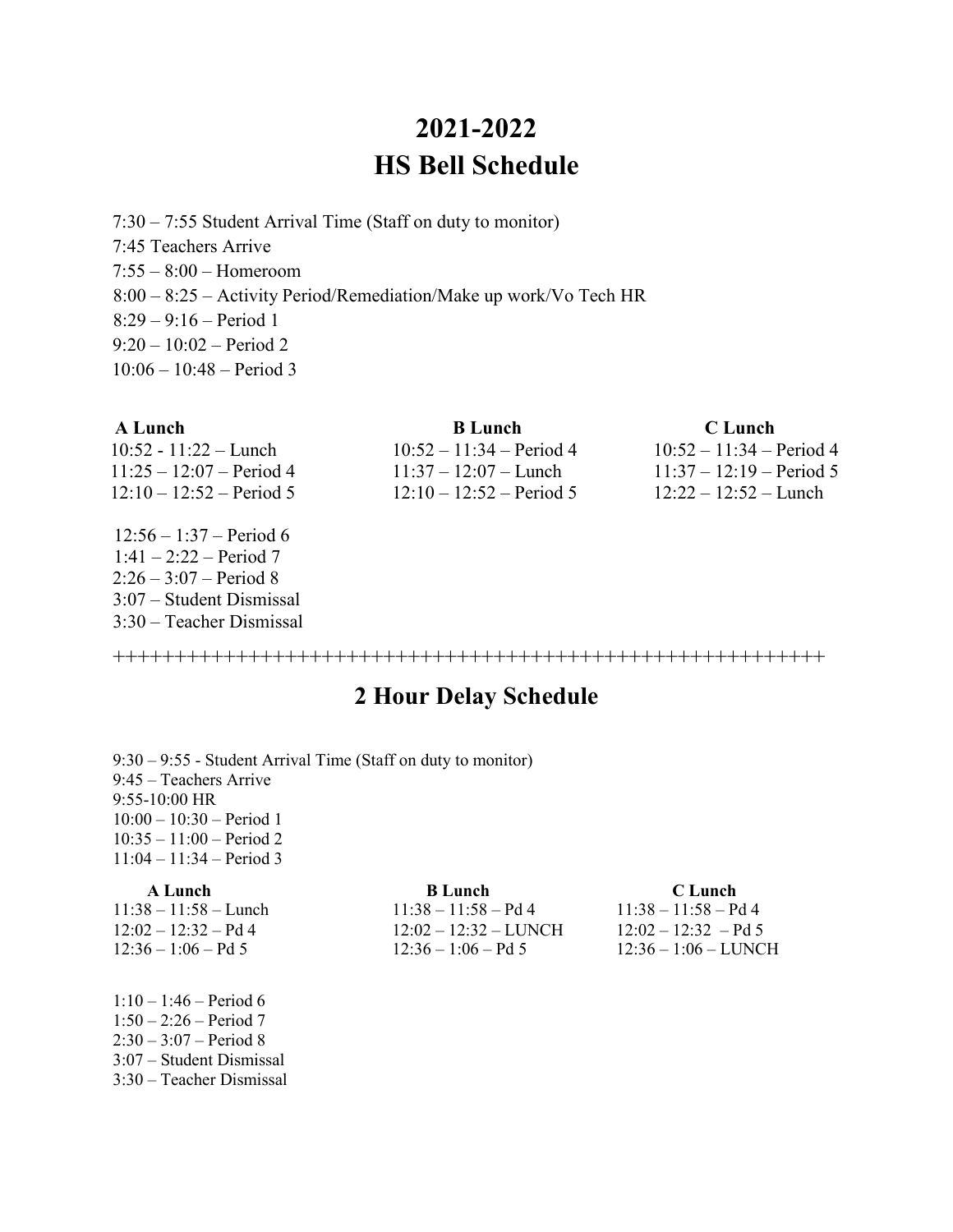# 2021-2022
# HS Bell Schedule

7:30 – 7:55 Student Arrival Time (Staff on duty to monitor)
7:45 Teachers Arrive
7:55 – 8:00 – Homeroom
8:00 – 8:25 – Activity Period/Remediation/Make up work/Vo Tech HR
8:29 – 9:16 – Period 1
9:20 – 10:02 – Period 2
10:06 – 10:48 – Period 3

| A Lunch | B Lunch | C Lunch |
|---|---|---|
| 10:52 - 11:22 – Lunch | 10:52 – 11:34 – Period 4 | 10:52 – 11:34 – Period 4 |
| 11:25 – 12:07 – Period 4 | 11:37 – 12:07 – Lunch | 11:37 – 12:19 – Period 5 |
| 12:10 – 12:52 – Period 5 | 12:10 – 12:52 – Period 5 | 12:22 – 12:52 – Lunch |

12:56 – 1:37 – Period 6
1:41 – 2:22 – Period 7
2:26 – 3:07 – Period 8
3:07 – Student Dismissal
3:30 – Teacher Dismissal

+++++++++++++++++++++++++++++++++++++++++++++++++++++++++++++

## 2 Hour Delay Schedule

9:30 – 9:55 - Student Arrival Time (Staff on duty to monitor)
9:45 – Teachers Arrive
9:55-10:00 HR
10:00 – 10:30 – Period 1
10:35 – 11:00 – Period 2
11:04 – 11:34 – Period 3

| A Lunch | B Lunch | C Lunch |
|---|---|---|
| 11:38 – 11:58 – Lunch | 11:38 – 11:58 – Pd 4 | 11:38 – 11:58 – Pd 4 |
| 12:02 – 12:32 – Pd 4 | 12:02 – 12:32 – LUNCH | 12:02 – 12:32 – Pd 5 |
| 12:36 – 1:06 – Pd 5 | 12:36 – 1:06 – Pd 5 | 12:36 – 1:06 – LUNCH |

1:10 – 1:46 – Period 6
1:50 – 2:26 – Period 7
2:30 – 3:07 – Period 8
3:07 – Student Dismissal
3:30 – Teacher Dismissal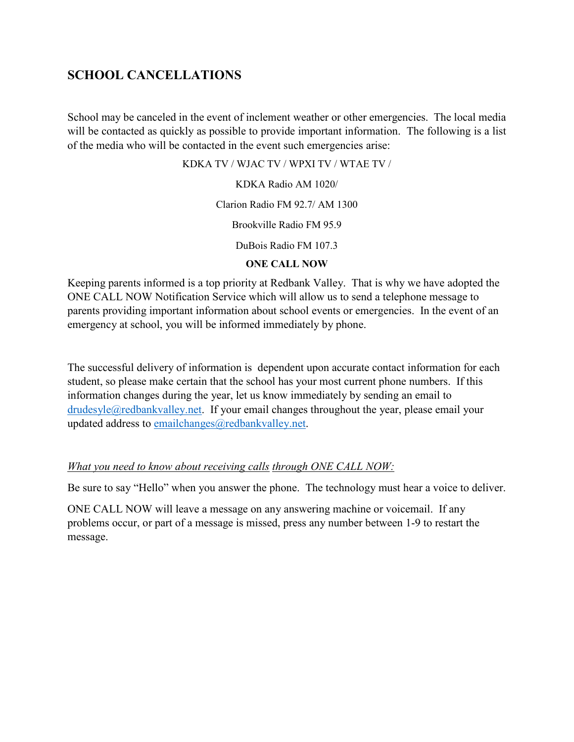## SCHOOL CANCELLATIONS

School may be canceled in the event of inclement weather or other emergencies. The local media will be contacted as quickly as possible to provide important information. The following is a list of the media who will be contacted in the event such emergencies arise:

KDKA TV / WJAC TV / WPXI TV / WTAE TV /

KDKA Radio AM 1020/

Clarion Radio FM 92.7/ AM 1300

Brookville Radio FM 95.9

DuBois Radio FM 107.3

**ONE CALL NOW**

Keeping parents informed is a top priority at Redbank Valley. That is why we have adopted the ONE CALL NOW Notification Service which will allow us to send a telephone message to parents providing important information about school events or emergencies. In the event of an emergency at school, you will be informed immediately by phone.

The successful delivery of information is dependent upon accurate contact information for each student, so please make certain that the school has your most current phone numbers. If this information changes during the year, let us know immediately by sending an email to drudesyle@redbankvalley.net. If your email changes throughout the year, please email your updated address to emailchanges@redbankvalley.net.

*What you need to know about receiving calls through ONE CALL NOW:*

Be sure to say "Hello" when you answer the phone. The technology must hear a voice to deliver.

ONE CALL NOW will leave a message on any answering machine or voicemail. If any problems occur, or part of a message is missed, press any number between 1-9 to restart the message.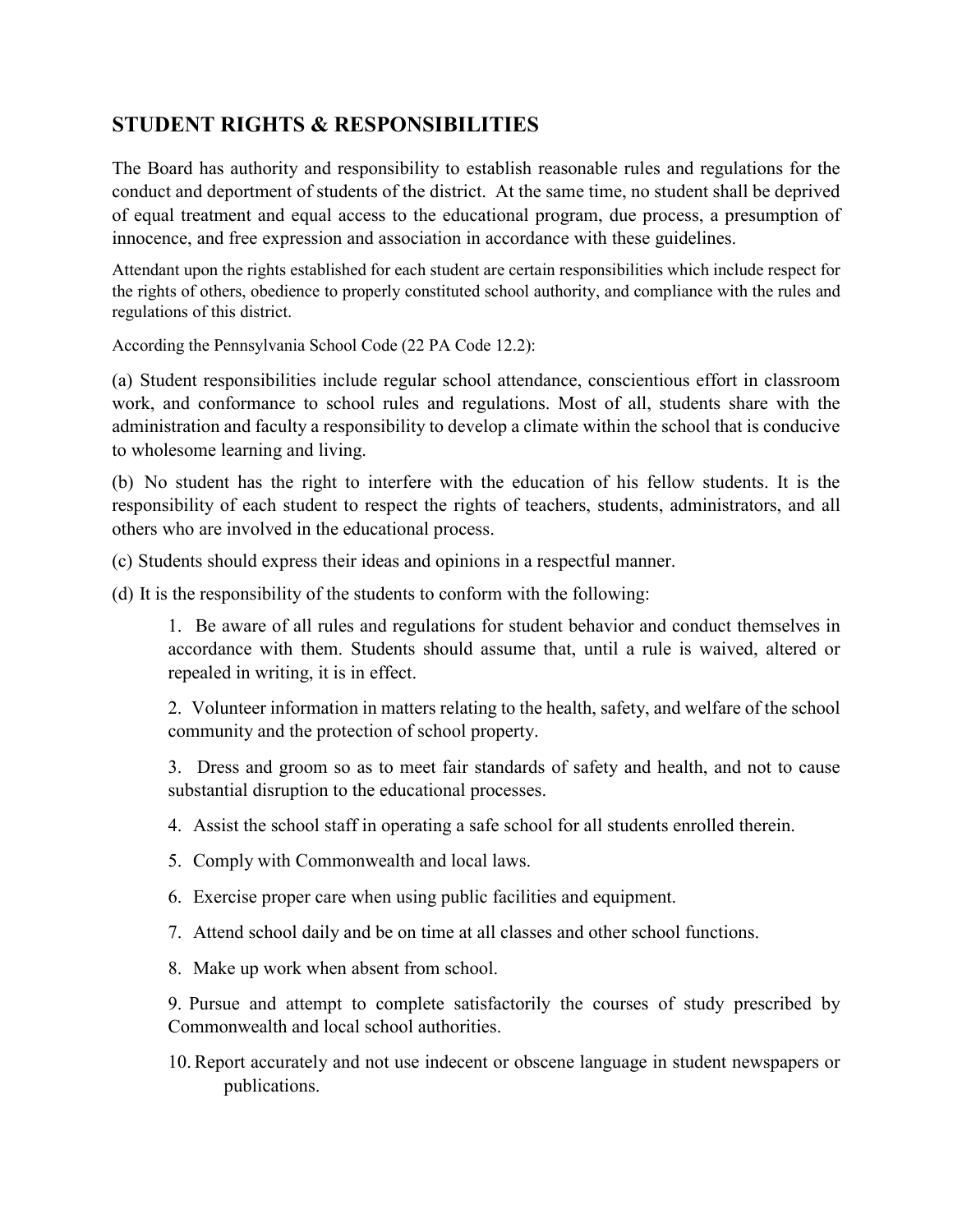## STUDENT RIGHTS & RESPONSIBILITIES

The Board has authority and responsibility to establish reasonable rules and regulations for the conduct and deportment of students of the district. At the same time, no student shall be deprived of equal treatment and equal access to the educational program, due process, a presumption of innocence, and free expression and association in accordance with these guidelines.

Attendant upon the rights established for each student are certain responsibilities which include respect for the rights of others, obedience to properly constituted school authority, and compliance with the rules and regulations of this district.

According the Pennsylvania School Code (22 PA Code 12.2):

(a) Student responsibilities include regular school attendance, conscientious effort in classroom work, and conformance to school rules and regulations. Most of all, students share with the administration and faculty a responsibility to develop a climate within the school that is conducive to wholesome learning and living.

(b) No student has the right to interfere with the education of his fellow students. It is the responsibility of each student to respect the rights of teachers, students, administrators, and all others who are involved in the educational process.

(c) Students should express their ideas and opinions in a respectful manner.

(d) It is the responsibility of the students to conform with the following:

1. Be aware of all rules and regulations for student behavior and conduct themselves in accordance with them. Students should assume that, until a rule is waived, altered or repealed in writing, it is in effect.
2. Volunteer information in matters relating to the health, safety, and welfare of the school community and the protection of school property.
3. Dress and groom so as to meet fair standards of safety and health, and not to cause substantial disruption to the educational processes.
4. Assist the school staff in operating a safe school for all students enrolled therein.
5. Comply with Commonwealth and local laws.
6. Exercise proper care when using public facilities and equipment.
7. Attend school daily and be on time at all classes and other school functions.
8. Make up work when absent from school.
9. Pursue and attempt to complete satisfactorily the courses of study prescribed by Commonwealth and local school authorities.
10. Report accurately and not use indecent or obscene language in student newspapers or publications.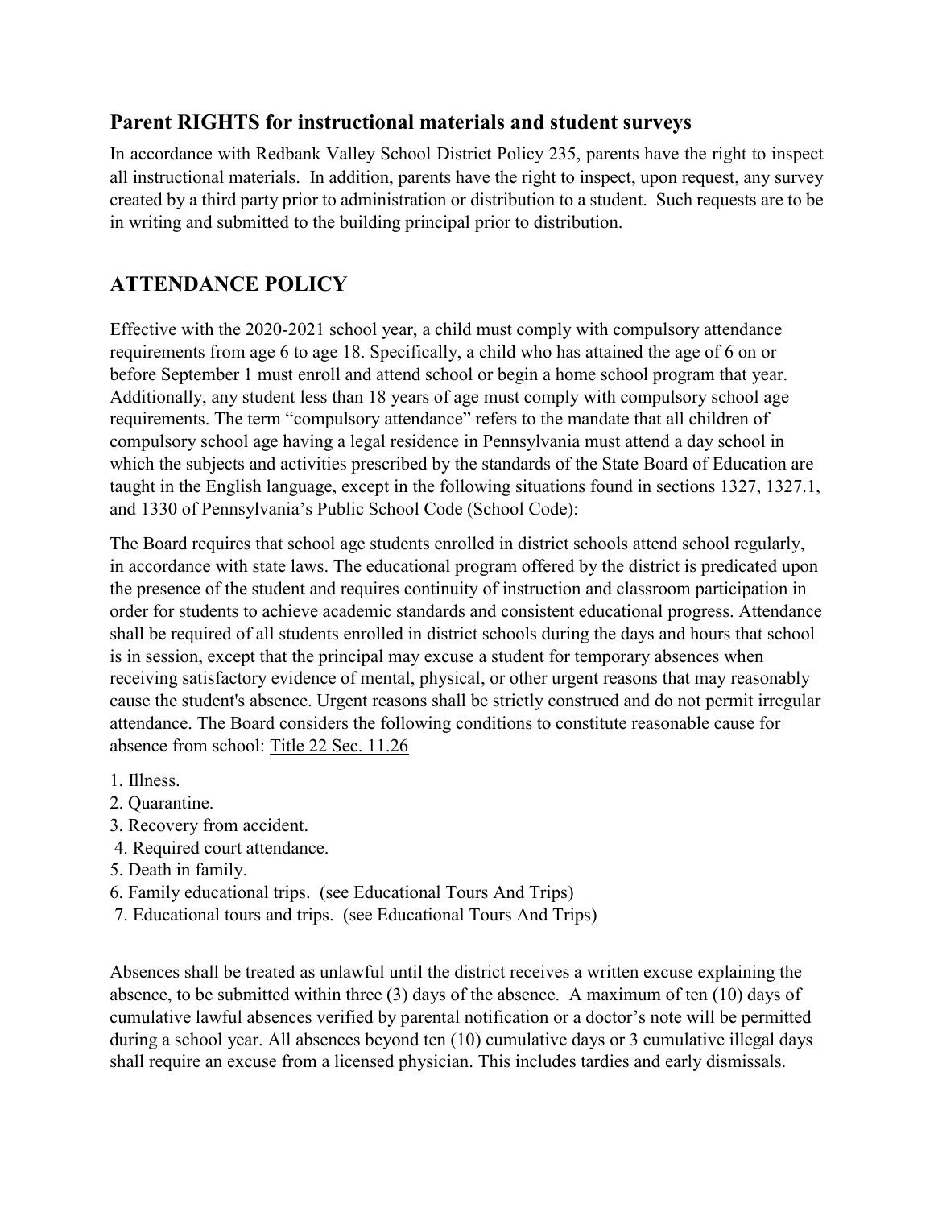## Parent RIGHTS for instructional materials and student surveys

In accordance with Redbank Valley School District Policy 235, parents have the right to inspect all instructional materials. In addition, parents have the right to inspect, upon request, any survey created by a third party prior to administration or distribution to a student. Such requests are to be in writing and submitted to the building principal prior to distribution.

## ATTENDANCE POLICY

Effective with the 2020-2021 school year, a child must comply with compulsory attendance requirements from age 6 to age 18. Specifically, a child who has attained the age of 6 on or before September 1 must enroll and attend school or begin a home school program that year. Additionally, any student less than 18 years of age must comply with compulsory school age requirements. The term "compulsory attendance" refers to the mandate that all children of compulsory school age having a legal residence in Pennsylvania must attend a day school in which the subjects and activities prescribed by the standards of the State Board of Education are taught in the English language, except in the following situations found in sections 1327, 1327.1, and 1330 of Pennsylvania's Public School Code (School Code):

The Board requires that school age students enrolled in district schools attend school regularly, in accordance with state laws. The educational program offered by the district is predicated upon the presence of the student and requires continuity of instruction and classroom participation in order for students to achieve academic standards and consistent educational progress. Attendance shall be required of all students enrolled in district schools during the days and hours that school is in session, except that the principal may excuse a student for temporary absences when receiving satisfactory evidence of mental, physical, or other urgent reasons that may reasonably cause the student's absence. Urgent reasons shall be strictly construed and do not permit irregular attendance. The Board considers the following conditions to constitute reasonable cause for absence from school: Title 22 Sec. 11.26

1. Illness.
2. Quarantine.
3. Recovery from accident.
4. Required court attendance.
5. Death in family.
6. Family educational trips. (see Educational Tours And Trips)
7. Educational tours and trips. (see Educational Tours And Trips)

Absences shall be treated as unlawful until the district receives a written excuse explaining the absence, to be submitted within three (3) days of the absence. A maximum of ten (10) days of cumulative lawful absences verified by parental notification or a doctor's note will be permitted during a school year. All absences beyond ten (10) cumulative days or 3 cumulative illegal days shall require an excuse from a licensed physician. This includes tardies and early dismissals.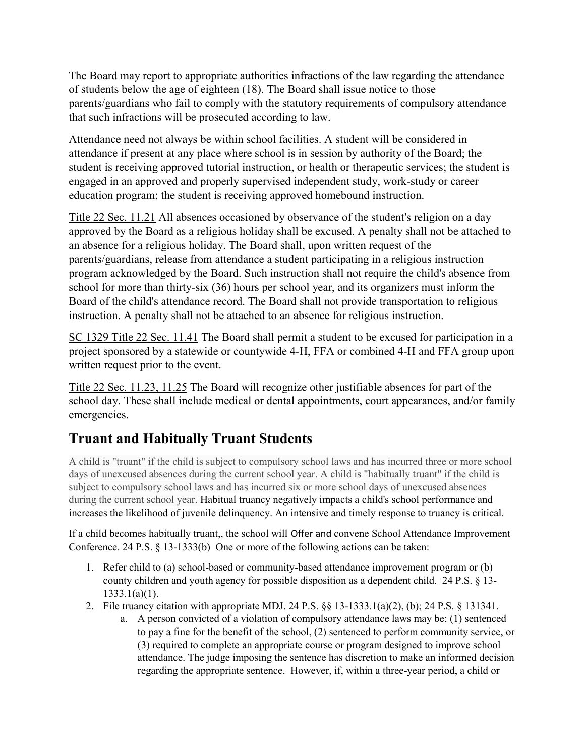The Board may report to appropriate authorities infractions of the law regarding the attendance of students below the age of eighteen (18). The Board shall issue notice to those parents/guardians who fail to comply with the statutory requirements of compulsory attendance that such infractions will be prosecuted according to law.

Attendance need not always be within school facilities. A student will be considered in attendance if present at any place where school is in session by authority of the Board; the student is receiving approved tutorial instruction, or health or therapeutic services; the student is engaged in an approved and properly supervised independent study, work-study or career education program; the student is receiving approved homebound instruction.

Title 22 Sec. 11.21 All absences occasioned by observance of the student's religion on a day approved by the Board as a religious holiday shall be excused. A penalty shall not be attached to an absence for a religious holiday. The Board shall, upon written request of the parents/guardians, release from attendance a student participating in a religious instruction program acknowledged by the Board. Such instruction shall not require the child's absence from school for more than thirty-six (36) hours per school year, and its organizers must inform the Board of the child's attendance record. The Board shall not provide transportation to religious instruction. A penalty shall not be attached to an absence for religious instruction.

SC 1329 Title 22 Sec. 11.41 The Board shall permit a student to be excused for participation in a project sponsored by a statewide or countywide 4-H, FFA or combined 4-H and FFA group upon written request prior to the event.

Title 22 Sec. 11.23, 11.25 The Board will recognize other justifiable absences for part of the school day. These shall include medical or dental appointments, court appearances, and/or family emergencies.

## Truant and Habitually Truant Students

A child is "truant" if the child is subject to compulsory school laws and has incurred three or more school days of unexcused absences during the current school year. A child is "habitually truant" if the child is subject to compulsory school laws and has incurred six or more school days of unexcused absences during the current school year. Habitual truancy negatively impacts a child's school performance and increases the likelihood of juvenile delinquency. An intensive and timely response to truancy is critical.

If a child becomes habitually truant,, the school will Offer and convene School Attendance Improvement Conference. 24 P.S. § 13-1333(b) One or more of the following actions can be taken:

1. Refer child to (a) school-based or community-based attendance improvement program or (b) county children and youth agency for possible disposition as a dependent child. 24 P.S. § 13-1333.1(a)(1).
2. File truancy citation with appropriate MDJ. 24 P.S. §§ 13-1333.1(a)(2), (b); 24 P.S. § 131341.
   a. A person convicted of a violation of compulsory attendance laws may be: (1) sentenced to pay a fine for the benefit of the school, (2) sentenced to perform community service, or (3) required to complete an appropriate course or program designed to improve school attendance. The judge imposing the sentence has discretion to make an informed decision regarding the appropriate sentence. However, if, within a three-year period, a child or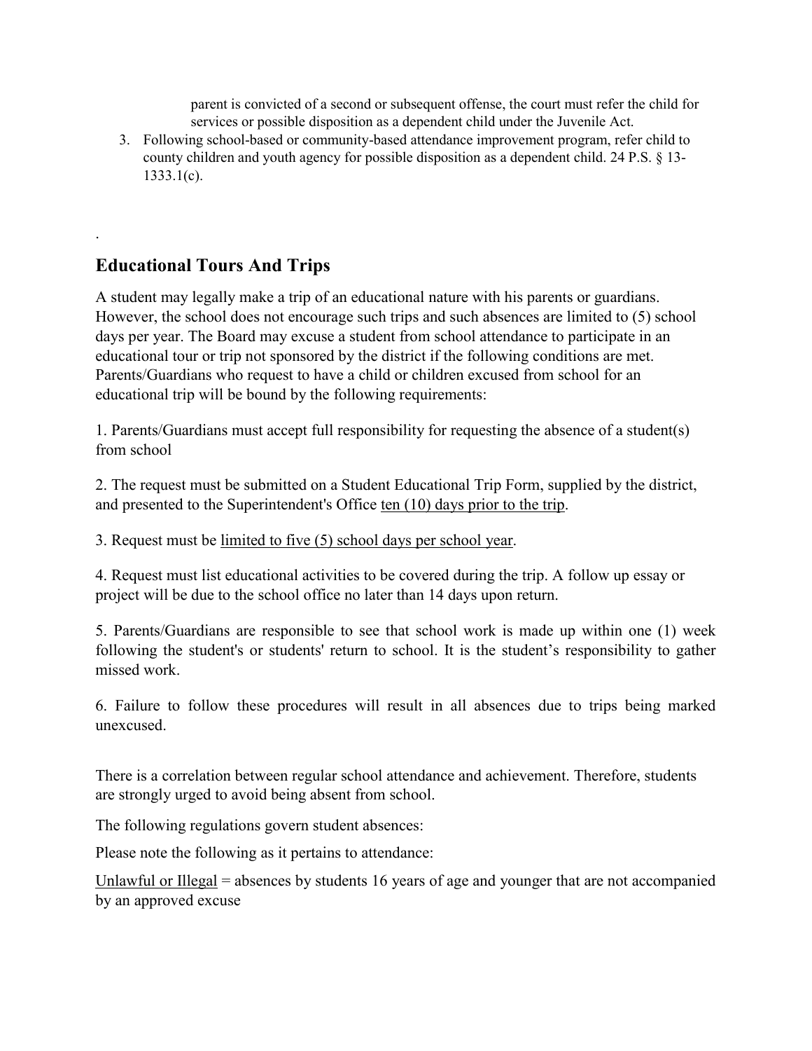parent is convicted of a second or subsequent offense, the court must refer the child for services or possible disposition as a dependent child under the Juvenile Act.

3. Following school-based or community-based attendance improvement program, refer child to county children and youth agency for possible disposition as a dependent child. 24 P.S. § 13-1333.1(c).

.

## Educational Tours And Trips

A student may legally make a trip of an educational nature with his parents or guardians. However, the school does not encourage such trips and such absences are limited to (5) school days per year. The Board may excuse a student from school attendance to participate in an educational tour or trip not sponsored by the district if the following conditions are met. Parents/Guardians who request to have a child or children excused from school for an educational trip will be bound by the following requirements:

1. Parents/Guardians must accept full responsibility for requesting the absence of a student(s) from school

2. The request must be submitted on a Student Educational Trip Form, supplied by the district, and presented to the Superintendent's Office ten (10) days prior to the trip.

3. Request must be limited to five (5) school days per school year.

4. Request must list educational activities to be covered during the trip. A follow up essay or project will be due to the school office no later than 14 days upon return.

5. Parents/Guardians are responsible to see that school work is made up within one (1) week following the student's or students' return to school. It is the student's responsibility to gather missed work.

6. Failure to follow these procedures will result in all absences due to trips being marked unexcused.

There is a correlation between regular school attendance and achievement. Therefore, students are strongly urged to avoid being absent from school.

The following regulations govern student absences:

Please note the following as it pertains to attendance:

Unlawful or Illegal = absences by students 16 years of age and younger that are not accompanied by an approved excuse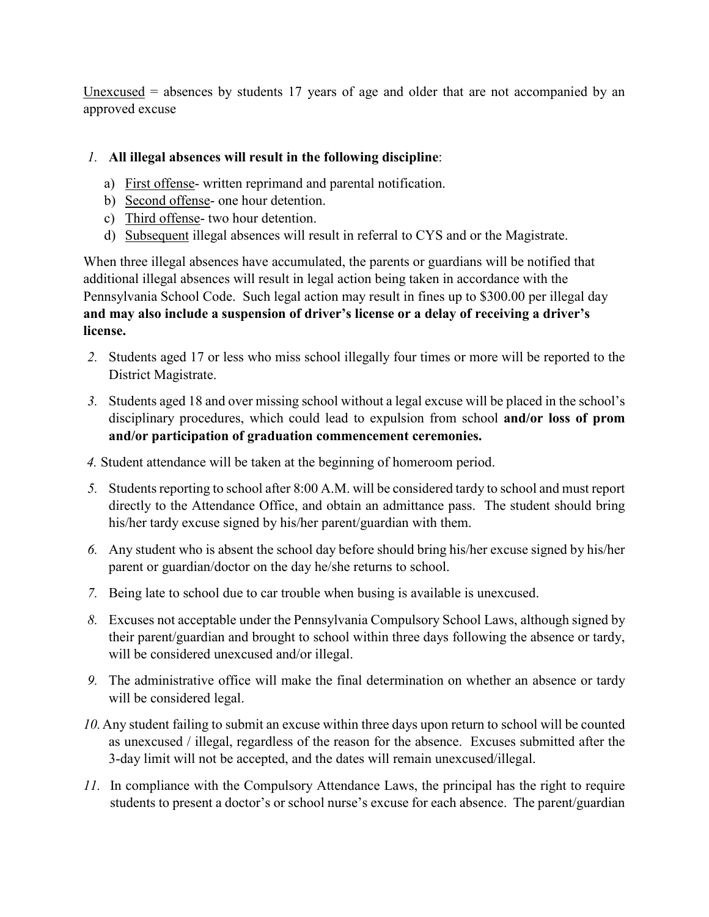Unexcused = absences by students 17 years of age and older that are not accompanied by an approved excuse

1. **All illegal absences will result in the following discipline**:
   a) First offense- written reprimand and parental notification.
   b) Second offense- one hour detention.
   c) Third offense- two hour detention.
   d) Subsequent illegal absences will result in referral to CYS and or the Magistrate.

When three illegal absences have accumulated, the parents or guardians will be notified that additional illegal absences will result in legal action being taken in accordance with the Pennsylvania School Code. Such legal action may result in fines up to $300.00 per illegal day **and may also include a suspension of driver's license or a delay of receiving a driver's license.**

2. Students aged 17 or less who miss school illegally four times or more will be reported to the District Magistrate.
3. Students aged 18 and over missing school without a legal excuse will be placed in the school's disciplinary procedures, which could lead to expulsion from school **and/or loss of prom and/or participation of graduation commencement ceremonies.**
4. Student attendance will be taken at the beginning of homeroom period.
5. Students reporting to school after 8:00 A.M. will be considered tardy to school and must report directly to the Attendance Office, and obtain an admittance pass. The student should bring his/her tardy excuse signed by his/her parent/guardian with them.
6. Any student who is absent the school day before should bring his/her excuse signed by his/her parent or guardian/doctor on the day he/she returns to school.
7. Being late to school due to car trouble when busing is available is unexcused.
8. Excuses not acceptable under the Pennsylvania Compulsory School Laws, although signed by their parent/guardian and brought to school within three days following the absence or tardy, will be considered unexcused and/or illegal.
9. The administrative office will make the final determination on whether an absence or tardy will be considered legal.
10. Any student failing to submit an excuse within three days upon return to school will be counted as unexcused / illegal, regardless of the reason for the absence. Excuses submitted after the 3-day limit will not be accepted, and the dates will remain unexcused/illegal.
11. In compliance with the Compulsory Attendance Laws, the principal has the right to require students to present a doctor's or school nurse's excuse for each absence. The parent/guardian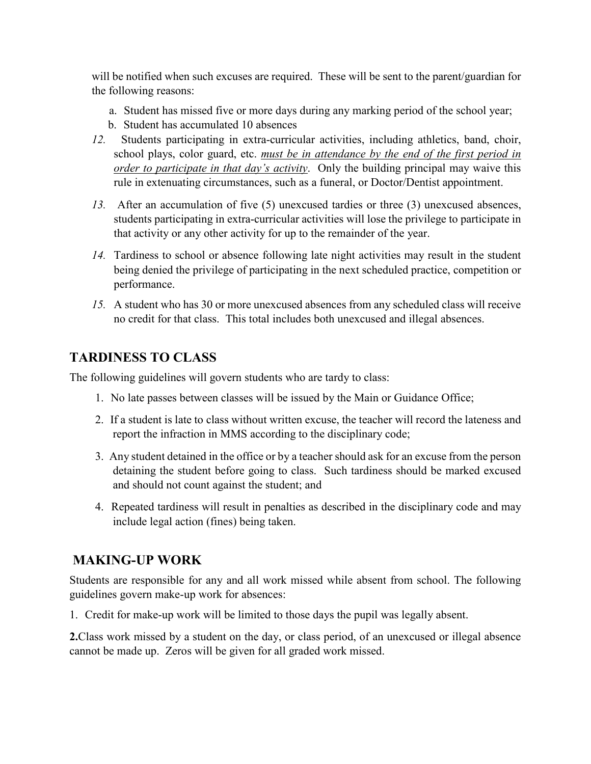will be notified when such excuses are required. These will be sent to the parent/guardian for the following reasons:

a. Student has missed five or more days during any marking period of the school year;
b. Student has accumulated 10 absences

*12.* Students participating in extra-curricular activities, including athletics, band, choir, school plays, color guard, etc. ***must be in attendance by the end of the first period in order to participate in that day's activity***. Only the building principal may waive this rule in extenuating circumstances, such as a funeral, or Doctor/Dentist appointment.

*13.* After an accumulation of five (5) unexcused tardies or three (3) unexcused absences, students participating in extra-curricular activities will lose the privilege to participate in that activity or any other activity for up to the remainder of the year.

*14.* Tardiness to school or absence following late night activities may result in the student being denied the privilege of participating in the next scheduled practice, competition or performance.

*15.* A student who has 30 or more unexcused absences from any scheduled class will receive no credit for that class. This total includes both unexcused and illegal absences.

## TARDINESS TO CLASS

The following guidelines will govern students who are tardy to class:

1. No late passes between classes will be issued by the Main or Guidance Office;
2. If a student is late to class without written excuse, the teacher will record the lateness and report the infraction in MMS according to the disciplinary code;
3. Any student detained in the office or by a teacher should ask for an excuse from the person detaining the student before going to class. Such tardiness should be marked excused and should not count against the student; and
4. Repeated tardiness will result in penalties as described in the disciplinary code and may include legal action (fines) being taken.

## MAKING-UP WORK

Students are responsible for any and all work missed while absent from school. The following guidelines govern make-up work for absences:

1. Credit for make-up work will be limited to those days the pupil was legally absent.

**2.** Class work missed by a student on the day, or class period, of an unexcused or illegal absence cannot be made up. Zeros will be given for all graded work missed.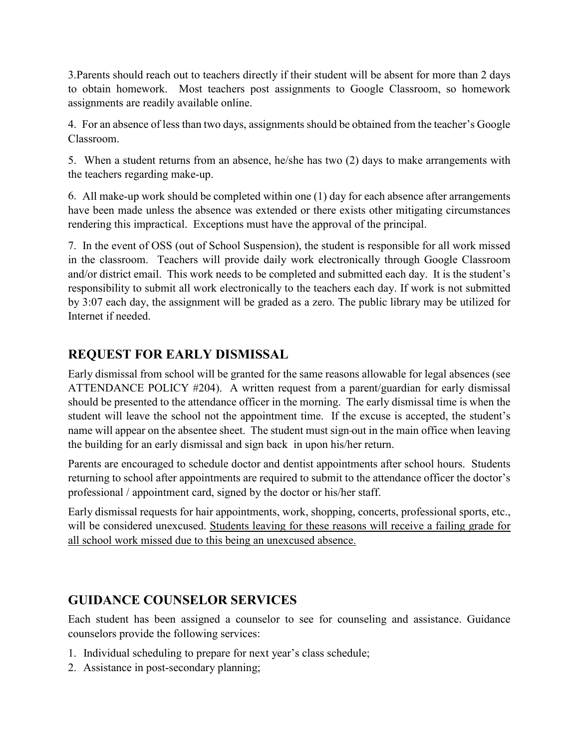3.Parents should reach out to teachers directly if their student will be absent for more than 2 days to obtain homework. Most teachers post assignments to Google Classroom, so homework assignments are readily available online.

4. For an absence of less than two days, assignments should be obtained from the teacher's Google Classroom.

5. When a student returns from an absence, he/she has two (2) days to make arrangements with the teachers regarding make-up.

6. All make-up work should be completed within one (1) day for each absence after arrangements have been made unless the absence was extended or there exists other mitigating circumstances rendering this impractical. Exceptions must have the approval of the principal.

7. In the event of OSS (out of School Suspension), the student is responsible for all work missed in the classroom. Teachers will provide daily work electronically through Google Classroom and/or district email. This work needs to be completed and submitted each day. It is the student's responsibility to submit all work electronically to the teachers each day. If work is not submitted by 3:07 each day, the assignment will be graded as a zero. The public library may be utilized for Internet if needed.

## REQUEST FOR EARLY DISMISSAL

Early dismissal from school will be granted for the same reasons allowable for legal absences (see ATTENDANCE POLICY #204). A written request from a parent/guardian for early dismissal should be presented to the attendance officer in the morning. The early dismissal time is when the student will leave the school not the appointment time. If the excuse is accepted, the student's name will appear on the absentee sheet. The student must sign-out in the main office when leaving the building for an early dismissal and sign back in upon his/her return.

Parents are encouraged to schedule doctor and dentist appointments after school hours. Students returning to school after appointments are required to submit to the attendance officer the doctor's professional / appointment card, signed by the doctor or his/her staff.

Early dismissal requests for hair appointments, work, shopping, concerts, professional sports, etc., will be considered unexcused. <u>Students leaving for these reasons will receive a failing grade for all school work missed due to this being an unexcused absence.</u>

## GUIDANCE COUNSELOR SERVICES

Each student has been assigned a counselor to see for counseling and assistance. Guidance counselors provide the following services:

1. Individual scheduling to prepare for next year's class schedule;
2. Assistance in post-secondary planning;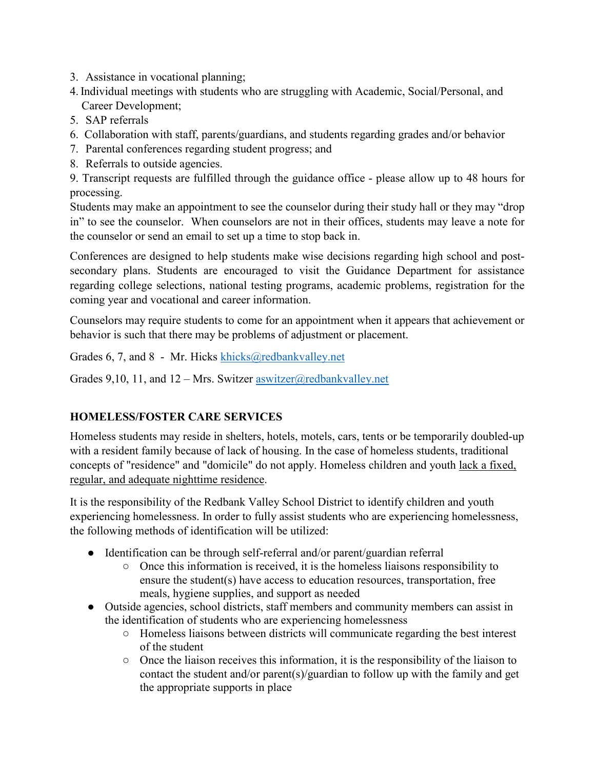3. Assistance in vocational planning;
4. Individual meetings with students who are struggling with Academic, Social/Personal, and Career Development;
5. SAP referrals
6. Collaboration with staff, parents/guardians, and students regarding grades and/or behavior
7. Parental conferences regarding student progress; and
8. Referrals to outside agencies.
9. Transcript requests are fulfilled through the guidance office - please allow up to 48 hours for processing.

Students may make an appointment to see the counselor during their study hall or they may "drop in" to see the counselor. When counselors are not in their offices, students may leave a note for the counselor or send an email to set up a time to stop back in.

Conferences are designed to help students make wise decisions regarding high school and post-secondary plans. Students are encouraged to visit the Guidance Department for assistance regarding college selections, national testing programs, academic problems, registration for the coming year and vocational and career information.

Counselors may require students to come for an appointment when it appears that achievement or behavior is such that there may be problems of adjustment or placement.

Grades 6, 7, and 8 - Mr. Hicks khicks@redbankvalley.net

Grades 9,10, 11, and 12 – Mrs. Switzer aswitzer@redbankvalley.net

## HOMELESS/FOSTER CARE SERVICES

Homeless students may reside in shelters, hotels, motels, cars, tents or be temporarily doubled-up with a resident family because of lack of housing. In the case of homeless students, traditional concepts of "residence" and "domicile" do not apply. Homeless children and youth lack a fixed, regular, and adequate nighttime residence.

It is the responsibility of the Redbank Valley School District to identify children and youth experiencing homelessness. In order to fully assist students who are experiencing homelessness, the following methods of identification will be utilized:

- Identification can be through self-referral and/or parent/guardian referral
  - Once this information is received, it is the homeless liaisons responsibility to ensure the student(s) have access to education resources, transportation, free meals, hygiene supplies, and support as needed
- Outside agencies, school districts, staff members and community members can assist in the identification of students who are experiencing homelessness
  - Homeless liaisons between districts will communicate regarding the best interest of the student
  - Once the liaison receives this information, it is the responsibility of the liaison to contact the student and/or parent(s)/guardian to follow up with the family and get the appropriate supports in place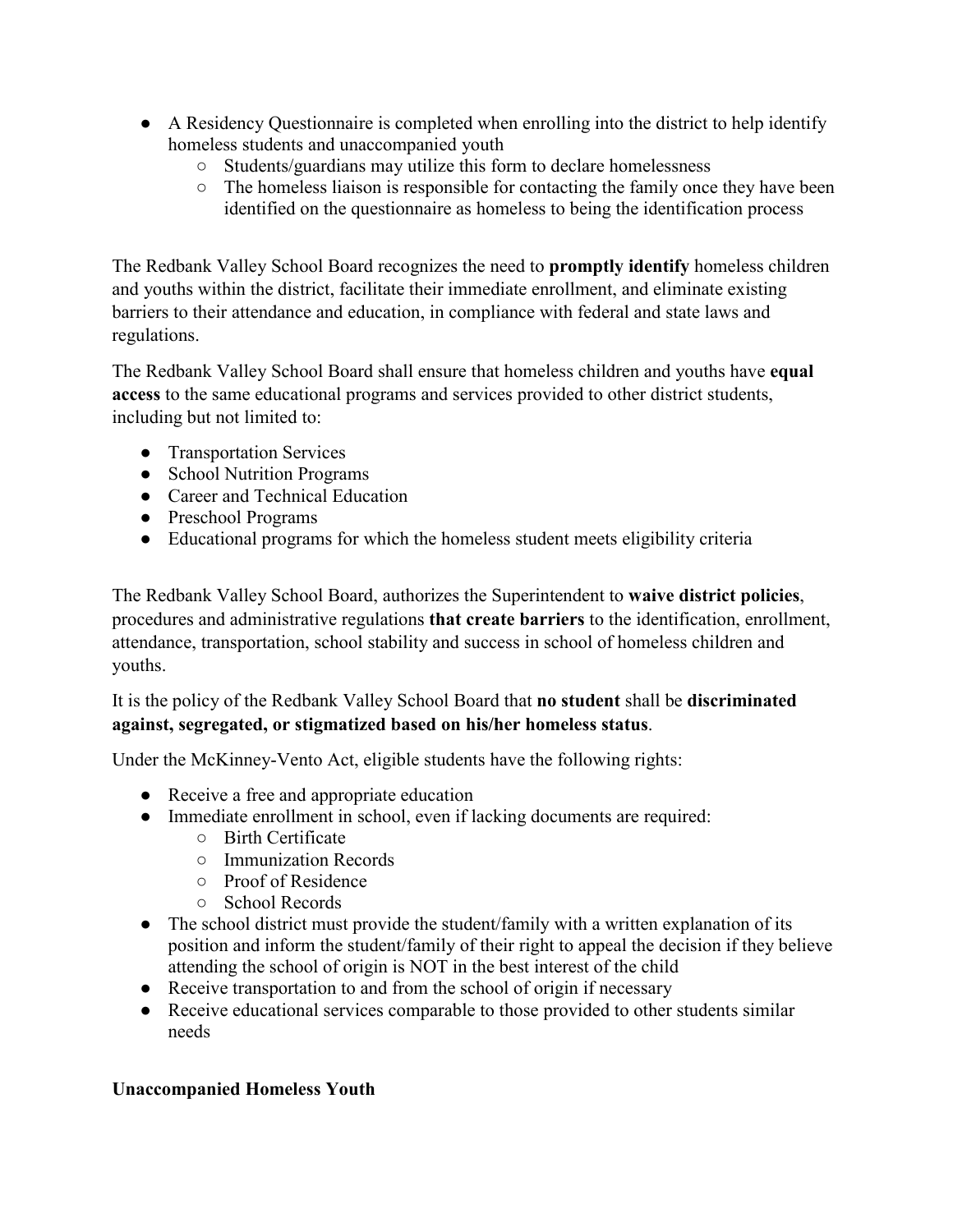- A Residency Questionnaire is completed when enrolling into the district to help identify homeless students and unaccompanied youth
  - Students/guardians may utilize this form to declare homelessness
  - The homeless liaison is responsible for contacting the family once they have been identified on the questionnaire as homeless to being the identification process

The Redbank Valley School Board recognizes the need to **promptly identify** homeless children and youths within the district, facilitate their immediate enrollment, and eliminate existing barriers to their attendance and education, in compliance with federal and state laws and regulations.

The Redbank Valley School Board shall ensure that homeless children and youths have **equal access** to the same educational programs and services provided to other district students, including but not limited to:

- Transportation Services
- School Nutrition Programs
- Career and Technical Education
- Preschool Programs
- Educational programs for which the homeless student meets eligibility criteria

The Redbank Valley School Board, authorizes the Superintendent to **waive district policies**, procedures and administrative regulations **that create barriers** to the identification, enrollment, attendance, transportation, school stability and success in school of homeless children and youths.

It is the policy of the Redbank Valley School Board that **no student** shall be **discriminated against, segregated, or stigmatized based on his/her homeless status**.

Under the McKinney-Vento Act, eligible students have the following rights:

- Receive a free and appropriate education
- Immediate enrollment in school, even if lacking documents are required:
  - Birth Certificate
  - Immunization Records
  - Proof of Residence
  - School Records
- The school district must provide the student/family with a written explanation of its position and inform the student/family of their right to appeal the decision if they believe attending the school of origin is NOT in the best interest of the child
- Receive transportation to and from the school of origin if necessary
- Receive educational services comparable to those provided to other students similar needs

**Unaccompanied Homeless Youth**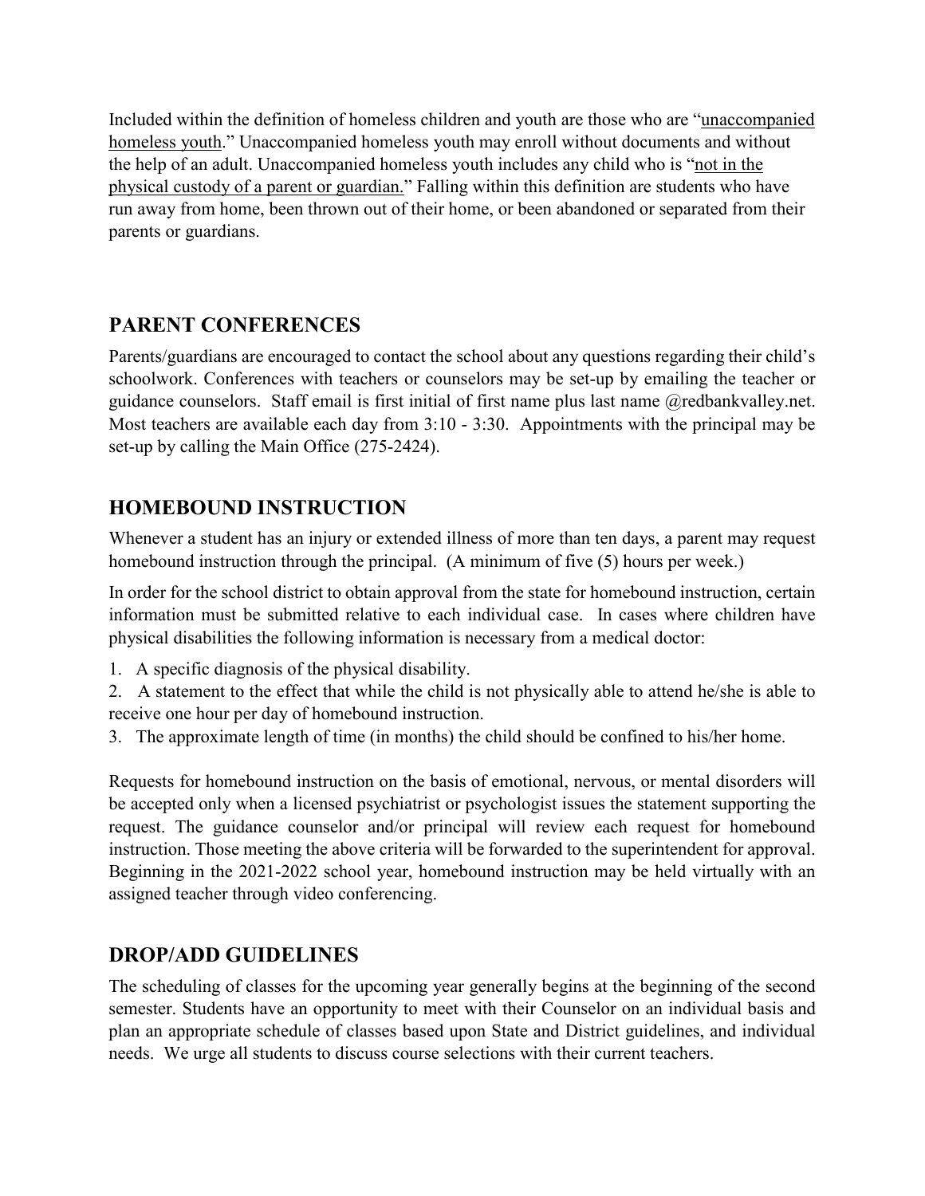Included within the definition of homeless children and youth are those who are "<u>unaccompanied homeless youth</u>." Unaccompanied homeless youth may enroll without documents and without the help of an adult. Unaccompanied homeless youth includes any child who is "<u>not in the physical custody of a parent or guardian.</u>" Falling within this definition are students who have run away from home, been thrown out of their home, or been abandoned or separated from their parents or guardians.

## PARENT CONFERENCES

Parents/guardians are encouraged to contact the school about any questions regarding their child's schoolwork. Conferences with teachers or counselors may be set-up by emailing the teacher or guidance counselors. Staff email is first initial of first name plus last name @redbankvalley.net. Most teachers are available each day from 3:10 - 3:30. Appointments with the principal may be set-up by calling the Main Office (275-2424).

## HOMEBOUND INSTRUCTION

Whenever a student has an injury or extended illness of more than ten days, a parent may request homebound instruction through the principal. (A minimum of five (5) hours per week.)

In order for the school district to obtain approval from the state for homebound instruction, certain information must be submitted relative to each individual case. In cases where children have physical disabilities the following information is necessary from a medical doctor:

1. A specific diagnosis of the physical disability.
2. A statement to the effect that while the child is not physically able to attend he/she is able to receive one hour per day of homebound instruction.
3. The approximate length of time (in months) the child should be confined to his/her home.

Requests for homebound instruction on the basis of emotional, nervous, or mental disorders will be accepted only when a licensed psychiatrist or psychologist issues the statement supporting the request. The guidance counselor and/or principal will review each request for homebound instruction. Those meeting the above criteria will be forwarded to the superintendent for approval. Beginning in the 2021-2022 school year, homebound instruction may be held virtually with an assigned teacher through video conferencing.

## DROP/ADD GUIDELINES

The scheduling of classes for the upcoming year generally begins at the beginning of the second semester. Students have an opportunity to meet with their Counselor on an individual basis and plan an appropriate schedule of classes based upon State and District guidelines, and individual needs. We urge all students to discuss course selections with their current teachers.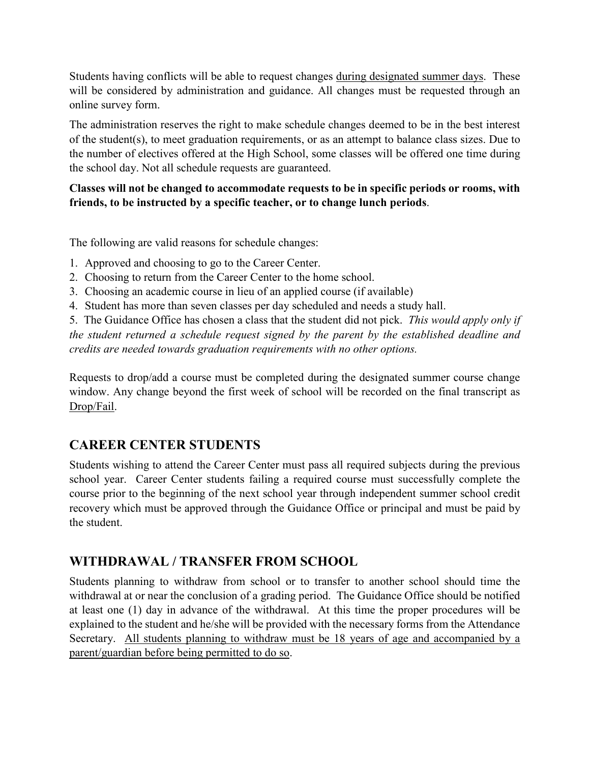Students having conflicts will be able to request changes <u>during designated summer days</u>. These will be considered by administration and guidance. All changes must be requested through an online survey form.

The administration reserves the right to make schedule changes deemed to be in the best interest of the student(s), to meet graduation requirements, or as an attempt to balance class sizes. Due to the number of electives offered at the High School, some classes will be offered one time during the school day. Not all schedule requests are guaranteed.

**Classes will not be changed to accommodate requests to be in specific periods or rooms, with friends, to be instructed by a specific teacher, or to change lunch periods**.

The following are valid reasons for schedule changes:

1. Approved and choosing to go to the Career Center.
2. Choosing to return from the Career Center to the home school.
3. Choosing an academic course in lieu of an applied course (if available)
4. Student has more than seven classes per day scheduled and needs a study hall.
5. The Guidance Office has chosen a class that the student did not pick. *This would apply only if the student returned a schedule request signed by the parent by the established deadline and credits are needed towards graduation requirements with no other options.*

Requests to drop/add a course must be completed during the designated summer course change window. Any change beyond the first week of school will be recorded on the final transcript as <u>Drop/Fail</u>.

## CAREER CENTER STUDENTS

Students wishing to attend the Career Center must pass all required subjects during the previous school year. Career Center students failing a required course must successfully complete the course prior to the beginning of the next school year through independent summer school credit recovery which must be approved through the Guidance Office or principal and must be paid by the student.

## WITHDRAWAL / TRANSFER FROM SCHOOL

Students planning to withdraw from school or to transfer to another school should time the withdrawal at or near the conclusion of a grading period. The Guidance Office should be notified at least one (1) day in advance of the withdrawal. At this time the proper procedures will be explained to the student and he/she will be provided with the necessary forms from the Attendance Secretary. <u>All students planning to withdraw must be 18 years of age and accompanied by a parent/guardian before being permitted to do so</u>.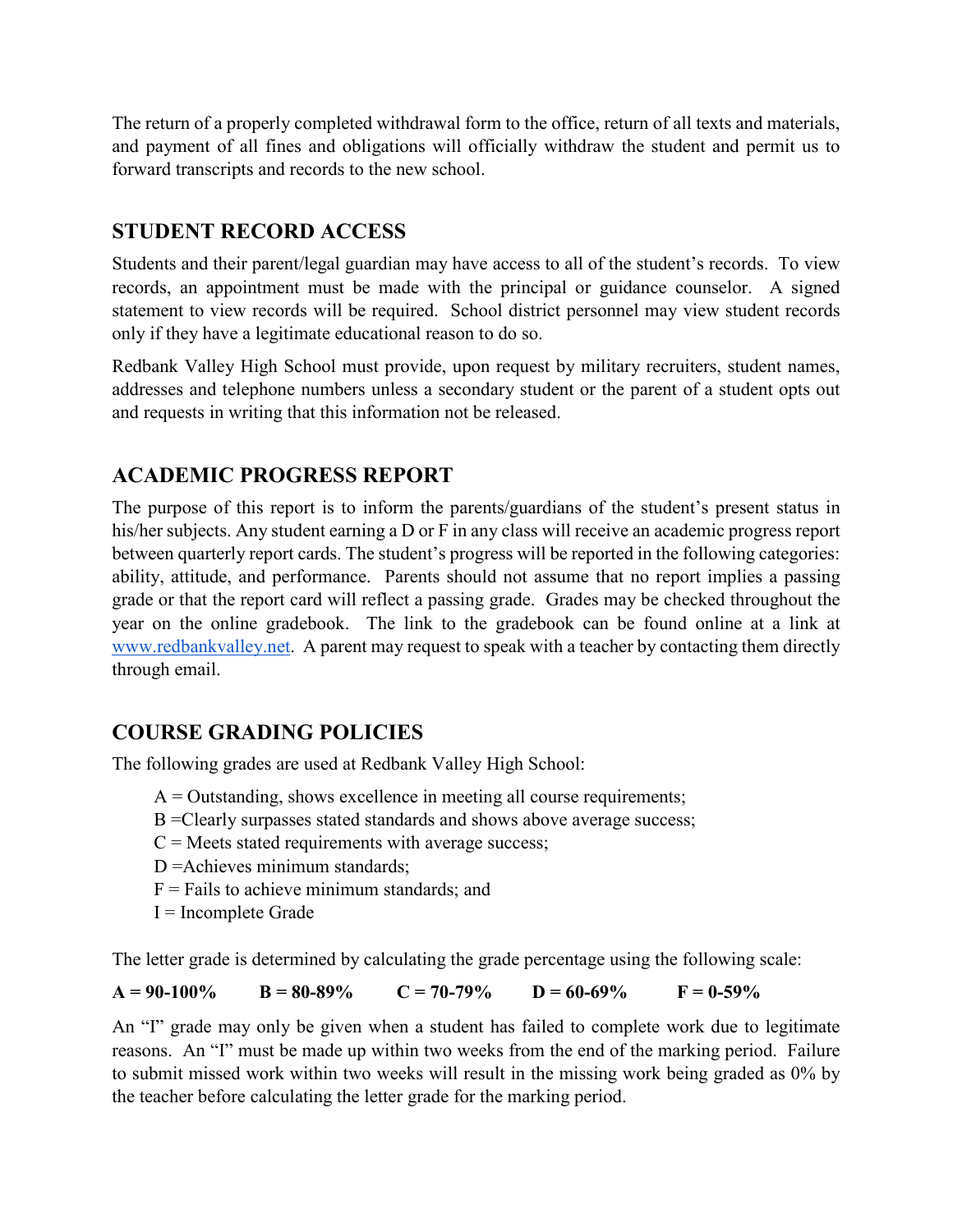The return of a properly completed withdrawal form to the office, return of all texts and materials, and payment of all fines and obligations will officially withdraw the student and permit us to forward transcripts and records to the new school.

## STUDENT RECORD ACCESS

Students and their parent/legal guardian may have access to all of the student's records. To view records, an appointment must be made with the principal or guidance counselor. A signed statement to view records will be required. School district personnel may view student records only if they have a legitimate educational reason to do so.

Redbank Valley High School must provide, upon request by military recruiters, student names, addresses and telephone numbers unless a secondary student or the parent of a student opts out and requests in writing that this information not be released.

## ACADEMIC PROGRESS REPORT

The purpose of this report is to inform the parents/guardians of the student's present status in his/her subjects. Any student earning a D or F in any class will receive an academic progress report between quarterly report cards. The student's progress will be reported in the following categories: ability, attitude, and performance. Parents should not assume that no report implies a passing grade or that the report card will reflect a passing grade. Grades may be checked throughout the year on the online gradebook. The link to the gradebook can be found online at a link at www.redbankvalley.net. A parent may request to speak with a teacher by contacting them directly through email.

## COURSE GRADING POLICIES

The following grades are used at Redbank Valley High School:

A = Outstanding, shows excellence in meeting all course requirements;
B =Clearly surpasses stated standards and shows above average success;
C = Meets stated requirements with average success;
D =Achieves minimum standards;
F = Fails to achieve minimum standards; and
I = Incomplete Grade

The letter grade is determined by calculating the grade percentage using the following scale:

**A = 90-100%  B = 80-89%  C = 70-79%  D = 60-69%  F = 0-59%**

An "I" grade may only be given when a student has failed to complete work due to legitimate reasons. An "I" must be made up within two weeks from the end of the marking period. Failure to submit missed work within two weeks will result in the missing work being graded as 0% by the teacher before calculating the letter grade for the marking period.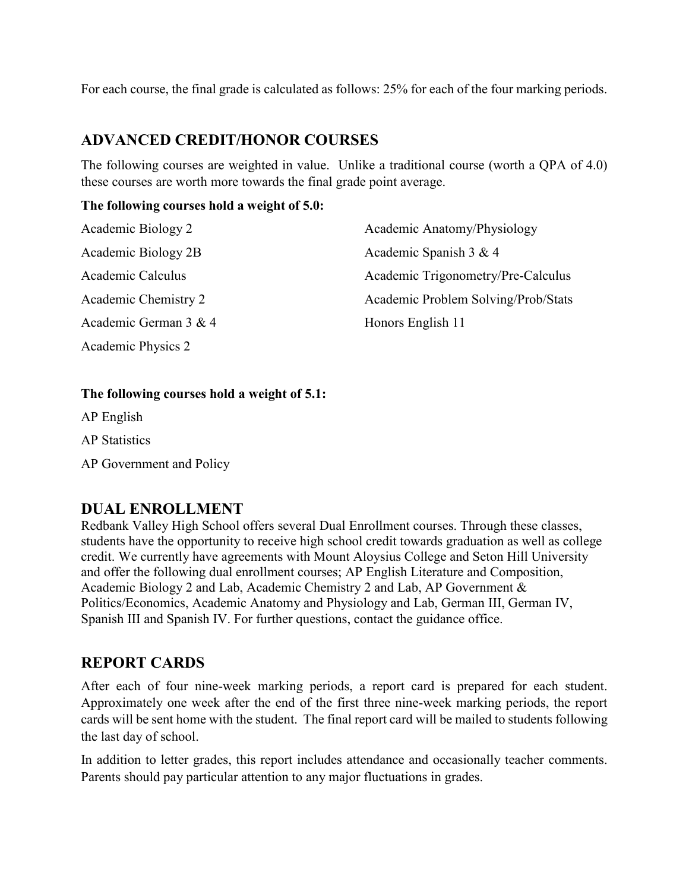For each course, the final grade is calculated as follows: 25% for each of the four marking periods.

## ADVANCED CREDIT/HONOR COURSES

The following courses are weighted in value. Unlike a traditional course (worth a QPA of 4.0) these courses are worth more towards the final grade point average.

**The following courses hold a weight of 5.0:**

- Academic Biology 2
- Academic Biology 2B
- Academic Calculus
- Academic Chemistry 2
- Academic German 3 & 4
- Academic Physics 2
- Academic Anatomy/Physiology
- Academic Spanish 3 & 4
- Academic Trigonometry/Pre-Calculus
- Academic Problem Solving/Prob/Stats
- Honors English 11

**The following courses hold a weight of 5.1:**

- AP English
- AP Statistics
- AP Government and Policy

## DUAL ENROLLMENT

Redbank Valley High School offers several Dual Enrollment courses. Through these classes, students have the opportunity to receive high school credit towards graduation as well as college credit. We currently have agreements with Mount Aloysius College and Seton Hill University and offer the following dual enrollment courses; AP English Literature and Composition, Academic Biology 2 and Lab, Academic Chemistry 2 and Lab, AP Government & Politics/Economics, Academic Anatomy and Physiology and Lab, German III, German IV, Spanish III and Spanish IV. For further questions, contact the guidance office.

## REPORT CARDS

After each of four nine-week marking periods, a report card is prepared for each student. Approximately one week after the end of the first three nine-week marking periods, the report cards will be sent home with the student. The final report card will be mailed to students following the last day of school.

In addition to letter grades, this report includes attendance and occasionally teacher comments. Parents should pay particular attention to any major fluctuations in grades.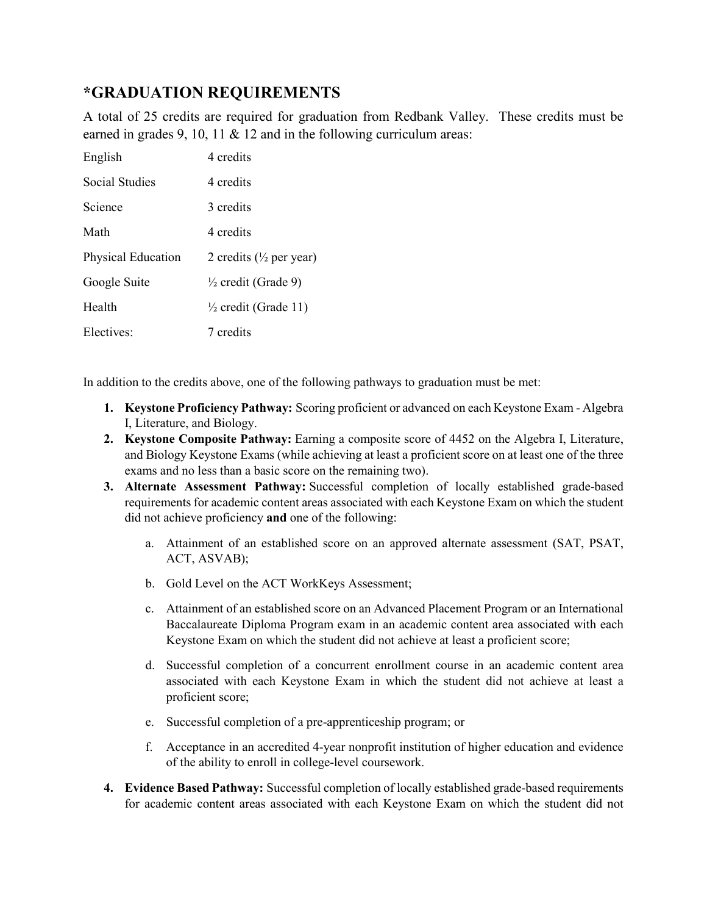## *GRADUATION REQUIREMENTS

A total of 25 credits are required for graduation from Redbank Valley. These credits must be earned in grades 9, 10, 11 & 12 and in the following curriculum areas:

| | |
|---|---|
| English | 4 credits |
| Social Studies | 4 credits |
| Science | 3 credits |
| Math | 4 credits |
| Physical Education | 2 credits (½ per year) |
| Google Suite | ½ credit (Grade 9) |
| Health | ½ credit (Grade 11) |
| Electives: | 7 credits |

In addition to the credits above, one of the following pathways to graduation must be met:

1. **Keystone Proficiency Pathway:** Scoring proficient or advanced on each Keystone Exam - Algebra I, Literature, and Biology.
2. **Keystone Composite Pathway:** Earning a composite score of 4452 on the Algebra I, Literature, and Biology Keystone Exams (while achieving at least a proficient score on at least one of the three exams and no less than a basic score on the remaining two).
3. **Alternate Assessment Pathway:** Successful completion of locally established grade-based requirements for academic content areas associated with each Keystone Exam on which the student did not achieve proficiency **and** one of the following:
    a. Attainment of an established score on an approved alternate assessment (SAT, PSAT, ACT, ASVAB);
    b. Gold Level on the ACT WorkKeys Assessment;
    c. Attainment of an established score on an Advanced Placement Program or an International Baccalaureate Diploma Program exam in an academic content area associated with each Keystone Exam on which the student did not achieve at least a proficient score;
    d. Successful completion of a concurrent enrollment course in an academic content area associated with each Keystone Exam in which the student did not achieve at least a proficient score;
    e. Successful completion of a pre-apprenticeship program; or
    f. Acceptance in an accredited 4-year nonprofit institution of higher education and evidence of the ability to enroll in college-level coursework.
4. **Evidence Based Pathway:** Successful completion of locally established grade-based requirements for academic content areas associated with each Keystone Exam on which the student did not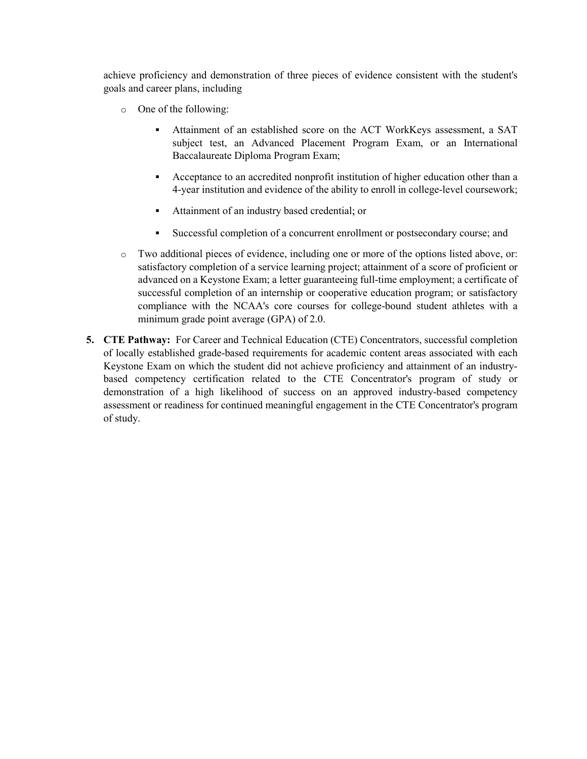achieve proficiency and demonstration of three pieces of evidence consistent with the student's goals and career plans, including

- One of the following:
  - Attainment of an established score on the ACT WorkKeys assessment, a SAT subject test, an Advanced Placement Program Exam, or an International Baccalaureate Diploma Program Exam;
  - Acceptance to an accredited nonprofit institution of higher education other than a 4-year institution and evidence of the ability to enroll in college-level coursework;
  - Attainment of an industry based credential; or
  - Successful completion of a concurrent enrollment or postsecondary course; and
- Two additional pieces of evidence, including one or more of the options listed above, or: satisfactory completion of a service learning project; attainment of a score of proficient or advanced on a Keystone Exam; a letter guaranteeing full-time employment; a certificate of successful completion of an internship or cooperative education program; or satisfactory compliance with the NCAA's core courses for college-bound student athletes with a minimum grade point average (GPA) of 2.0.

5. **CTE Pathway:** For Career and Technical Education (CTE) Concentrators, successful completion of locally established grade-based requirements for academic content areas associated with each Keystone Exam on which the student did not achieve proficiency and attainment of an industry-based competency certification related to the CTE Concentrator's program of study or demonstration of a high likelihood of success on an approved industry-based competency assessment or readiness for continued meaningful engagement in the CTE Concentrator's program of study.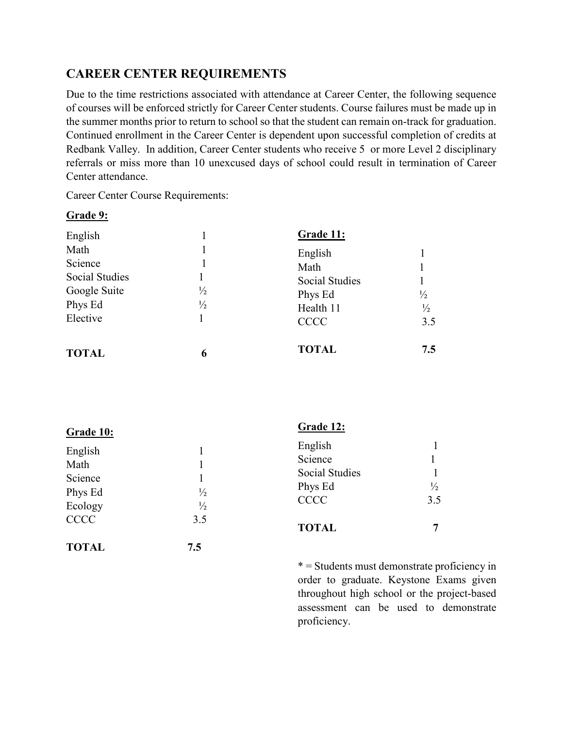## CAREER CENTER REQUIREMENTS

Due to the time restrictions associated with attendance at Career Center, the following sequence of courses will be enforced strictly for Career Center students. Course failures must be made up in the summer months prior to return to school so that the student can remain on-track for graduation. Continued enrollment in the Career Center is dependent upon successful completion of credits at Redbank Valley. In addition, Career Center students who receive 5 or more Level 2 disciplinary referrals or miss more than 10 unexcused days of school could result in termination of Career Center attendance.

Career Center Course Requirements:

**Grade 9:**

| Course | Credits |
|---|---|
| English | 1 |
| Math | 1 |
| Science | 1 |
| Social Studies | 1 |
| Google Suite | ½ |
| Phys Ed | ½ |
| Elective | 1 |
| **TOTAL** | **6** |

**Grade 10:**

| Course | Credits |
|---|---|
| English | 1 |
| Math | 1 |
| Science | 1 |
| Phys Ed | ½ |
| Ecology | ½ |
| CCCC | 3.5 |
| **TOTAL** | **7.5** |

**Grade 11:**

| Course | Credits |
|---|---|
| English | 1 |
| Math | 1 |
| Social Studies | 1 |
| Phys Ed | ½ |
| Health 11 | ½ |
| CCCC | 3.5 |
| **TOTAL** | **7.5** |

**Grade 12:**

| Course | Credits |
|---|---|
| English | 1 |
| Science | 1 |
| Social Studies | 1 |
| Phys Ed | ½ |
| CCCC | 3.5 |
| **TOTAL** | **7** |

* = Students must demonstrate proficiency in order to graduate. Keystone Exams given throughout high school or the project-based assessment can be used to demonstrate proficiency.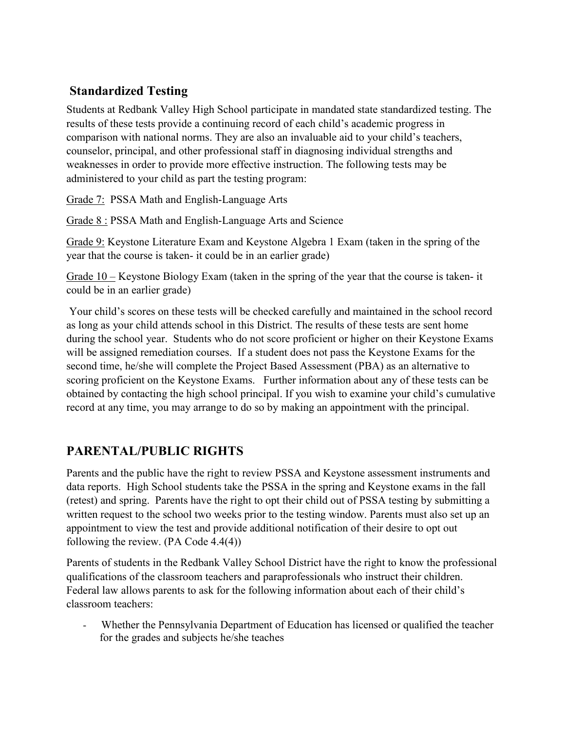## Standardized Testing

Students at Redbank Valley High School participate in mandated state standardized testing. The results of these tests provide a continuing record of each child's academic progress in comparison with national norms. They are also an invaluable aid to your child's teachers, counselor, principal, and other professional staff in diagnosing individual strengths and weaknesses in order to provide more effective instruction. The following tests may be administered to your child as part the testing program:

Grade 7: PSSA Math and English-Language Arts

Grade 8 : PSSA Math and English-Language Arts and Science

Grade 9: Keystone Literature Exam and Keystone Algebra 1 Exam (taken in the spring of the year that the course is taken- it could be in an earlier grade)

Grade 10 – Keystone Biology Exam (taken in the spring of the year that the course is taken- it could be in an earlier grade)

Your child's scores on these tests will be checked carefully and maintained in the school record as long as your child attends school in this District. The results of these tests are sent home during the school year. Students who do not score proficient or higher on their Keystone Exams will be assigned remediation courses. If a student does not pass the Keystone Exams for the second time, he/she will complete the Project Based Assessment (PBA) as an alternative to scoring proficient on the Keystone Exams. Further information about any of these tests can be obtained by contacting the high school principal. If you wish to examine your child's cumulative record at any time, you may arrange to do so by making an appointment with the principal.

## PARENTAL/PUBLIC RIGHTS

Parents and the public have the right to review PSSA and Keystone assessment instruments and data reports. High School students take the PSSA in the spring and Keystone exams in the fall (retest) and spring. Parents have the right to opt their child out of PSSA testing by submitting a written request to the school two weeks prior to the testing window. Parents must also set up an appointment to view the test and provide additional notification of their desire to opt out following the review. (PA Code 4.4(4))

Parents of students in the Redbank Valley School District have the right to know the professional qualifications of the classroom teachers and paraprofessionals who instruct their children. Federal law allows parents to ask for the following information about each of their child's classroom teachers:

- Whether the Pennsylvania Department of Education has licensed or qualified the teacher for the grades and subjects he/she teaches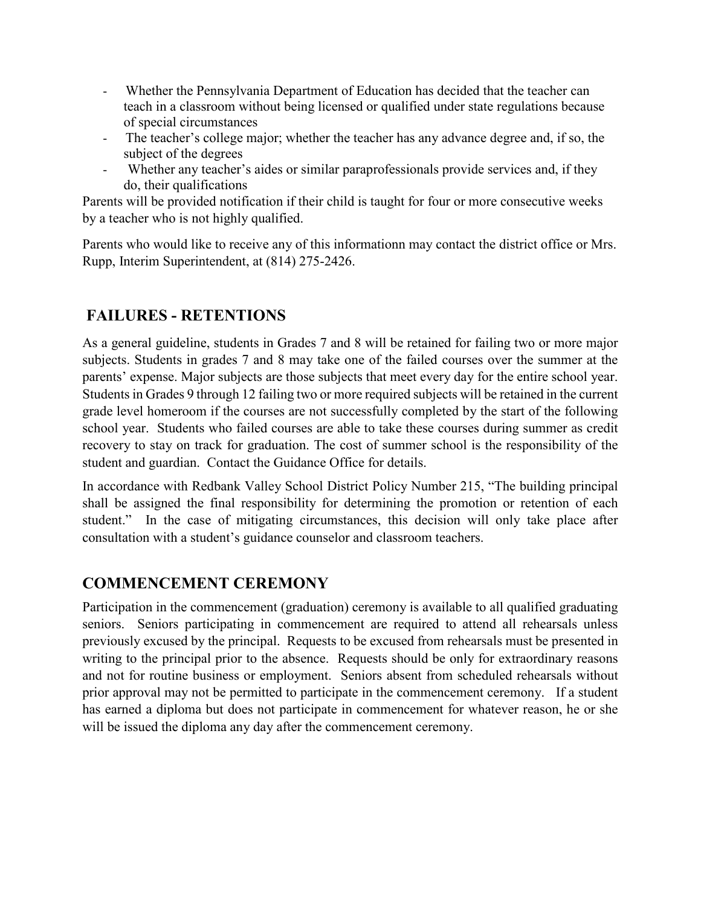- Whether the Pennsylvania Department of Education has decided that the teacher can teach in a classroom without being licensed or qualified under state regulations because of special circumstances
- The teacher's college major; whether the teacher has any advance degree and, if so, the subject of the degrees
- Whether any teacher's aides or similar paraprofessionals provide services and, if they do, their qualifications

Parents will be provided notification if their child is taught for four or more consecutive weeks by a teacher who is not highly qualified.

Parents who would like to receive any of this informationn may contact the district office or Mrs. Rupp, Interim Superintendent, at (814) 275-2426.

## FAILURES - RETENTIONS

As a general guideline, students in Grades 7 and 8 will be retained for failing two or more major subjects. Students in grades 7 and 8 may take one of the failed courses over the summer at the parents' expense. Major subjects are those subjects that meet every day for the entire school year. Students in Grades 9 through 12 failing two or more required subjects will be retained in the current grade level homeroom if the courses are not successfully completed by the start of the following school year. Students who failed courses are able to take these courses during summer as credit recovery to stay on track for graduation. The cost of summer school is the responsibility of the student and guardian. Contact the Guidance Office for details.

In accordance with Redbank Valley School District Policy Number 215, "The building principal shall be assigned the final responsibility for determining the promotion or retention of each student." In the case of mitigating circumstances, this decision will only take place after consultation with a student's guidance counselor and classroom teachers.

## COMMENCEMENT CEREMONY

Participation in the commencement (graduation) ceremony is available to all qualified graduating seniors. Seniors participating in commencement are required to attend all rehearsals unless previously excused by the principal. Requests to be excused from rehearsals must be presented in writing to the principal prior to the absence. Requests should be only for extraordinary reasons and not for routine business or employment. Seniors absent from scheduled rehearsals without prior approval may not be permitted to participate in the commencement ceremony. If a student has earned a diploma but does not participate in commencement for whatever reason, he or she will be issued the diploma any day after the commencement ceremony.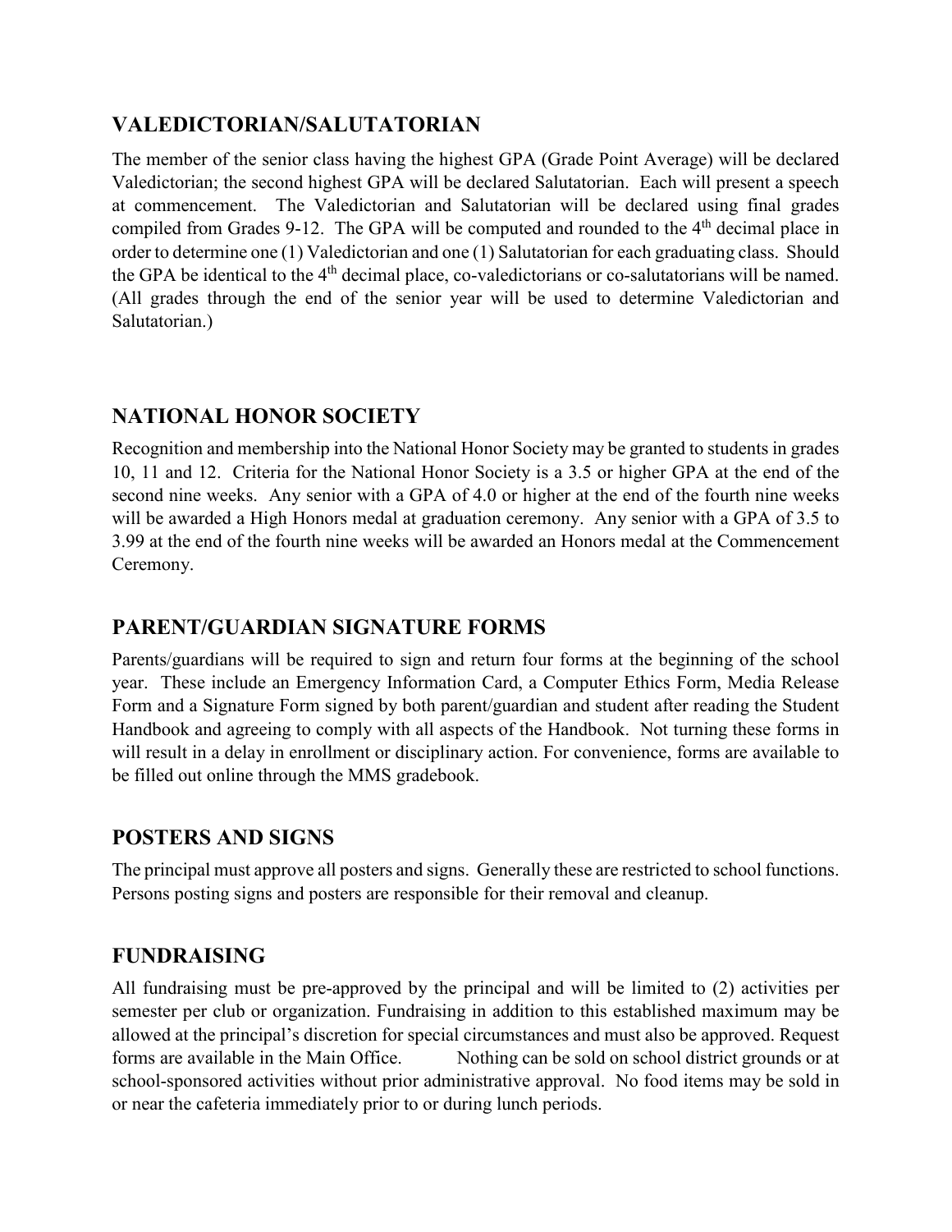## VALEDICTORIAN/SALUTATORIAN

The member of the senior class having the highest GPA (Grade Point Average) will be declared Valedictorian; the second highest GPA will be declared Salutatorian. Each will present a speech at commencement. The Valedictorian and Salutatorian will be declared using final grades compiled from Grades 9-12. The GPA will be computed and rounded to the 4th decimal place in order to determine one (1) Valedictorian and one (1) Salutatorian for each graduating class. Should the GPA be identical to the 4th decimal place, co-valedictorians or co-salutatorians will be named. (All grades through the end of the senior year will be used to determine Valedictorian and Salutatorian.)

## NATIONAL HONOR SOCIETY

Recognition and membership into the National Honor Society may be granted to students in grades 10, 11 and 12. Criteria for the National Honor Society is a 3.5 or higher GPA at the end of the second nine weeks. Any senior with a GPA of 4.0 or higher at the end of the fourth nine weeks will be awarded a High Honors medal at graduation ceremony. Any senior with a GPA of 3.5 to 3.99 at the end of the fourth nine weeks will be awarded an Honors medal at the Commencement Ceremony.

## PARENT/GUARDIAN SIGNATURE FORMS

Parents/guardians will be required to sign and return four forms at the beginning of the school year. These include an Emergency Information Card, a Computer Ethics Form, Media Release Form and a Signature Form signed by both parent/guardian and student after reading the Student Handbook and agreeing to comply with all aspects of the Handbook. Not turning these forms in will result in a delay in enrollment or disciplinary action. For convenience, forms are available to be filled out online through the MMS gradebook.

## POSTERS AND SIGNS

The principal must approve all posters and signs. Generally these are restricted to school functions. Persons posting signs and posters are responsible for their removal and cleanup.

## FUNDRAISING

All fundraising must be pre-approved by the principal and will be limited to (2) activities per semester per club or organization. Fundraising in addition to this established maximum may be allowed at the principal's discretion for special circumstances and must also be approved. Request forms are available in the Main Office. Nothing can be sold on school district grounds or at school-sponsored activities without prior administrative approval. No food items may be sold in or near the cafeteria immediately prior to or during lunch periods.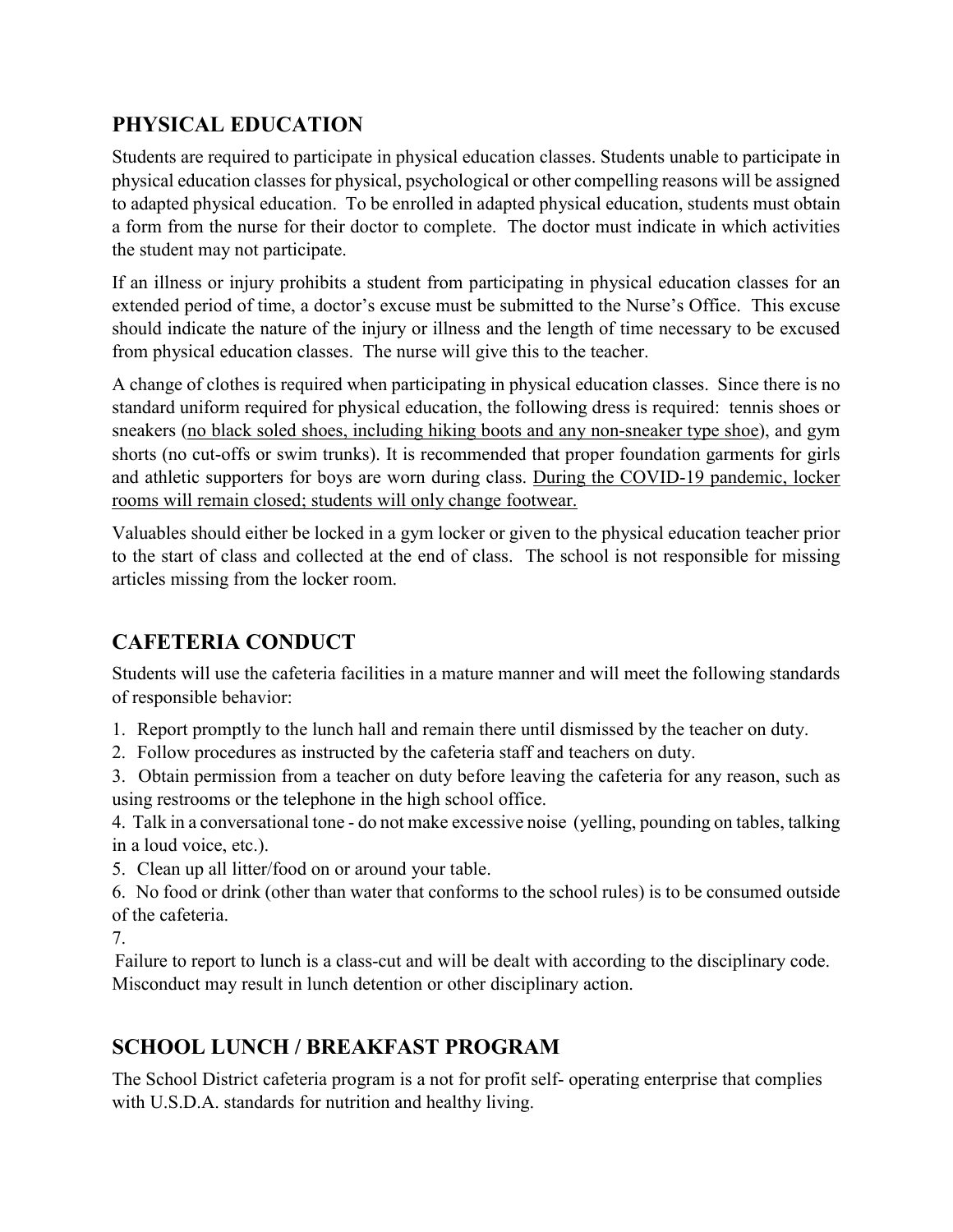## PHYSICAL EDUCATION

Students are required to participate in physical education classes. Students unable to participate in physical education classes for physical, psychological or other compelling reasons will be assigned to adapted physical education. To be enrolled in adapted physical education, students must obtain a form from the nurse for their doctor to complete. The doctor must indicate in which activities the student may not participate.

If an illness or injury prohibits a student from participating in physical education classes for an extended period of time, a doctor's excuse must be submitted to the Nurse's Office. This excuse should indicate the nature of the injury or illness and the length of time necessary to be excused from physical education classes. The nurse will give this to the teacher.

A change of clothes is required when participating in physical education classes. Since there is no standard uniform required for physical education, the following dress is required: tennis shoes or sneakers (<u>no black soled shoes, including hiking boots and any non-sneaker type shoe</u>), and gym shorts (no cut-offs or swim trunks). It is recommended that proper foundation garments for girls and athletic supporters for boys are worn during class. <u>During the COVID-19 pandemic, locker rooms will remain closed; students will only change footwear.</u>

Valuables should either be locked in a gym locker or given to the physical education teacher prior to the start of class and collected at the end of class. The school is not responsible for missing articles missing from the locker room.

## CAFETERIA CONDUCT

Students will use the cafeteria facilities in a mature manner and will meet the following standards of responsible behavior:

1. Report promptly to the lunch hall and remain there until dismissed by the teacher on duty.
2. Follow procedures as instructed by the cafeteria staff and teachers on duty.
3. Obtain permission from a teacher on duty before leaving the cafeteria for any reason, such as using restrooms or the telephone in the high school office.
4. Talk in a conversational tone - do not make excessive noise (yelling, pounding on tables, talking in a loud voice, etc.).
5. Clean up all litter/food on or around your table.
6. No food or drink (other than water that conforms to the school rules) is to be consumed outside of the cafeteria.
7.

Failure to report to lunch is a class-cut and will be dealt with according to the disciplinary code. Misconduct may result in lunch detention or other disciplinary action.

## SCHOOL LUNCH / BREAKFAST PROGRAM

The School District cafeteria program is a not for profit self- operating enterprise that complies with U.S.D.A. standards for nutrition and healthy living.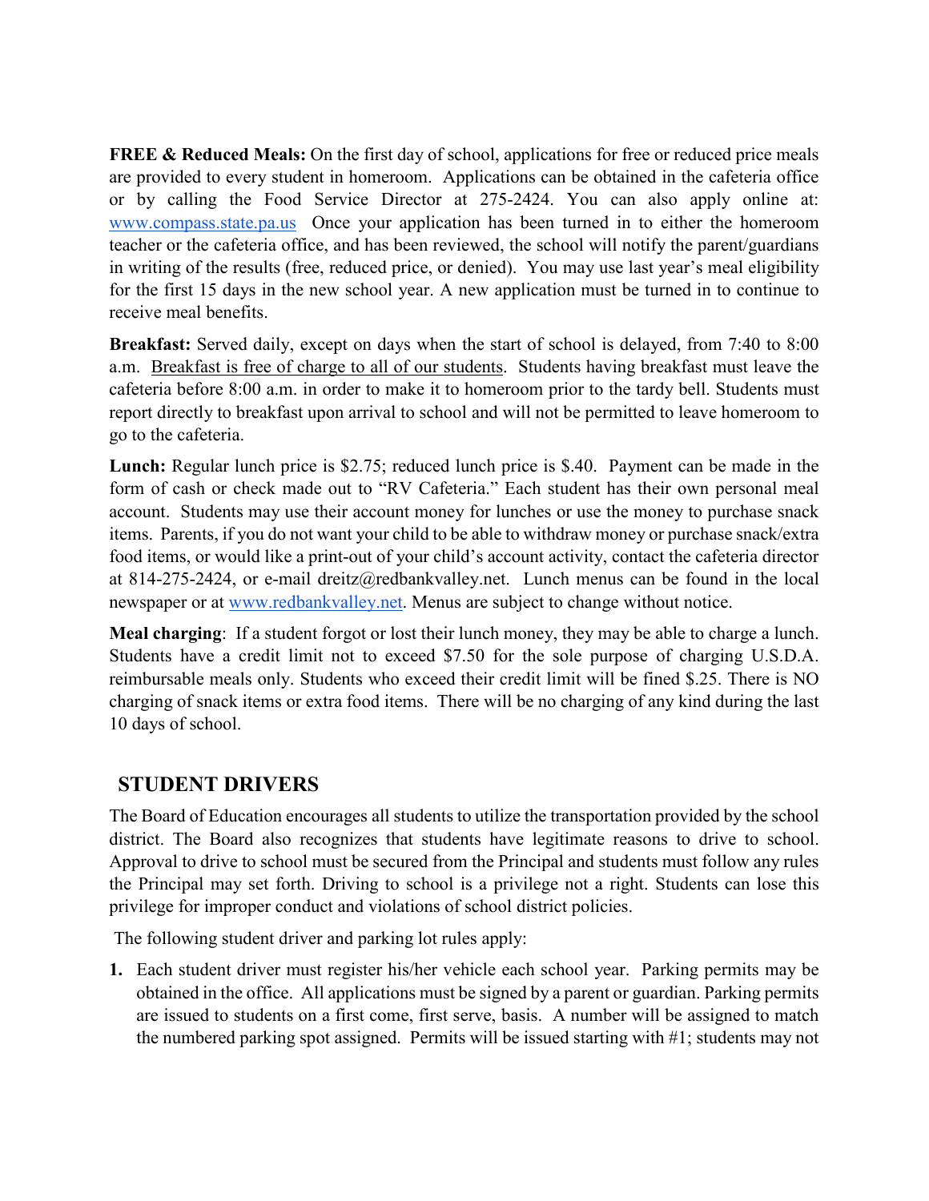**FREE & Reduced Meals:** On the first day of school, applications for free or reduced price meals are provided to every student in homeroom. Applications can be obtained in the cafeteria office or by calling the Food Service Director at 275-2424. You can also apply online at: www.compass.state.pa.us Once your application has been turned in to either the homeroom teacher or the cafeteria office, and has been reviewed, the school will notify the parent/guardians in writing of the results (free, reduced price, or denied). You may use last year's meal eligibility for the first 15 days in the new school year. A new application must be turned in to continue to receive meal benefits.

**Breakfast:** Served daily, except on days when the start of school is delayed, from 7:40 to 8:00 a.m. Breakfast is free of charge to all of our students. Students having breakfast must leave the cafeteria before 8:00 a.m. in order to make it to homeroom prior to the tardy bell. Students must report directly to breakfast upon arrival to school and will not be permitted to leave homeroom to go to the cafeteria.

**Lunch:** Regular lunch price is $2.75; reduced lunch price is $.40. Payment can be made in the form of cash or check made out to "RV Cafeteria." Each student has their own personal meal account. Students may use their account money for lunches or use the money to purchase snack items. Parents, if you do not want your child to be able to withdraw money or purchase snack/extra food items, or would like a print-out of your child's account activity, contact the cafeteria director at 814-275-2424, or e-mail dreitz@redbankvalley.net. Lunch menus can be found in the local newspaper or at www.redbankvalley.net. Menus are subject to change without notice.

**Meal charging**: If a student forgot or lost their lunch money, they may be able to charge a lunch. Students have a credit limit not to exceed $7.50 for the sole purpose of charging U.S.D.A. reimbursable meals only. Students who exceed their credit limit will be fined $.25. There is NO charging of snack items or extra food items. There will be no charging of any kind during the last 10 days of school.

## STUDENT DRIVERS

The Board of Education encourages all students to utilize the transportation provided by the school district. The Board also recognizes that students have legitimate reasons to drive to school. Approval to drive to school must be secured from the Principal and students must follow any rules the Principal may set forth. Driving to school is a privilege not a right. Students can lose this privilege for improper conduct and violations of school district policies.

The following student driver and parking lot rules apply:

1. Each student driver must register his/her vehicle each school year. Parking permits may be obtained in the office. All applications must be signed by a parent or guardian. Parking permits are issued to students on a first come, first serve, basis. A number will be assigned to match the numbered parking spot assigned. Permits will be issued starting with #1; students may not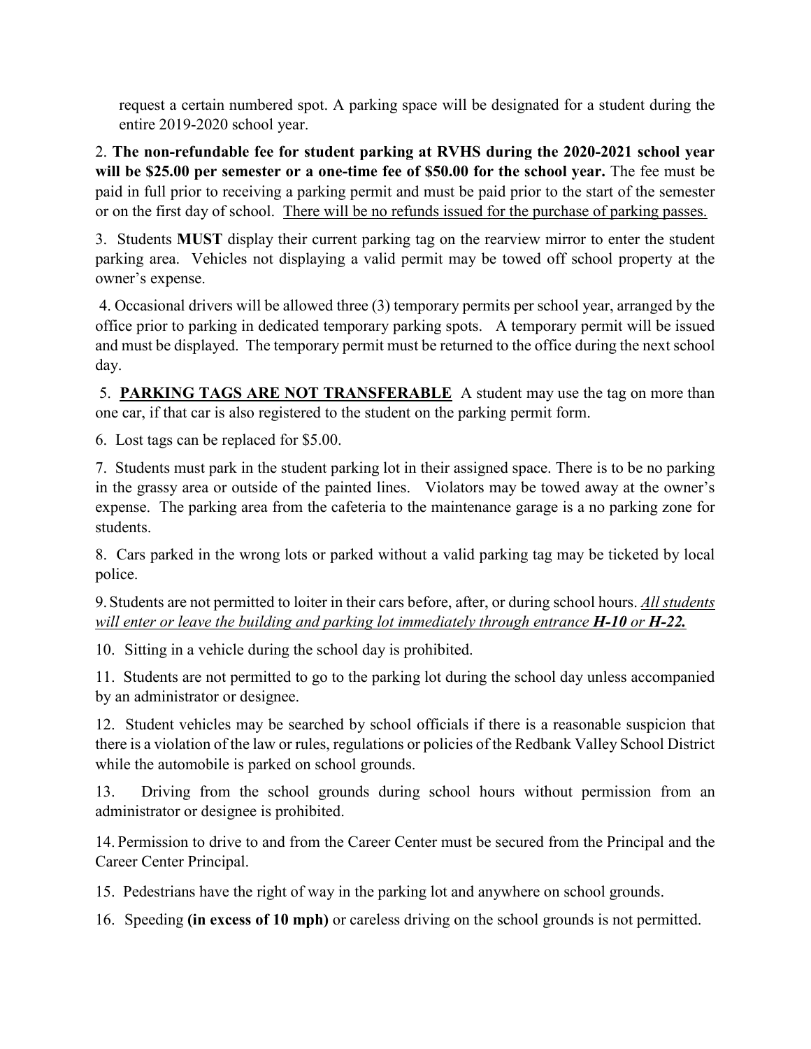request a certain numbered spot. A parking space will be designated for a student during the entire 2019-2020 school year.

2. **The non-refundable fee for student parking at RVHS during the 2020-2021 school year will be $25.00 per semester or a one-time fee of $50.00 for the school year.** The fee must be paid in full prior to receiving a parking permit and must be paid prior to the start of the semester or on the first day of school. <u>There will be no refunds issued for the purchase of parking passes.</u>

3. Students **MUST** display their current parking tag on the rearview mirror to enter the student parking area. Vehicles not displaying a valid permit may be towed off school property at the owner's expense.

4. Occasional drivers will be allowed three (3) temporary permits per school year, arranged by the office prior to parking in dedicated temporary parking spots. A temporary permit will be issued and must be displayed. The temporary permit must be returned to the office during the next school day.

5. **<u>PARKING TAGS ARE NOT TRANSFERABLE</u>** A student may use the tag on more than one car, if that car is also registered to the student on the parking permit form.

6. Lost tags can be replaced for $5.00.

7. Students must park in the student parking lot in their assigned space. There is to be no parking in the grassy area or outside of the painted lines. Violators may be towed away at the owner's expense. The parking area from the cafeteria to the maintenance garage is a no parking zone for students.

8. Cars parked in the wrong lots or parked without a valid parking tag may be ticketed by local police.

9. Students are not permitted to loiter in their cars before, after, or during school hours. *<u>All students will enter or leave the building and parking lot immediately through entrance **H-10** or **H-22.**</u>*

10. Sitting in a vehicle during the school day is prohibited.

11. Students are not permitted to go to the parking lot during the school day unless accompanied by an administrator or designee.

12. Student vehicles may be searched by school officials if there is a reasonable suspicion that there is a violation of the law or rules, regulations or policies of the Redbank Valley School District while the automobile is parked on school grounds.

13. Driving from the school grounds during school hours without permission from an administrator or designee is prohibited.

14. Permission to drive to and from the Career Center must be secured from the Principal and the Career Center Principal.

15. Pedestrians have the right of way in the parking lot and anywhere on school grounds.

16. Speeding **(in excess of 10 mph)** or careless driving on the school grounds is not permitted.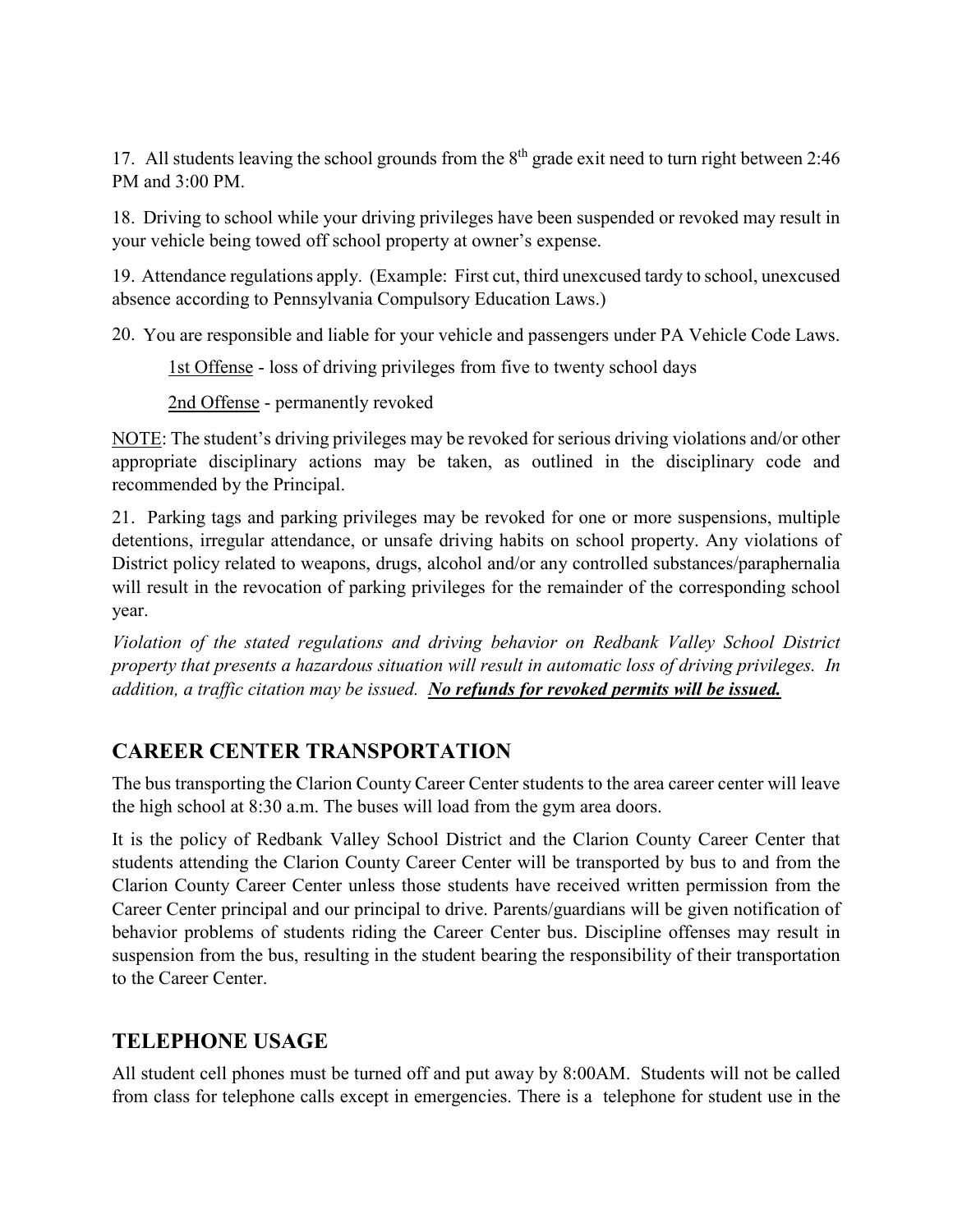17. All students leaving the school grounds from the 8th grade exit need to turn right between 2:46 PM and 3:00 PM.

18. Driving to school while your driving privileges have been suspended or revoked may result in your vehicle being towed off school property at owner's expense.

19. Attendance regulations apply. (Example: First cut, third unexcused tardy to school, unexcused absence according to Pennsylvania Compulsory Education Laws.)

20. You are responsible and liable for your vehicle and passengers under PA Vehicle Code Laws.

<u>1st Offense</u> - loss of driving privileges from five to twenty school days

<u>2nd Offense</u> - permanently revoked

<u>NOTE</u>: The student's driving privileges may be revoked for serious driving violations and/or other appropriate disciplinary actions may be taken, as outlined in the disciplinary code and recommended by the Principal.

21. Parking tags and parking privileges may be revoked for one or more suspensions, multiple detentions, irregular attendance, or unsafe driving habits on school property. Any violations of District policy related to weapons, drugs, alcohol and/or any controlled substances/paraphernalia will result in the revocation of parking privileges for the remainder of the corresponding school year.

*Violation of the stated regulations and driving behavior on Redbank Valley School District property that presents a hazardous situation will result in automatic loss of driving privileges. In addition, a traffic citation may be issued.* ***<u>No refunds for revoked permits will be issued.</u>***

## CAREER CENTER TRANSPORTATION

The bus transporting the Clarion County Career Center students to the area career center will leave the high school at 8:30 a.m. The buses will load from the gym area doors.

It is the policy of Redbank Valley School District and the Clarion County Career Center that students attending the Clarion County Career Center will be transported by bus to and from the Clarion County Career Center unless those students have received written permission from the Career Center principal and our principal to drive. Parents/guardians will be given notification of behavior problems of students riding the Career Center bus. Discipline offenses may result in suspension from the bus, resulting in the student bearing the responsibility of their transportation to the Career Center.

## TELEPHONE USAGE

All student cell phones must be turned off and put away by 8:00AM. Students will not be called from class for telephone calls except in emergencies. There is a telephone for student use in the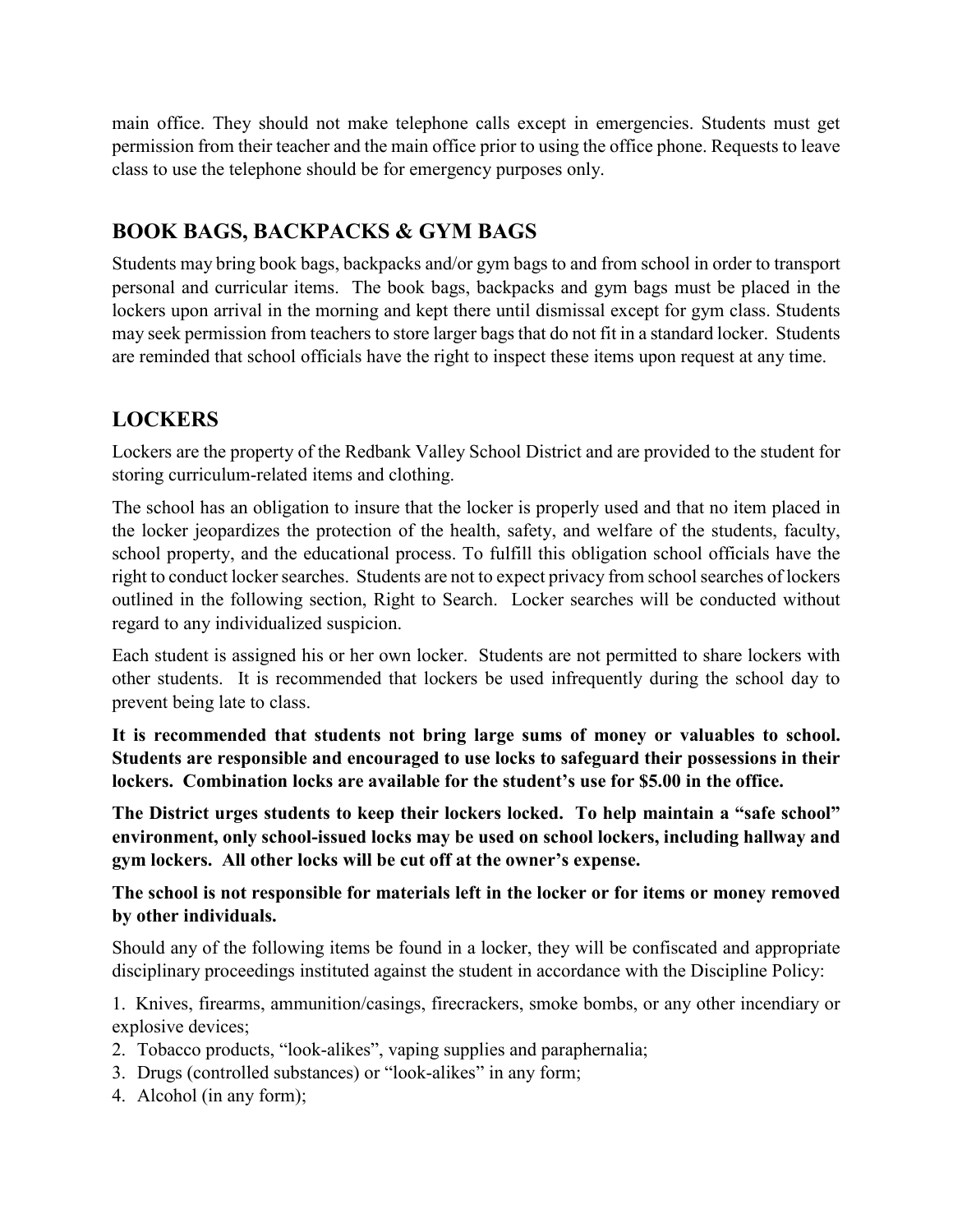main office. They should not make telephone calls except in emergencies. Students must get permission from their teacher and the main office prior to using the office phone. Requests to leave class to use the telephone should be for emergency purposes only.

## BOOK BAGS, BACKPACKS & GYM BAGS

Students may bring book bags, backpacks and/or gym bags to and from school in order to transport personal and curricular items. The book bags, backpacks and gym bags must be placed in the lockers upon arrival in the morning and kept there until dismissal except for gym class. Students may seek permission from teachers to store larger bags that do not fit in a standard locker. Students are reminded that school officials have the right to inspect these items upon request at any time.

## LOCKERS

Lockers are the property of the Redbank Valley School District and are provided to the student for storing curriculum-related items and clothing.

The school has an obligation to insure that the locker is properly used and that no item placed in the locker jeopardizes the protection of the health, safety, and welfare of the students, faculty, school property, and the educational process. To fulfill this obligation school officials have the right to conduct locker searches. Students are not to expect privacy from school searches of lockers outlined in the following section, Right to Search. Locker searches will be conducted without regard to any individualized suspicion.

Each student is assigned his or her own locker. Students are not permitted to share lockers with other students. It is recommended that lockers be used infrequently during the school day to prevent being late to class.

**It is recommended that students not bring large sums of money or valuables to school. Students are responsible and encouraged to use locks to safeguard their possessions in their lockers. Combination locks are available for the student's use for $5.00 in the office.**

**The District urges students to keep their lockers locked. To help maintain a "safe school" environment, only school-issued locks may be used on school lockers, including hallway and gym lockers. All other locks will be cut off at the owner's expense.**

**The school is not responsible for materials left in the locker or for items or money removed by other individuals.**

Should any of the following items be found in a locker, they will be confiscated and appropriate disciplinary proceedings instituted against the student in accordance with the Discipline Policy:

1. Knives, firearms, ammunition/casings, firecrackers, smoke bombs, or any other incendiary or explosive devices;
2. Tobacco products, "look-alikes", vaping supplies and paraphernalia;
3. Drugs (controlled substances) or "look-alikes" in any form;
4. Alcohol (in any form);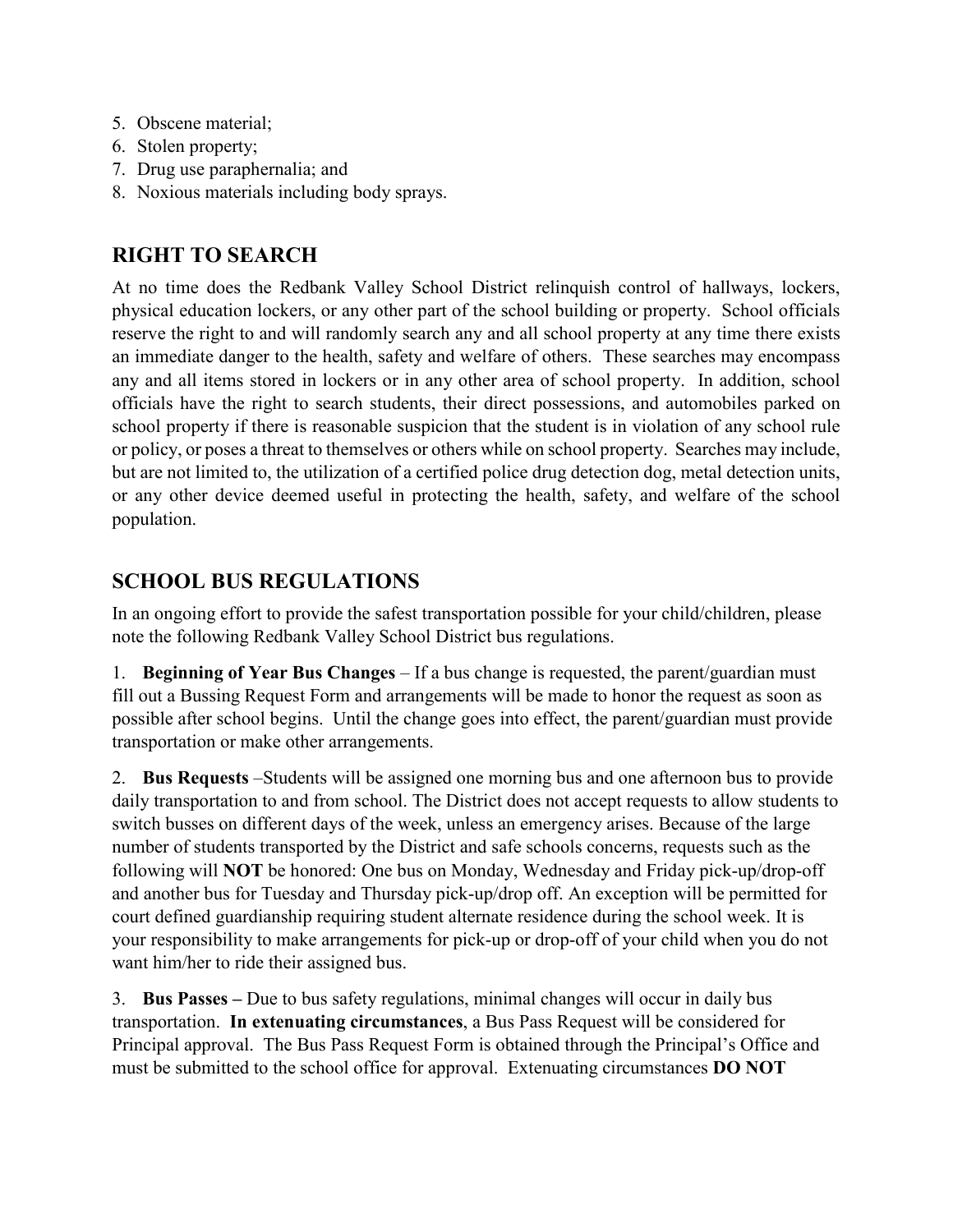5. Obscene material;
6. Stolen property;
7. Drug use paraphernalia; and
8. Noxious materials including body sprays.

## RIGHT TO SEARCH

At no time does the Redbank Valley School District relinquish control of hallways, lockers, physical education lockers, or any other part of the school building or property. School officials reserve the right to and will randomly search any and all school property at any time there exists an immediate danger to the health, safety and welfare of others. These searches may encompass any and all items stored in lockers or in any other area of school property. In addition, school officials have the right to search students, their direct possessions, and automobiles parked on school property if there is reasonable suspicion that the student is in violation of any school rule or policy, or poses a threat to themselves or others while on school property. Searches may include, but are not limited to, the utilization of a certified police drug detection dog, metal detection units, or any other device deemed useful in protecting the health, safety, and welfare of the school population.

## SCHOOL BUS REGULATIONS

In an ongoing effort to provide the safest transportation possible for your child/children, please note the following Redbank Valley School District bus regulations.

1. **Beginning of Year Bus Changes** – If a bus change is requested, the parent/guardian must fill out a Bussing Request Form and arrangements will be made to honor the request as soon as possible after school begins. Until the change goes into effect, the parent/guardian must provide transportation or make other arrangements.

2. **Bus Requests** –Students will be assigned one morning bus and one afternoon bus to provide daily transportation to and from school. The District does not accept requests to allow students to switch busses on different days of the week, unless an emergency arises. Because of the large number of students transported by the District and safe schools concerns, requests such as the following will **NOT** be honored: One bus on Monday, Wednesday and Friday pick-up/drop-off and another bus for Tuesday and Thursday pick-up/drop off. An exception will be permitted for court defined guardianship requiring student alternate residence during the school week. It is your responsibility to make arrangements for pick-up or drop-off of your child when you do not want him/her to ride their assigned bus.

3. **Bus Passes –** Due to bus safety regulations, minimal changes will occur in daily bus transportation. **In extenuating circumstances**, a Bus Pass Request will be considered for Principal approval. The Bus Pass Request Form is obtained through the Principal's Office and must be submitted to the school office for approval. Extenuating circumstances **DO NOT**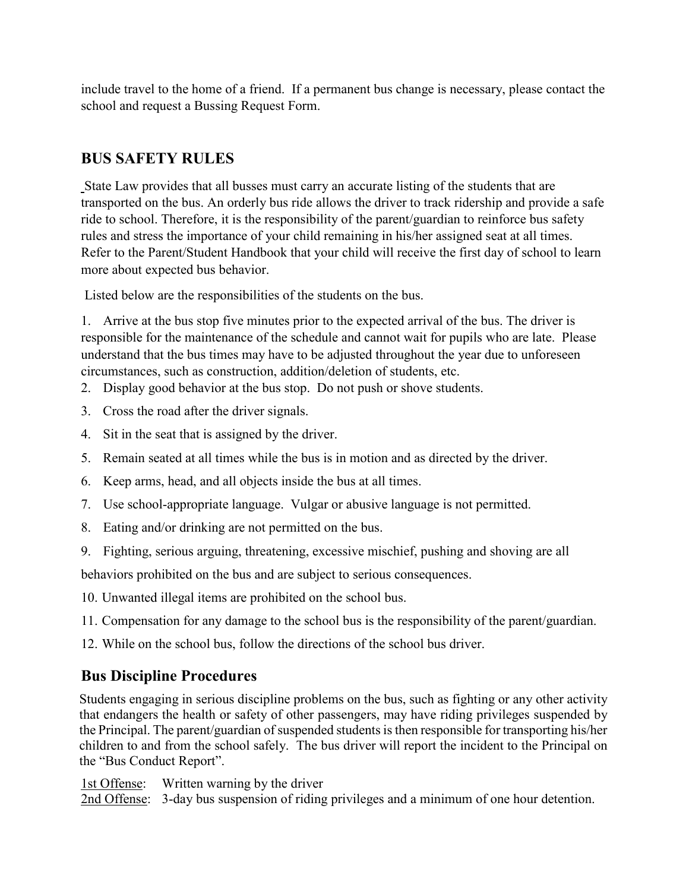include travel to the home of a friend. If a permanent bus change is necessary, please contact the school and request a Bussing Request Form.

## BUS SAFETY RULES

State Law provides that all busses must carry an accurate listing of the students that are transported on the bus. An orderly bus ride allows the driver to track ridership and provide a safe ride to school. Therefore, it is the responsibility of the parent/guardian to reinforce bus safety rules and stress the importance of your child remaining in his/her assigned seat at all times. Refer to the Parent/Student Handbook that your child will receive the first day of school to learn more about expected bus behavior.

Listed below are the responsibilities of the students on the bus.

1. Arrive at the bus stop five minutes prior to the expected arrival of the bus. The driver is responsible for the maintenance of the schedule and cannot wait for pupils who are late. Please understand that the bus times may have to be adjusted throughout the year due to unforeseen circumstances, such as construction, addition/deletion of students, etc.
2. Display good behavior at the bus stop. Do not push or shove students.
3. Cross the road after the driver signals.
4. Sit in the seat that is assigned by the driver.
5. Remain seated at all times while the bus is in motion and as directed by the driver.
6. Keep arms, head, and all objects inside the bus at all times.
7. Use school-appropriate language. Vulgar or abusive language is not permitted.
8. Eating and/or drinking are not permitted on the bus.
9. Fighting, serious arguing, threatening, excessive mischief, pushing and shoving are all behaviors prohibited on the bus and are subject to serious consequences.
10. Unwanted illegal items are prohibited on the school bus.
11. Compensation for any damage to the school bus is the responsibility of the parent/guardian.
12. While on the school bus, follow the directions of the school bus driver.

### Bus Discipline Procedures

Students engaging in serious discipline problems on the bus, such as fighting or any other activity that endangers the health or safety of other passengers, may have riding privileges suspended by the Principal. The parent/guardian of suspended students is then responsible for transporting his/her children to and from the school safely. The bus driver will report the incident to the Principal on the "Bus Conduct Report".

1st Offense: Written warning by the driver
2nd Offense: 3-day bus suspension of riding privileges and a minimum of one hour detention.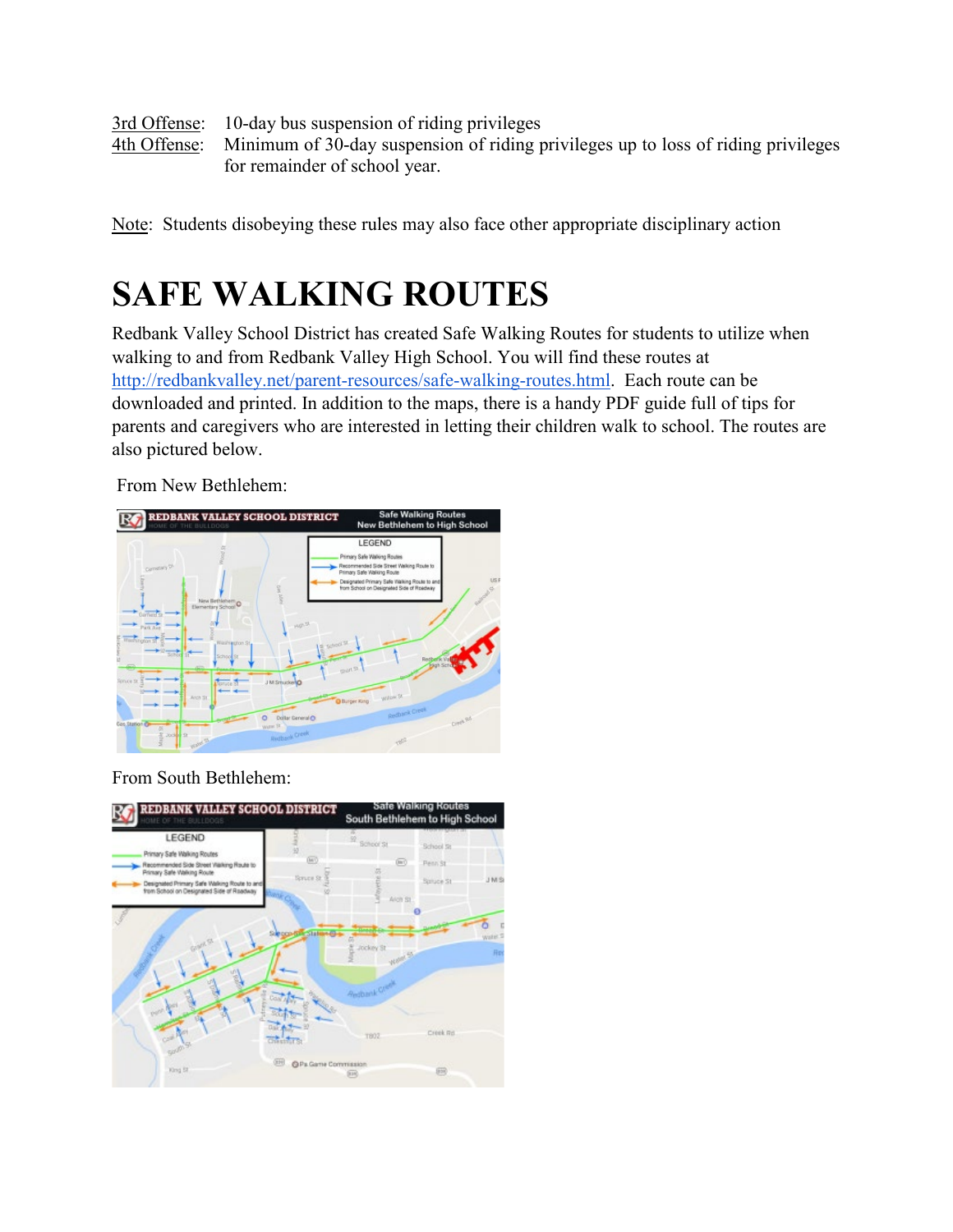3rd Offense: 10-day bus suspension of riding privileges
4th Offense: Minimum of 30-day suspension of riding privileges up to loss of riding privileges for remainder of school year.

Note: Students disobeying these rules may also face other appropriate disciplinary action

# SAFE WALKING ROUTES

Redbank Valley School District has created Safe Walking Routes for students to utilize when walking to and from Redbank Valley High School. You will find these routes at http://redbankvalley.net/parent-resources/safe-walking-routes.html. Each route can be downloaded and printed. In addition to the maps, there is a handy PDF guide full of tips for parents and caregivers who are interested in letting their children walk to school. The routes are also pictured below.

From New Bethlehem:

From South Bethlehem: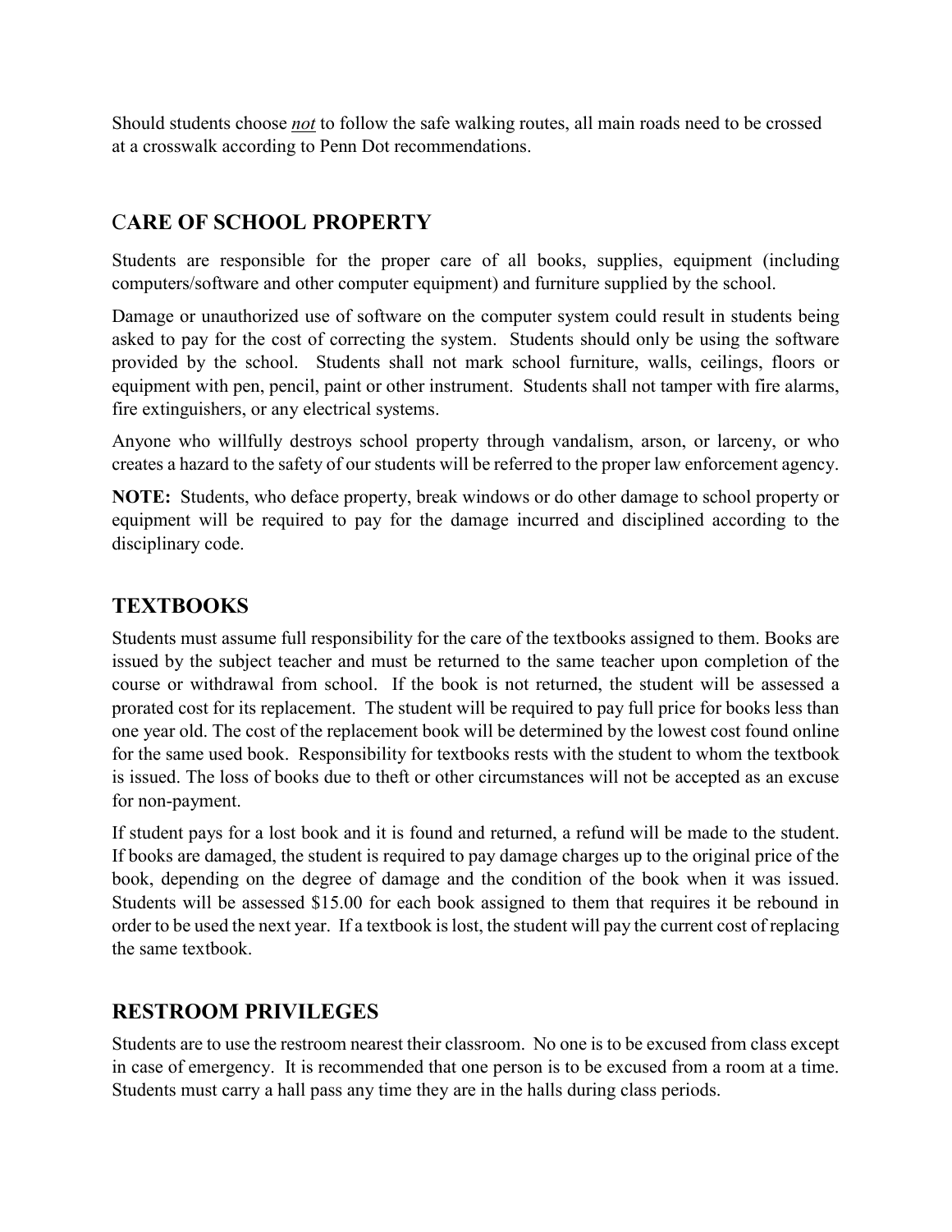Should students choose *not* to follow the safe walking routes, all main roads need to be crossed at a crosswalk according to Penn Dot recommendations.

## CARE OF SCHOOL PROPERTY

Students are responsible for the proper care of all books, supplies, equipment (including computers/software and other computer equipment) and furniture supplied by the school.

Damage or unauthorized use of software on the computer system could result in students being asked to pay for the cost of correcting the system. Students should only be using the software provided by the school. Students shall not mark school furniture, walls, ceilings, floors or equipment with pen, pencil, paint or other instrument. Students shall not tamper with fire alarms, fire extinguishers, or any electrical systems.

Anyone who willfully destroys school property through vandalism, arson, or larceny, or who creates a hazard to the safety of our students will be referred to the proper law enforcement agency.

**NOTE:** Students, who deface property, break windows or do other damage to school property or equipment will be required to pay for the damage incurred and disciplined according to the disciplinary code.

## TEXTBOOKS

Students must assume full responsibility for the care of the textbooks assigned to them. Books are issued by the subject teacher and must be returned to the same teacher upon completion of the course or withdrawal from school. If the book is not returned, the student will be assessed a prorated cost for its replacement. The student will be required to pay full price for books less than one year old. The cost of the replacement book will be determined by the lowest cost found online for the same used book. Responsibility for textbooks rests with the student to whom the textbook is issued. The loss of books due to theft or other circumstances will not be accepted as an excuse for non-payment.

If student pays for a lost book and it is found and returned, a refund will be made to the student. If books are damaged, the student is required to pay damage charges up to the original price of the book, depending on the degree of damage and the condition of the book when it was issued. Students will be assessed $15.00 for each book assigned to them that requires it be rebound in order to be used the next year. If a textbook is lost, the student will pay the current cost of replacing the same textbook.

## RESTROOM PRIVILEGES

Students are to use the restroom nearest their classroom. No one is to be excused from class except in case of emergency. It is recommended that one person is to be excused from a room at a time. Students must carry a hall pass any time they are in the halls during class periods.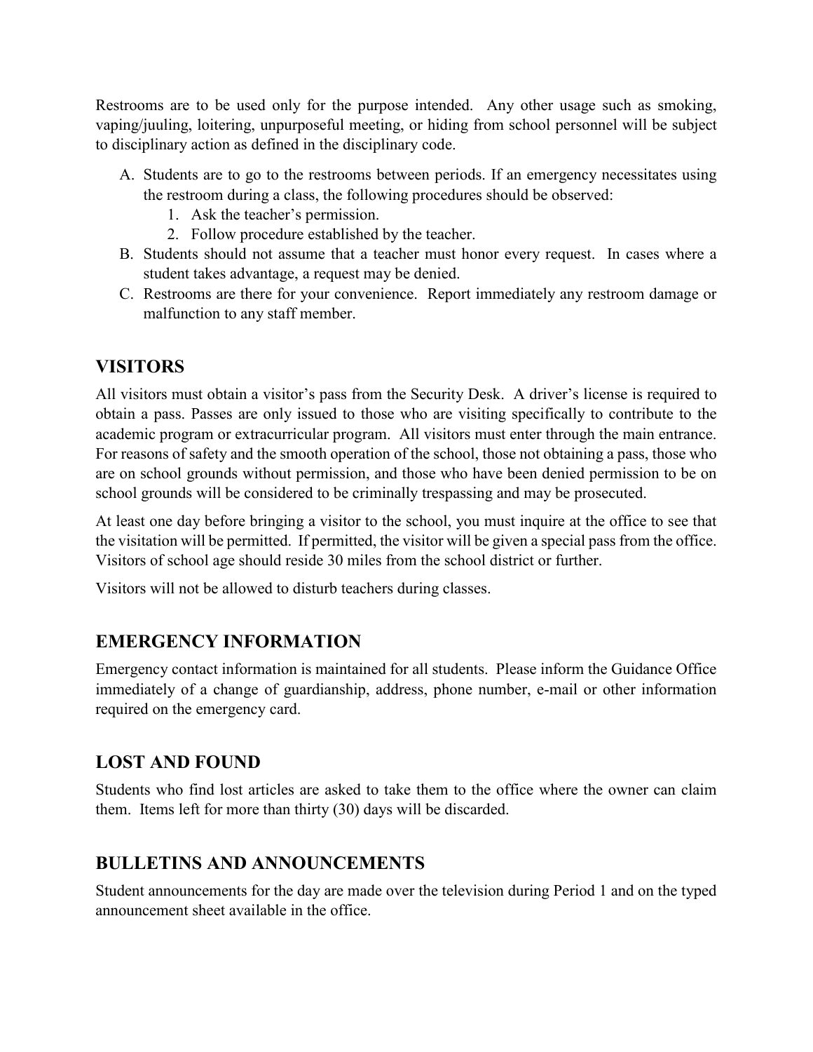Restrooms are to be used only for the purpose intended. Any other usage such as smoking, vaping/juuling, loitering, unpurposeful meeting, or hiding from school personnel will be subject to disciplinary action as defined in the disciplinary code.

A. Students are to go to the restrooms between periods. If an emergency necessitates using the restroom during a class, the following procedures should be observed:
   1. Ask the teacher's permission.
   2. Follow procedure established by the teacher.
B. Students should not assume that a teacher must honor every request. In cases where a student takes advantage, a request may be denied.
C. Restrooms are there for your convenience. Report immediately any restroom damage or malfunction to any staff member.

## VISITORS

All visitors must obtain a visitor's pass from the Security Desk. A driver's license is required to obtain a pass. Passes are only issued to those who are visiting specifically to contribute to the academic program or extracurricular program. All visitors must enter through the main entrance. For reasons of safety and the smooth operation of the school, those not obtaining a pass, those who are on school grounds without permission, and those who have been denied permission to be on school grounds will be considered to be criminally trespassing and may be prosecuted.

At least one day before bringing a visitor to the school, you must inquire at the office to see that the visitation will be permitted. If permitted, the visitor will be given a special pass from the office. Visitors of school age should reside 30 miles from the school district or further.

Visitors will not be allowed to disturb teachers during classes.

## EMERGENCY INFORMATION

Emergency contact information is maintained for all students. Please inform the Guidance Office immediately of a change of guardianship, address, phone number, e-mail or other information required on the emergency card.

## LOST AND FOUND

Students who find lost articles are asked to take them to the office where the owner can claim them. Items left for more than thirty (30) days will be discarded.

## BULLETINS AND ANNOUNCEMENTS

Student announcements for the day are made over the television during Period 1 and on the typed announcement sheet available in the office.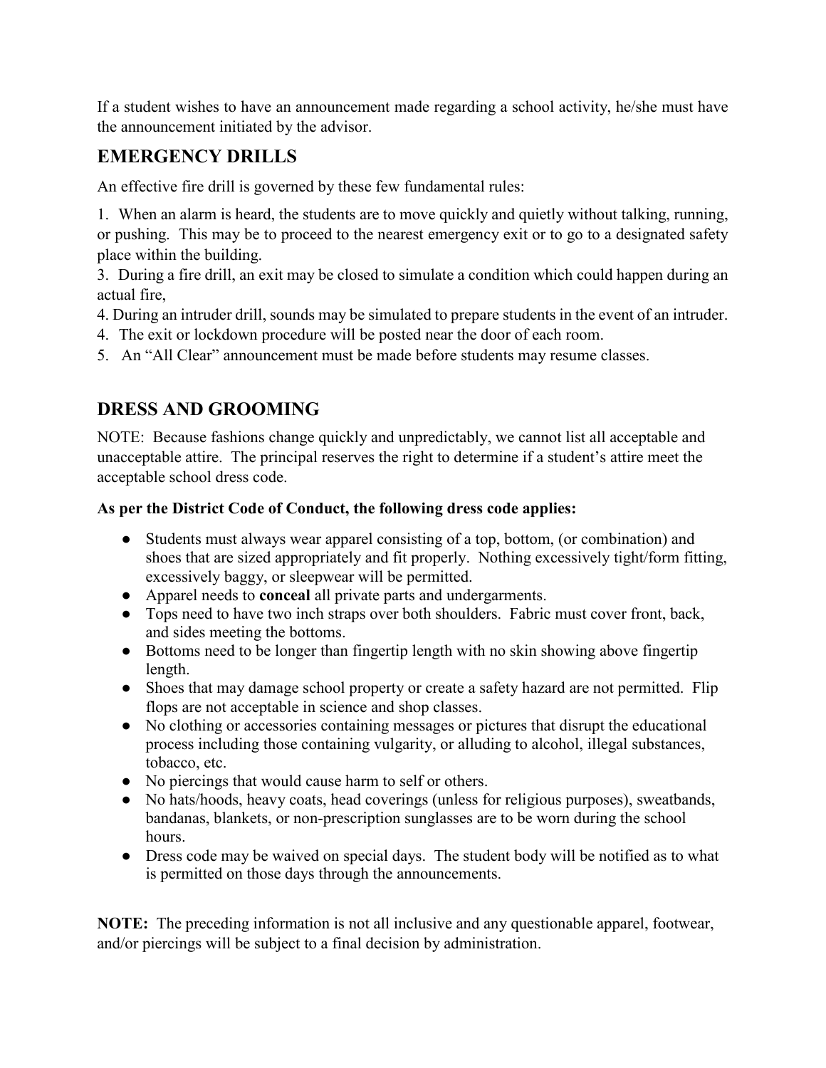If a student wishes to have an announcement made regarding a school activity, he/she must have the announcement initiated by the advisor.

## EMERGENCY DRILLS

An effective fire drill is governed by these few fundamental rules:

1. When an alarm is heard, the students are to move quickly and quietly without talking, running, or pushing. This may be to proceed to the nearest emergency exit or to go to a designated safety place within the building.
3. During a fire drill, an exit may be closed to simulate a condition which could happen during an actual fire,
4. During an intruder drill, sounds may be simulated to prepare students in the event of an intruder.
4. The exit or lockdown procedure will be posted near the door of each room.
5. An "All Clear" announcement must be made before students may resume classes.

## DRESS AND GROOMING

NOTE: Because fashions change quickly and unpredictably, we cannot list all acceptable and unacceptable attire. The principal reserves the right to determine if a student's attire meet the acceptable school dress code.

**As per the District Code of Conduct, the following dress code applies:**

- Students must always wear apparel consisting of a top, bottom, (or combination) and shoes that are sized appropriately and fit properly. Nothing excessively tight/form fitting, excessively baggy, or sleepwear will be permitted.
- Apparel needs to **conceal** all private parts and undergarments.
- Tops need to have two inch straps over both shoulders. Fabric must cover front, back, and sides meeting the bottoms.
- Bottoms need to be longer than fingertip length with no skin showing above fingertip length.
- Shoes that may damage school property or create a safety hazard are not permitted. Flip flops are not acceptable in science and shop classes.
- No clothing or accessories containing messages or pictures that disrupt the educational process including those containing vulgarity, or alluding to alcohol, illegal substances, tobacco, etc.
- No piercings that would cause harm to self or others.
- No hats/hoods, heavy coats, head coverings (unless for religious purposes), sweatbands, bandanas, blankets, or non-prescription sunglasses are to be worn during the school hours.
- Dress code may be waived on special days. The student body will be notified as to what is permitted on those days through the announcements.

**NOTE:** The preceding information is not all inclusive and any questionable apparel, footwear, and/or piercings will be subject to a final decision by administration.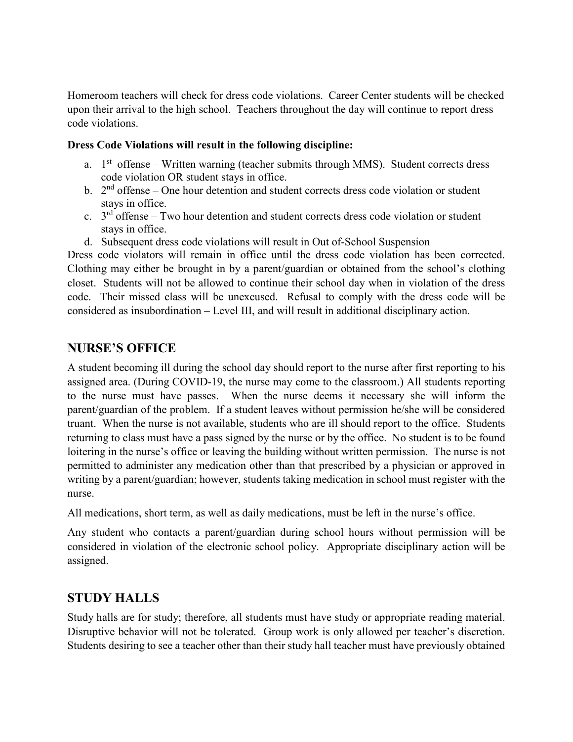Homeroom teachers will check for dress code violations. Career Center students will be checked upon their arrival to the high school. Teachers throughout the day will continue to report dress code violations.

**Dress Code Violations will result in the following discipline:**

a. 1st offense – Written warning (teacher submits through MMS). Student corrects dress code violation OR student stays in office.
b. 2nd offense – One hour detention and student corrects dress code violation or student stays in office.
c. 3rd offense – Two hour detention and student corrects dress code violation or student stays in office.
d. Subsequent dress code violations will result in Out of-School Suspension

Dress code violators will remain in office until the dress code violation has been corrected. Clothing may either be brought in by a parent/guardian or obtained from the school's clothing closet. Students will not be allowed to continue their school day when in violation of the dress code. Their missed class will be unexcused. Refusal to comply with the dress code will be considered as insubordination – Level III, and will result in additional disciplinary action.

## NURSE'S OFFICE

A student becoming ill during the school day should report to the nurse after first reporting to his assigned area. (During COVID-19, the nurse may come to the classroom.) All students reporting to the nurse must have passes. When the nurse deems it necessary she will inform the parent/guardian of the problem. If a student leaves without permission he/she will be considered truant. When the nurse is not available, students who are ill should report to the office. Students returning to class must have a pass signed by the nurse or by the office. No student is to be found loitering in the nurse's office or leaving the building without written permission. The nurse is not permitted to administer any medication other than that prescribed by a physician or approved in writing by a parent/guardian; however, students taking medication in school must register with the nurse.

All medications, short term, as well as daily medications, must be left in the nurse's office.

Any student who contacts a parent/guardian during school hours without permission will be considered in violation of the electronic school policy. Appropriate disciplinary action will be assigned.

## STUDY HALLS

Study halls are for study; therefore, all students must have study or appropriate reading material. Disruptive behavior will not be tolerated. Group work is only allowed per teacher's discretion. Students desiring to see a teacher other than their study hall teacher must have previously obtained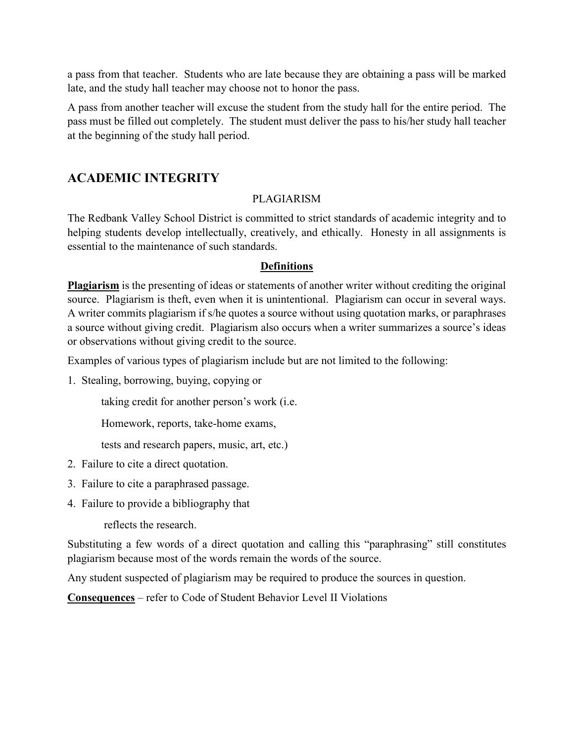a pass from that teacher. Students who are late because they are obtaining a pass will be marked late, and the study hall teacher may choose not to honor the pass.

A pass from another teacher will excuse the student from the study hall for the entire period. The pass must be filled out completely. The student must deliver the pass to his/her study hall teacher at the beginning of the study hall period.

## ACADEMIC INTEGRITY

### PLAGIARISM

The Redbank Valley School District is committed to strict standards of academic integrity and to helping students develop intellectually, creatively, and ethically. Honesty in all assignments is essential to the maintenance of such standards.

**Definitions**

**Plagiarism** is the presenting of ideas or statements of another writer without crediting the original source. Plagiarism is theft, even when it is unintentional. Plagiarism can occur in several ways. A writer commits plagiarism if s/he quotes a source without using quotation marks, or paraphrases a source without giving credit. Plagiarism also occurs when a writer summarizes a source's ideas or observations without giving credit to the source.

Examples of various types of plagiarism include but are not limited to the following:

1. Stealing, borrowing, buying, copying or taking credit for another person's work (i.e. Homework, reports, take-home exams, tests and research papers, music, art, etc.)
2. Failure to cite a direct quotation.
3. Failure to cite a paraphrased passage.
4. Failure to provide a bibliography that reflects the research.

Substituting a few words of a direct quotation and calling this "paraphrasing" still constitutes plagiarism because most of the words remain the words of the source.

Any student suspected of plagiarism may be required to produce the sources in question.

**Consequences** – refer to Code of Student Behavior Level II Violations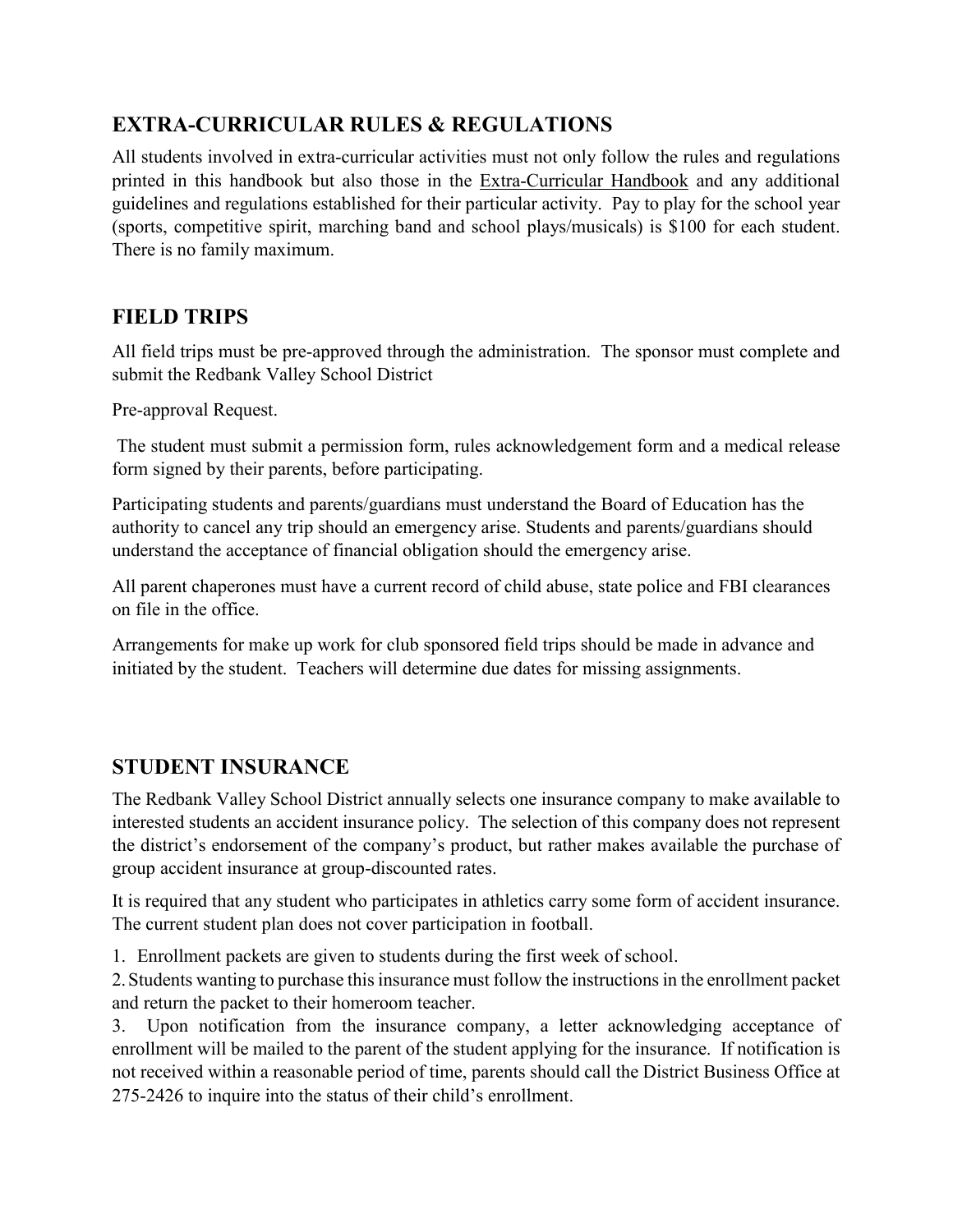## EXTRA-CURRICULAR RULES & REGULATIONS

All students involved in extra-curricular activities must not only follow the rules and regulations printed in this handbook but also those in the Extra-Curricular Handbook and any additional guidelines and regulations established for their particular activity. Pay to play for the school year (sports, competitive spirit, marching band and school plays/musicals) is $100 for each student. There is no family maximum.

## FIELD TRIPS

All field trips must be pre-approved through the administration. The sponsor must complete and submit the Redbank Valley School District

Pre-approval Request.

The student must submit a permission form, rules acknowledgement form and a medical release form signed by their parents, before participating.

Participating students and parents/guardians must understand the Board of Education has the authority to cancel any trip should an emergency arise. Students and parents/guardians should understand the acceptance of financial obligation should the emergency arise.

All parent chaperones must have a current record of child abuse, state police and FBI clearances on file in the office.

Arrangements for make up work for club sponsored field trips should be made in advance and initiated by the student. Teachers will determine due dates for missing assignments.

## STUDENT INSURANCE

The Redbank Valley School District annually selects one insurance company to make available to interested students an accident insurance policy. The selection of this company does not represent the district's endorsement of the company's product, but rather makes available the purchase of group accident insurance at group-discounted rates.

It is required that any student who participates in athletics carry some form of accident insurance. The current student plan does not cover participation in football.

1. Enrollment packets are given to students during the first week of school.
2. Students wanting to purchase this insurance must follow the instructions in the enrollment packet and return the packet to their homeroom teacher.
3. Upon notification from the insurance company, a letter acknowledging acceptance of enrollment will be mailed to the parent of the student applying for the insurance. If notification is not received within a reasonable period of time, parents should call the District Business Office at 275-2426 to inquire into the status of their child's enrollment.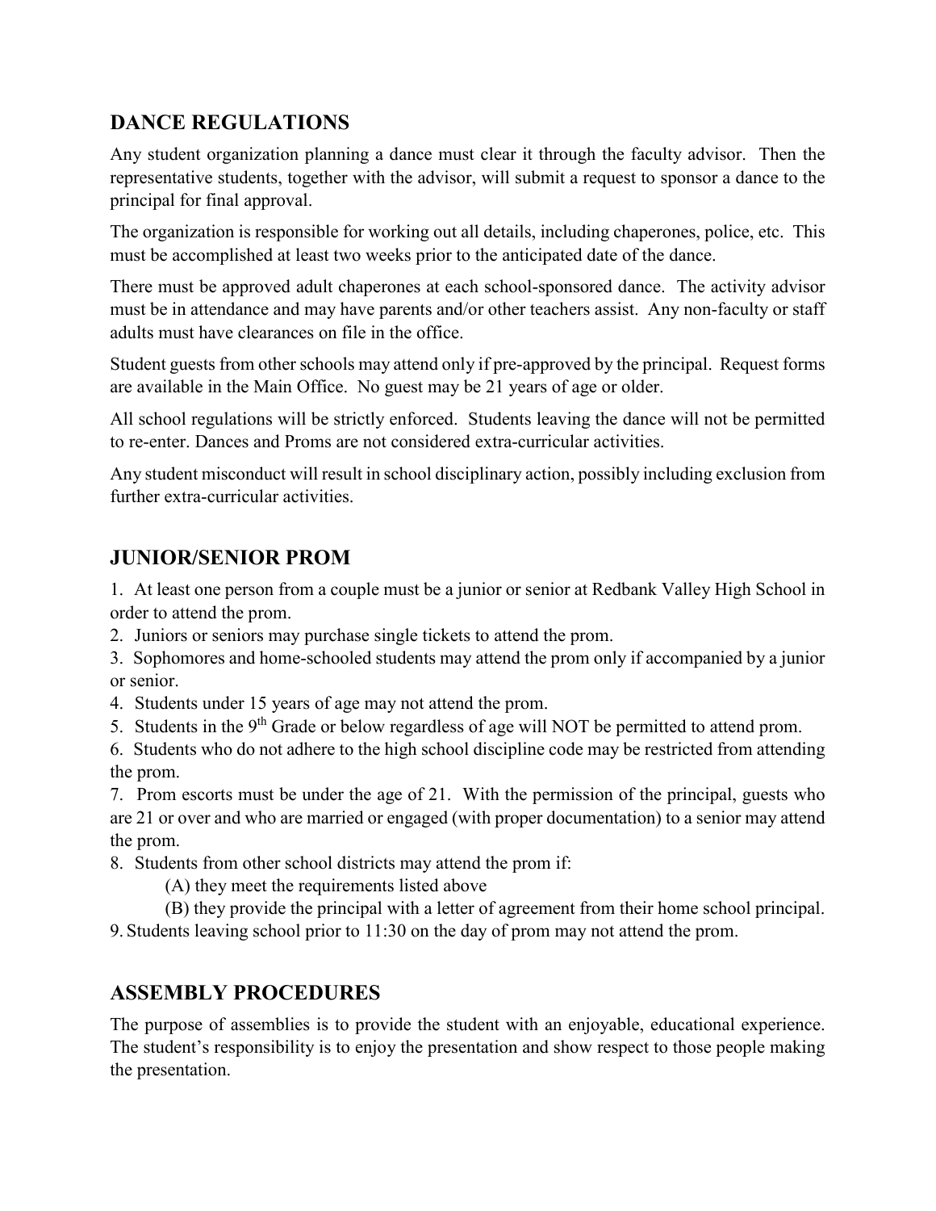## DANCE REGULATIONS

Any student organization planning a dance must clear it through the faculty advisor. Then the representative students, together with the advisor, will submit a request to sponsor a dance to the principal for final approval.

The organization is responsible for working out all details, including chaperones, police, etc. This must be accomplished at least two weeks prior to the anticipated date of the dance.

There must be approved adult chaperones at each school-sponsored dance. The activity advisor must be in attendance and may have parents and/or other teachers assist. Any non-faculty or staff adults must have clearances on file in the office.

Student guests from other schools may attend only if pre-approved by the principal. Request forms are available in the Main Office. No guest may be 21 years of age or older.

All school regulations will be strictly enforced. Students leaving the dance will not be permitted to re-enter. Dances and Proms are not considered extra-curricular activities.

Any student misconduct will result in school disciplinary action, possibly including exclusion from further extra-curricular activities.

## JUNIOR/SENIOR PROM

1. At least one person from a couple must be a junior or senior at Redbank Valley High School in order to attend the prom.
2. Juniors or seniors may purchase single tickets to attend the prom.
3. Sophomores and home-schooled students may attend the prom only if accompanied by a junior or senior.
4. Students under 15 years of age may not attend the prom.
5. Students in the 9th Grade or below regardless of age will NOT be permitted to attend prom.
6. Students who do not adhere to the high school discipline code may be restricted from attending the prom.
7. Prom escorts must be under the age of 21. With the permission of the principal, guests who are 21 or over and who are married or engaged (with proper documentation) to a senior may attend the prom.
8. Students from other school districts may attend the prom if:
   (A) they meet the requirements listed above
   (B) they provide the principal with a letter of agreement from their home school principal.
9. Students leaving school prior to 11:30 on the day of prom may not attend the prom.

## ASSEMBLY PROCEDURES

The purpose of assemblies is to provide the student with an enjoyable, educational experience. The student's responsibility is to enjoy the presentation and show respect to those people making the presentation.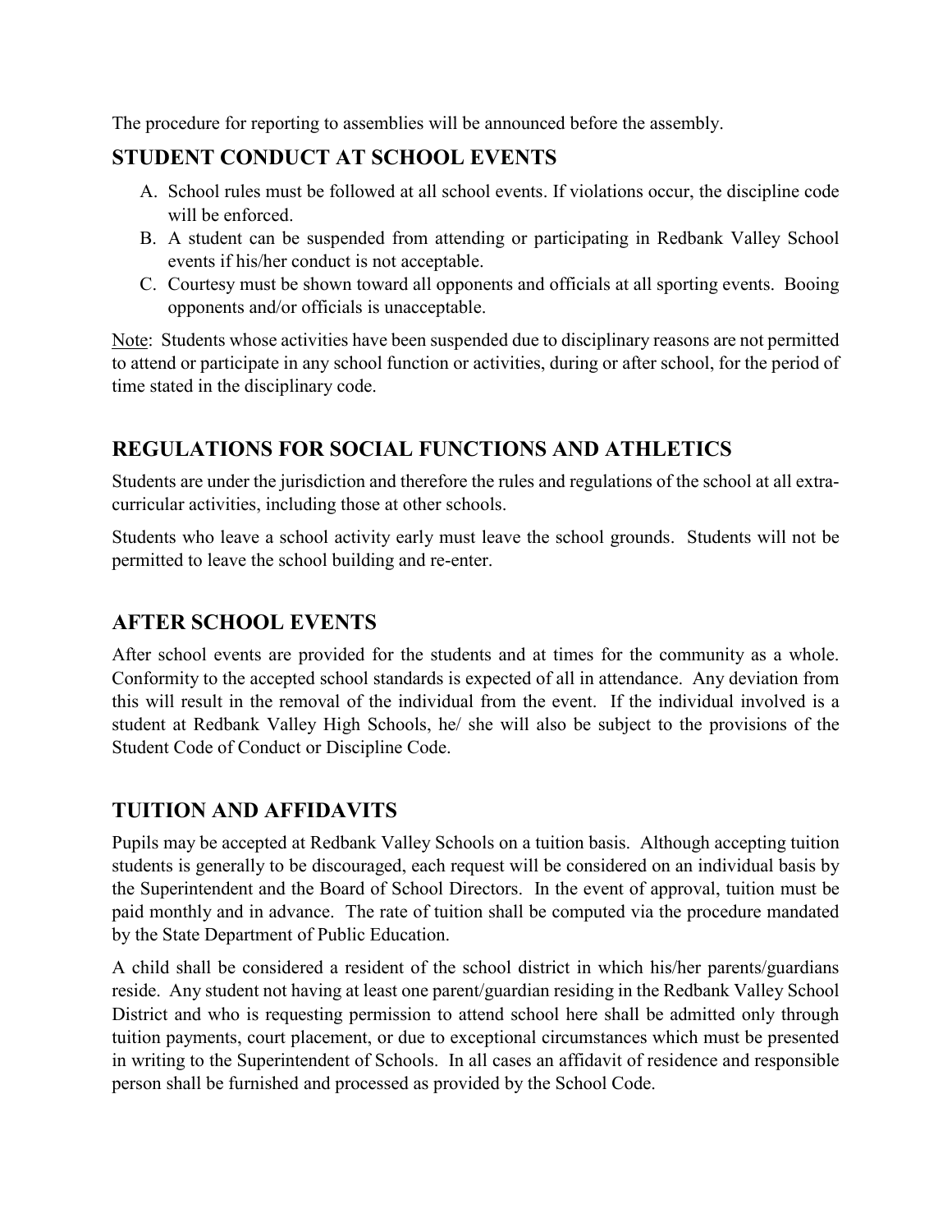The procedure for reporting to assemblies will be announced before the assembly.

## STUDENT CONDUCT AT SCHOOL EVENTS

A. School rules must be followed at all school events. If violations occur, the discipline code will be enforced.
B. A student can be suspended from attending or participating in Redbank Valley School events if his/her conduct is not acceptable.
C. Courtesy must be shown toward all opponents and officials at all sporting events. Booing opponents and/or officials is unacceptable.

Note: Students whose activities have been suspended due to disciplinary reasons are not permitted to attend or participate in any school function or activities, during or after school, for the period of time stated in the disciplinary code.

## REGULATIONS FOR SOCIAL FUNCTIONS AND ATHLETICS

Students are under the jurisdiction and therefore the rules and regulations of the school at all extra-curricular activities, including those at other schools.

Students who leave a school activity early must leave the school grounds. Students will not be permitted to leave the school building and re-enter.

## AFTER SCHOOL EVENTS

After school events are provided for the students and at times for the community as a whole. Conformity to the accepted school standards is expected of all in attendance. Any deviation from this will result in the removal of the individual from the event. If the individual involved is a student at Redbank Valley High Schools, he/ she will also be subject to the provisions of the Student Code of Conduct or Discipline Code.

## TUITION AND AFFIDAVITS

Pupils may be accepted at Redbank Valley Schools on a tuition basis. Although accepting tuition students is generally to be discouraged, each request will be considered on an individual basis by the Superintendent and the Board of School Directors. In the event of approval, tuition must be paid monthly and in advance. The rate of tuition shall be computed via the procedure mandated by the State Department of Public Education.

A child shall be considered a resident of the school district in which his/her parents/guardians reside. Any student not having at least one parent/guardian residing in the Redbank Valley School District and who is requesting permission to attend school here shall be admitted only through tuition payments, court placement, or due to exceptional circumstances which must be presented in writing to the Superintendent of Schools. In all cases an affidavit of residence and responsible person shall be furnished and processed as provided by the School Code.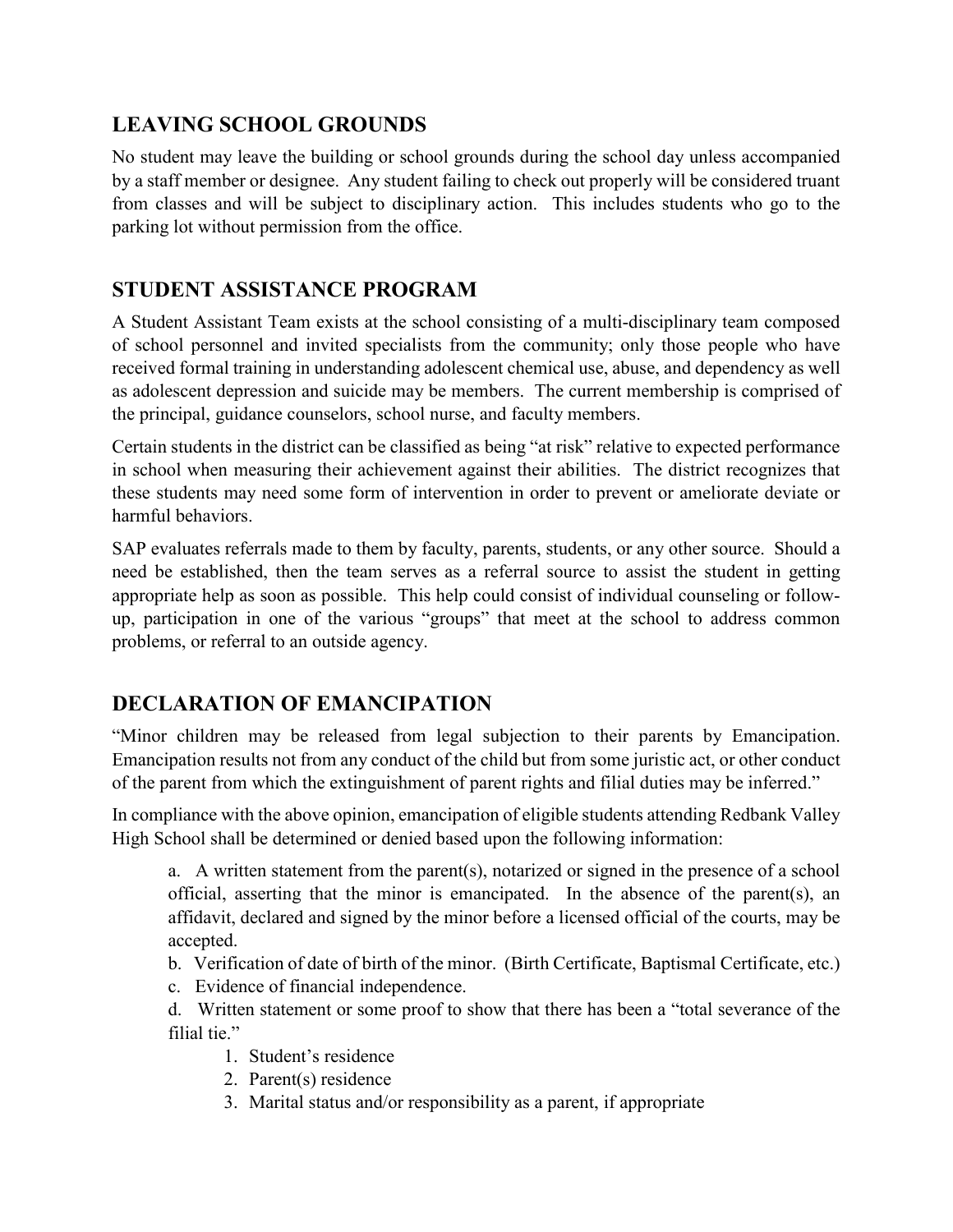## LEAVING SCHOOL GROUNDS

No student may leave the building or school grounds during the school day unless accompanied by a staff member or designee. Any student failing to check out properly will be considered truant from classes and will be subject to disciplinary action. This includes students who go to the parking lot without permission from the office.

## STUDENT ASSISTANCE PROGRAM

A Student Assistant Team exists at the school consisting of a multi-disciplinary team composed of school personnel and invited specialists from the community; only those people who have received formal training in understanding adolescent chemical use, abuse, and dependency as well as adolescent depression and suicide may be members. The current membership is comprised of the principal, guidance counselors, school nurse, and faculty members.

Certain students in the district can be classified as being "at risk" relative to expected performance in school when measuring their achievement against their abilities. The district recognizes that these students may need some form of intervention in order to prevent or ameliorate deviate or harmful behaviors.

SAP evaluates referrals made to them by faculty, parents, students, or any other source. Should a need be established, then the team serves as a referral source to assist the student in getting appropriate help as soon as possible. This help could consist of individual counseling or follow-up, participation in one of the various "groups" that meet at the school to address common problems, or referral to an outside agency.

## DECLARATION OF EMANCIPATION

"Minor children may be released from legal subjection to their parents by Emancipation. Emancipation results not from any conduct of the child but from some juristic act, or other conduct of the parent from which the extinguishment of parent rights and filial duties may be inferred."

In compliance with the above opinion, emancipation of eligible students attending Redbank Valley High School shall be determined or denied based upon the following information:

a. A written statement from the parent(s), notarized or signed in the presence of a school official, asserting that the minor is emancipated. In the absence of the parent(s), an affidavit, declared and signed by the minor before a licensed official of the courts, may be accepted.

b. Verification of date of birth of the minor. (Birth Certificate, Baptismal Certificate, etc.)

c. Evidence of financial independence.

d. Written statement or some proof to show that there has been a "total severance of the filial tie."

1. Student's residence
2. Parent(s) residence
3. Marital status and/or responsibility as a parent, if appropriate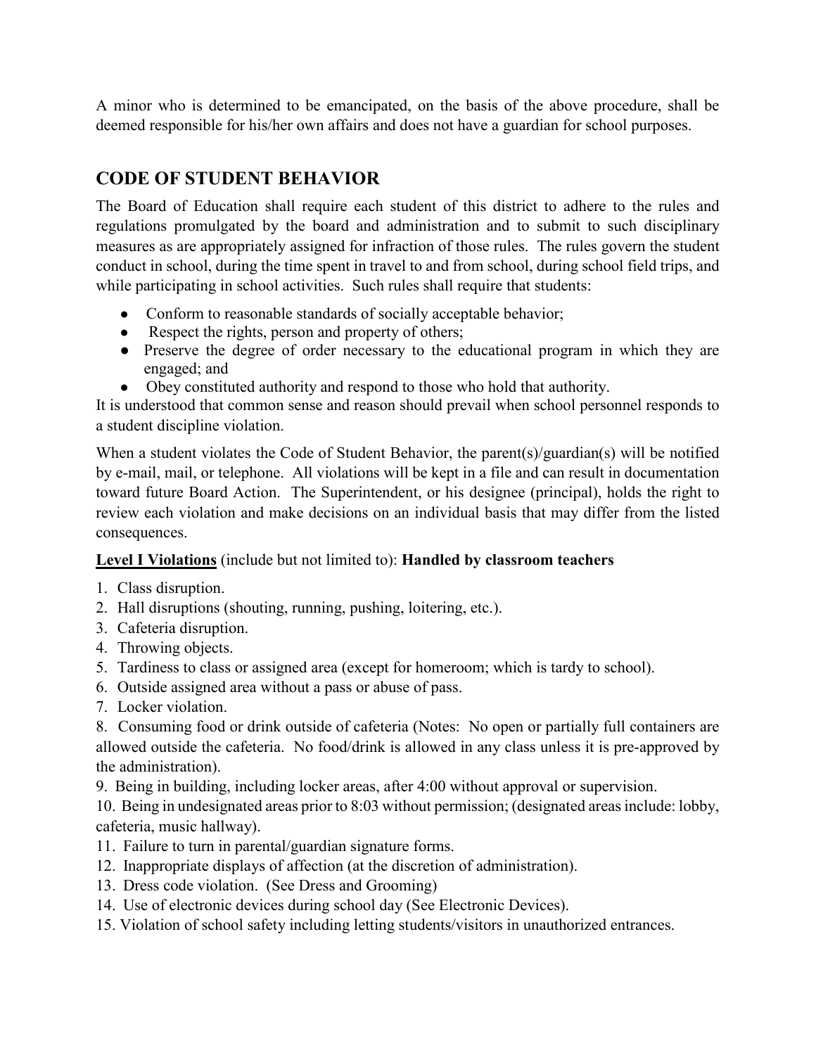A minor who is determined to be emancipated, on the basis of the above procedure, shall be deemed responsible for his/her own affairs and does not have a guardian for school purposes.

## CODE OF STUDENT BEHAVIOR

The Board of Education shall require each student of this district to adhere to the rules and regulations promulgated by the board and administration and to submit to such disciplinary measures as are appropriately assigned for infraction of those rules. The rules govern the student conduct in school, during the time spent in travel to and from school, during school field trips, and while participating in school activities. Such rules shall require that students:

- Conform to reasonable standards of socially acceptable behavior;
- Respect the rights, person and property of others;
- Preserve the degree of order necessary to the educational program in which they are engaged; and
- Obey constituted authority and respond to those who hold that authority.

It is understood that common sense and reason should prevail when school personnel responds to a student discipline violation.

When a student violates the Code of Student Behavior, the parent(s)/guardian(s) will be notified by e-mail, mail, or telephone. All violations will be kept in a file and can result in documentation toward future Board Action. The Superintendent, or his designee (principal), holds the right to review each violation and make decisions on an individual basis that may differ from the listed consequences.

**Level I Violations** (include but not limited to): **Handled by classroom teachers**

1. Class disruption.
2. Hall disruptions (shouting, running, pushing, loitering, etc.).
3. Cafeteria disruption.
4. Throwing objects.
5. Tardiness to class or assigned area (except for homeroom; which is tardy to school).
6. Outside assigned area without a pass or abuse of pass.
7. Locker violation.
8. Consuming food or drink outside of cafeteria (Notes: No open or partially full containers are allowed outside the cafeteria. No food/drink is allowed in any class unless it is pre-approved by the administration).
9. Being in building, including locker areas, after 4:00 without approval or supervision.
10. Being in undesignated areas prior to 8:03 without permission; (designated areas include: lobby, cafeteria, music hallway).
11. Failure to turn in parental/guardian signature forms.
12. Inappropriate displays of affection (at the discretion of administration).
13. Dress code violation. (See Dress and Grooming)
14. Use of electronic devices during school day (See Electronic Devices).
15. Violation of school safety including letting students/visitors in unauthorized entrances.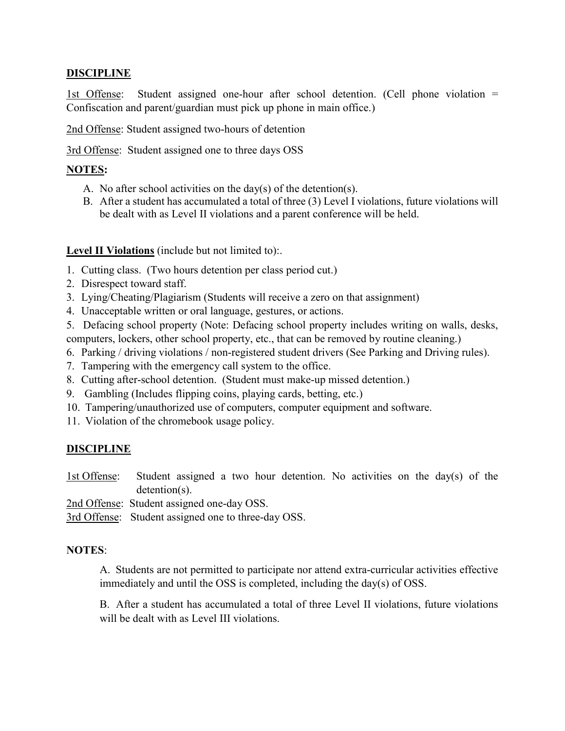**DISCIPLINE**

<u>1st Offense</u>: Student assigned one-hour after school detention. (Cell phone violation = Confiscation and parent/guardian must pick up phone in main office.)

<u>2nd Offense</u>: Student assigned two-hours of detention

<u>3rd Offense</u>: Student assigned one to three days OSS

**NOTES:**

A. No after school activities on the day(s) of the detention(s).
B. After a student has accumulated a total of three (3) Level I violations, future violations will be dealt with as Level II violations and a parent conference will be held.

**Level II Violations** (include but not limited to):.

1. Cutting class. (Two hours detention per class period cut.)
2. Disrespect toward staff.
3. Lying/Cheating/Plagiarism (Students will receive a zero on that assignment)
4. Unacceptable written or oral language, gestures, or actions.
5. Defacing school property (Note: Defacing school property includes writing on walls, desks, computers, lockers, other school property, etc., that can be removed by routine cleaning.)
6. Parking / driving violations / non-registered student drivers (See Parking and Driving rules).
7. Tampering with the emergency call system to the office.
8. Cutting after-school detention. (Student must make-up missed detention.)
9. Gambling (Includes flipping coins, playing cards, betting, etc.)
10. Tampering/unauthorized use of computers, computer equipment and software.
11. Violation of the chromebook usage policy.

**DISCIPLINE**

<u>1st Offense</u>: Student assigned a two hour detention. No activities on the day(s) of the detention(s).

<u>2nd Offense</u>: Student assigned one-day OSS.

<u>3rd Offense</u>: Student assigned one to three-day OSS.

**NOTES**:

A. Students are not permitted to participate nor attend extra-curricular activities effective immediately and until the OSS is completed, including the day(s) of OSS.

B. After a student has accumulated a total of three Level II violations, future violations will be dealt with as Level III violations.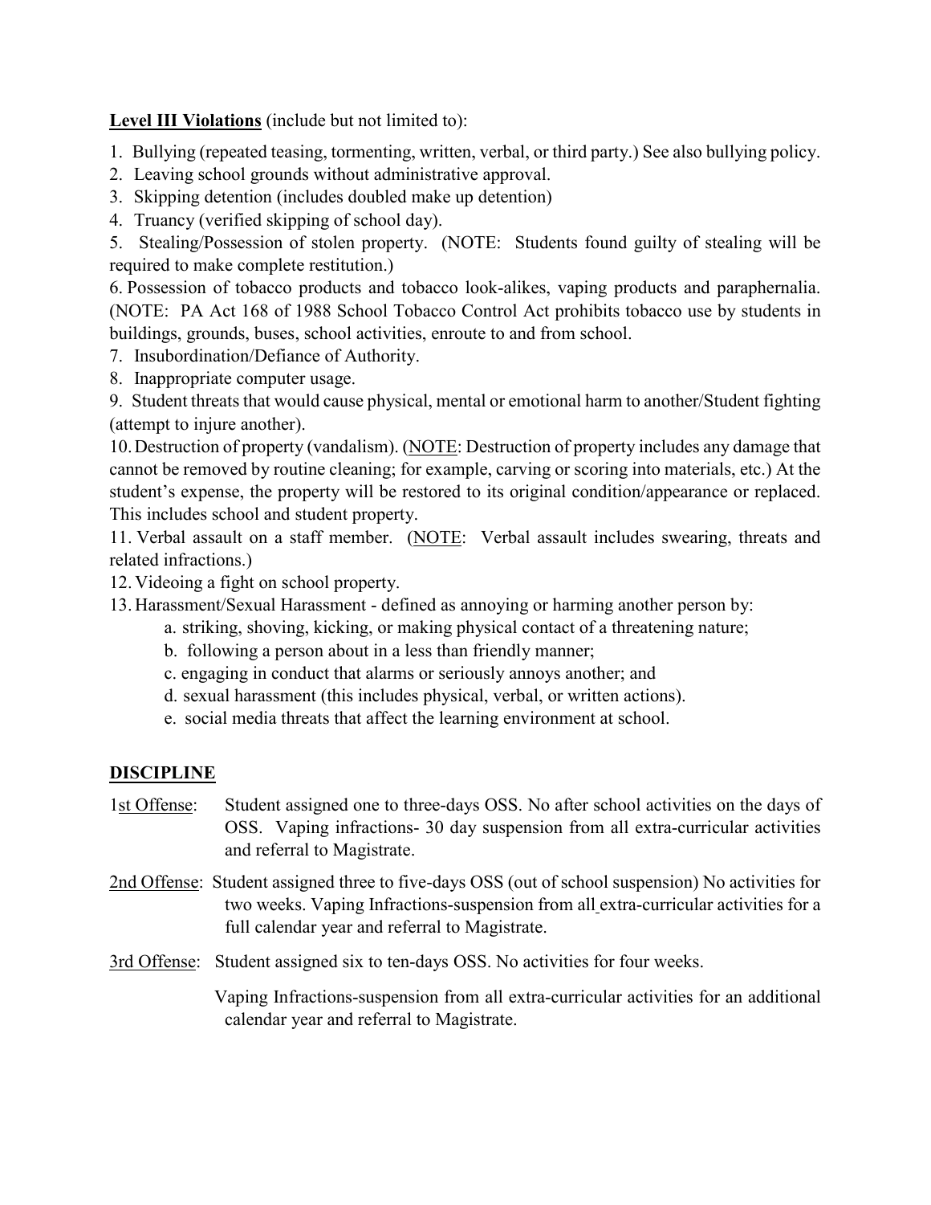**Level III Violations** (include but not limited to):

1. Bullying (repeated teasing, tormenting, written, verbal, or third party.) See also bullying policy.
2. Leaving school grounds without administrative approval.
3. Skipping detention (includes doubled make up detention)
4. Truancy (verified skipping of school day).
5. Stealing/Possession of stolen property. (NOTE: Students found guilty of stealing will be required to make complete restitution.)
6. Possession of tobacco products and tobacco look-alikes, vaping products and paraphernalia. (NOTE: PA Act 168 of 1988 School Tobacco Control Act prohibits tobacco use by students in buildings, grounds, buses, school activities, enroute to and from school.
7. Insubordination/Defiance of Authority.
8. Inappropriate computer usage.
9. Student threats that would cause physical, mental or emotional harm to another/Student fighting (attempt to injure another).
10. Destruction of property (vandalism). (NOTE: Destruction of property includes any damage that cannot be removed by routine cleaning; for example, carving or scoring into materials, etc.) At the student's expense, the property will be restored to its original condition/appearance or replaced. This includes school and student property.
11. Verbal assault on a staff member. (NOTE: Verbal assault includes swearing, threats and related infractions.)
12. Videoing a fight on school property.
13. Harassment/Sexual Harassment - defined as annoying or harming another person by:
    a. striking, shoving, kicking, or making physical contact of a threatening nature;
    b. following a person about in a less than friendly manner;
    c. engaging in conduct that alarms or seriously annoys another; and
    d. sexual harassment (this includes physical, verbal, or written actions).
    e. social media threats that affect the learning environment at school.

## DISCIPLINE

1st Offense: Student assigned one to three-days OSS. No after school activities on the days of OSS. Vaping infractions- 30 day suspension from all extra-curricular activities and referral to Magistrate.

2nd Offense: Student assigned three to five-days OSS (out of school suspension) No activities for two weeks. Vaping Infractions-suspension from all extra-curricular activities for a full calendar year and referral to Magistrate.

3rd Offense: Student assigned six to ten-days OSS. No activities for four weeks.

Vaping Infractions-suspension from all extra-curricular activities for an additional calendar year and referral to Magistrate.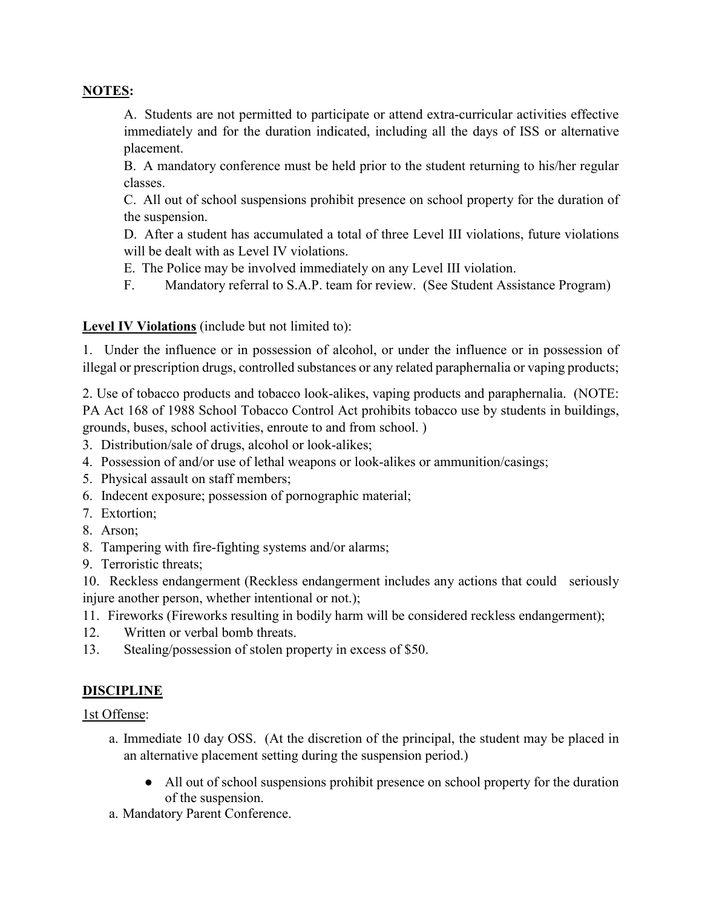**NOTES:**

A. Students are not permitted to participate or attend extra-curricular activities effective immediately and for the duration indicated, including all the days of ISS or alternative placement.
B. A mandatory conference must be held prior to the student returning to his/her regular classes.
C. All out of school suspensions prohibit presence on school property for the duration of the suspension.
D. After a student has accumulated a total of three Level III violations, future violations will be dealt with as Level IV violations.
E. The Police may be involved immediately on any Level III violation.
F. Mandatory referral to S.A.P. team for review. (See Student Assistance Program)

**Level IV Violations** (include but not limited to):

1. Under the influence or in possession of alcohol, or under the influence or in possession of illegal or prescription drugs, controlled substances or any related paraphernalia or vaping products;

2. Use of tobacco products and tobacco look-alikes, vaping products and paraphernalia. (NOTE: PA Act 168 of 1988 School Tobacco Control Act prohibits tobacco use by students in buildings, grounds, buses, school activities, enroute to and from school. )

3. Distribution/sale of drugs, alcohol or look-alikes;
4. Possession of and/or use of lethal weapons or look-alikes or ammunition/casings;
5. Physical assault on staff members;
6. Indecent exposure; possession of pornographic material;
7. Extortion;
8. Arson;
8. Tampering with fire-fighting systems and/or alarms;
9. Terroristic threats;
10. Reckless endangerment (Reckless endangerment includes any actions that could seriously injure another person, whether intentional or not.);
11. Fireworks (Fireworks resulting in bodily harm will be considered reckless endangerment);
12. Written or verbal bomb threats.
13. Stealing/possession of stolen property in excess of $50.

**DISCIPLINE**

1st Offense:

a. Immediate 10 day OSS. (At the discretion of the principal, the student may be placed in an alternative placement setting during the suspension period.)
   - All out of school suspensions prohibit presence on school property for the duration of the suspension.

a. Mandatory Parent Conference.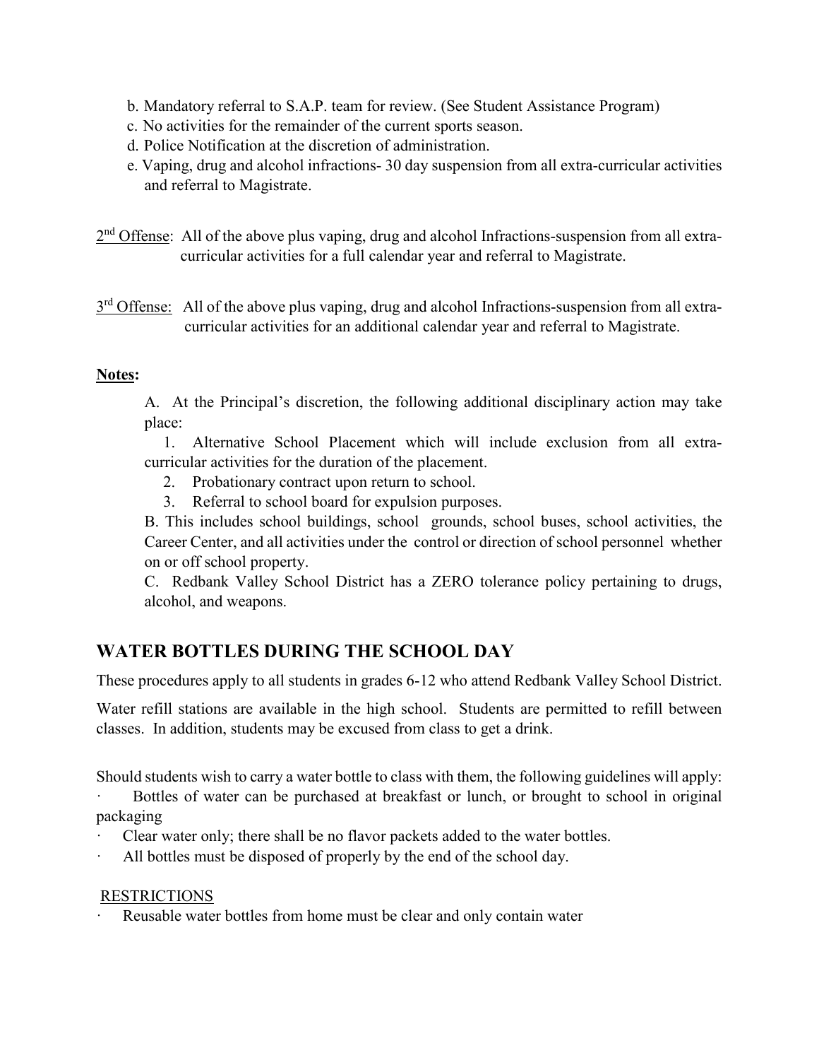b. Mandatory referral to S.A.P. team for review. (See Student Assistance Program)
c. No activities for the remainder of the current sports season.
d. Police Notification at the discretion of administration.
e. Vaping, drug and alcohol infractions- 30 day suspension from all extra-curricular activities and referral to Magistrate.

2nd Offense: All of the above plus vaping, drug and alcohol Infractions-suspension from all extra-curricular activities for a full calendar year and referral to Magistrate.

3rd Offense: All of the above plus vaping, drug and alcohol Infractions-suspension from all extra-curricular activities for an additional calendar year and referral to Magistrate.

**Notes:**

A. At the Principal's discretion, the following additional disciplinary action may take place:

1. Alternative School Placement which will include exclusion from all extra-curricular activities for the duration of the placement.
2. Probationary contract upon return to school.
3. Referral to school board for expulsion purposes.

B. This includes school buildings, school grounds, school buses, school activities, the Career Center, and all activities under the control or direction of school personnel whether on or off school property.

C. Redbank Valley School District has a ZERO tolerance policy pertaining to drugs, alcohol, and weapons.

## WATER BOTTLES DURING THE SCHOOL DAY

These procedures apply to all students in grades 6-12 who attend Redbank Valley School District.

Water refill stations are available in the high school. Students are permitted to refill between classes. In addition, students may be excused from class to get a drink.

Should students wish to carry a water bottle to class with them, the following guidelines will apply:

- Bottles of water can be purchased at breakfast or lunch, or brought to school in original packaging
- Clear water only; there shall be no flavor packets added to the water bottles.
- All bottles must be disposed of properly by the end of the school day.

RESTRICTIONS

- Reusable water bottles from home must be clear and only contain water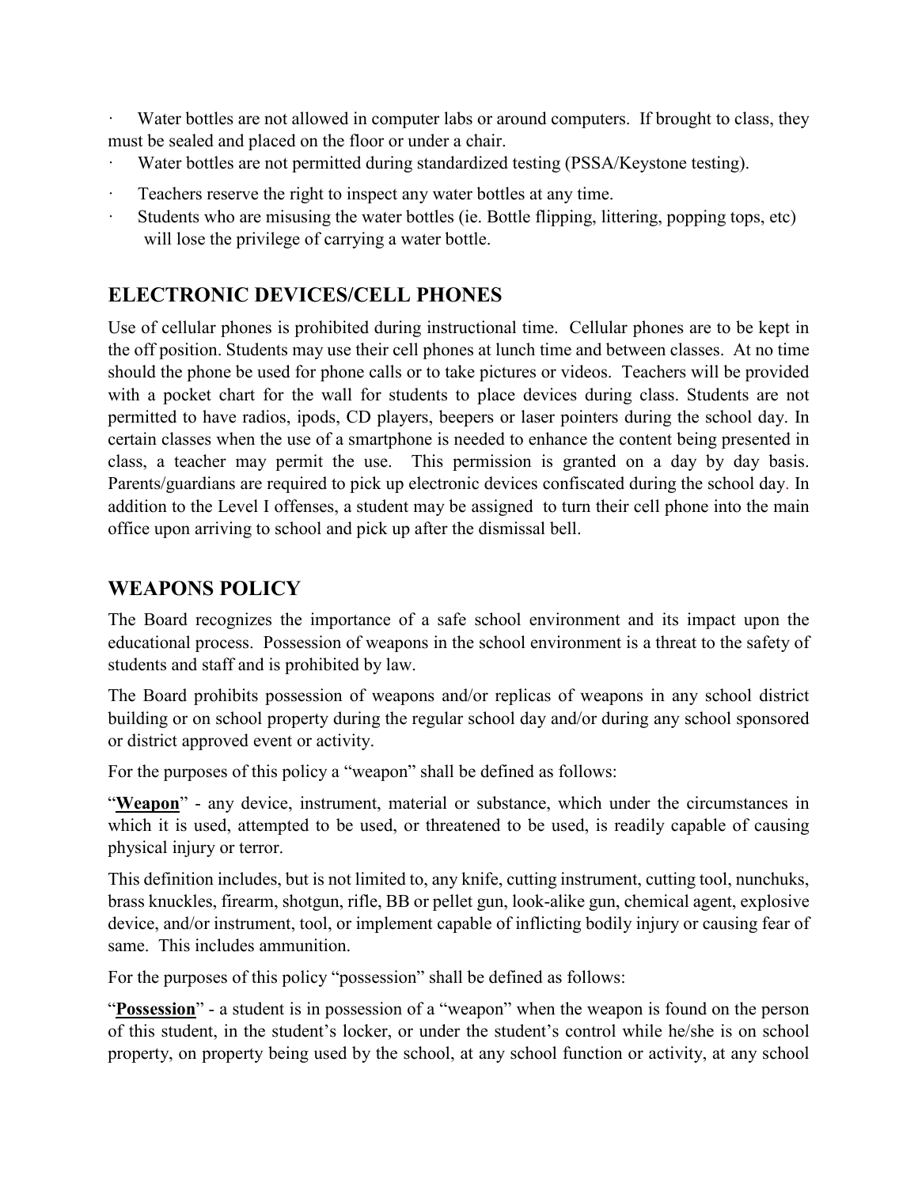- Water bottles are not allowed in computer labs or around computers. If brought to class, they must be sealed and placed on the floor or under a chair.
- Water bottles are not permitted during standardized testing (PSSA/Keystone testing).
- Teachers reserve the right to inspect any water bottles at any time.
- Students who are misusing the water bottles (ie. Bottle flipping, littering, popping tops, etc) will lose the privilege of carrying a water bottle.

## ELECTRONIC DEVICES/CELL PHONES

Use of cellular phones is prohibited during instructional time. Cellular phones are to be kept in the off position. Students may use their cell phones at lunch time and between classes. At no time should the phone be used for phone calls or to take pictures or videos. Teachers will be provided with a pocket chart for the wall for students to place devices during class. Students are not permitted to have radios, ipods, CD players, beepers or laser pointers during the school day. In certain classes when the use of a smartphone is needed to enhance the content being presented in class, a teacher may permit the use. This permission is granted on a day by day basis. Parents/guardians are required to pick up electronic devices confiscated during the school day. In addition to the Level I offenses, a student may be assigned to turn their cell phone into the main office upon arriving to school and pick up after the dismissal bell.

## WEAPONS POLICY

The Board recognizes the importance of a safe school environment and its impact upon the educational process. Possession of weapons in the school environment is a threat to the safety of students and staff and is prohibited by law.

The Board prohibits possession of weapons and/or replicas of weapons in any school district building or on school property during the regular school day and/or during any school sponsored or district approved event or activity.

For the purposes of this policy a "weapon" shall be defined as follows:

"**Weapon**" - any device, instrument, material or substance, which under the circumstances in which it is used, attempted to be used, or threatened to be used, is readily capable of causing physical injury or terror.

This definition includes, but is not limited to, any knife, cutting instrument, cutting tool, nunchuks, brass knuckles, firearm, shotgun, rifle, BB or pellet gun, look-alike gun, chemical agent, explosive device, and/or instrument, tool, or implement capable of inflicting bodily injury or causing fear of same. This includes ammunition.

For the purposes of this policy "possession" shall be defined as follows:

"**Possession**" - a student is in possession of a "weapon" when the weapon is found on the person of this student, in the student's locker, or under the student's control while he/she is on school property, on property being used by the school, at any school function or activity, at any school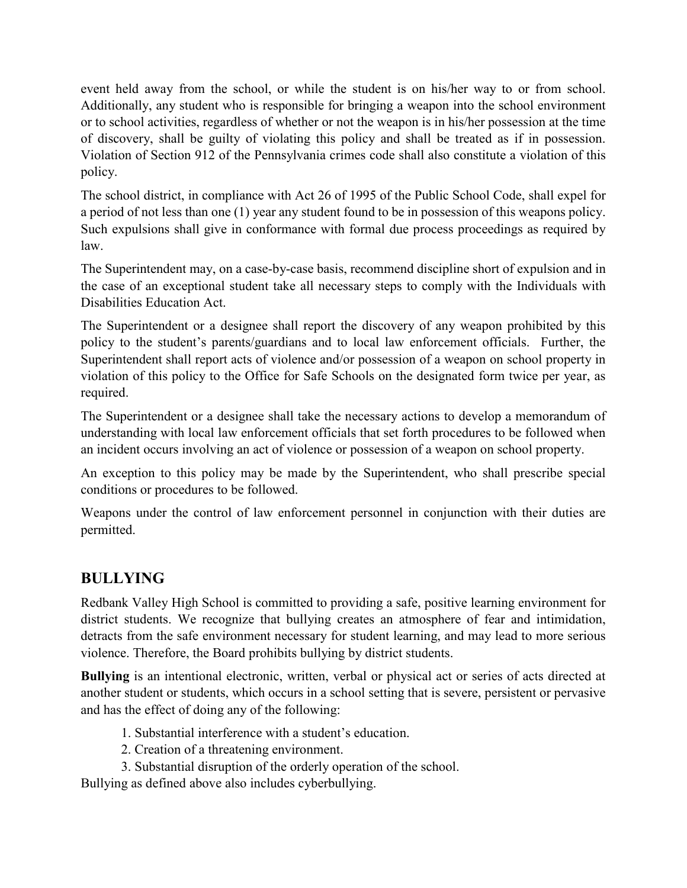event held away from the school, or while the student is on his/her way to or from school. Additionally, any student who is responsible for bringing a weapon into the school environment or to school activities, regardless of whether or not the weapon is in his/her possession at the time of discovery, shall be guilty of violating this policy and shall be treated as if in possession. Violation of Section 912 of the Pennsylvania crimes code shall also constitute a violation of this policy.

The school district, in compliance with Act 26 of 1995 of the Public School Code, shall expel for a period of not less than one (1) year any student found to be in possession of this weapons policy. Such expulsions shall give in conformance with formal due process proceedings as required by law.

The Superintendent may, on a case-by-case basis, recommend discipline short of expulsion and in the case of an exceptional student take all necessary steps to comply with the Individuals with Disabilities Education Act.

The Superintendent or a designee shall report the discovery of any weapon prohibited by this policy to the student's parents/guardians and to local law enforcement officials. Further, the Superintendent shall report acts of violence and/or possession of a weapon on school property in violation of this policy to the Office for Safe Schools on the designated form twice per year, as required.

The Superintendent or a designee shall take the necessary actions to develop a memorandum of understanding with local law enforcement officials that set forth procedures to be followed when an incident occurs involving an act of violence or possession of a weapon on school property.

An exception to this policy may be made by the Superintendent, who shall prescribe special conditions or procedures to be followed.

Weapons under the control of law enforcement personnel in conjunction with their duties are permitted.

## BULLYING

Redbank Valley High School is committed to providing a safe, positive learning environment for district students. We recognize that bullying creates an atmosphere of fear and intimidation, detracts from the safe environment necessary for student learning, and may lead to more serious violence. Therefore, the Board prohibits bullying by district students.

**Bullying** is an intentional electronic, written, verbal or physical act or series of acts directed at another student or students, which occurs in a school setting that is severe, persistent or pervasive and has the effect of doing any of the following:

1. Substantial interference with a student's education.
2. Creation of a threatening environment.
3. Substantial disruption of the orderly operation of the school.

Bullying as defined above also includes cyberbullying.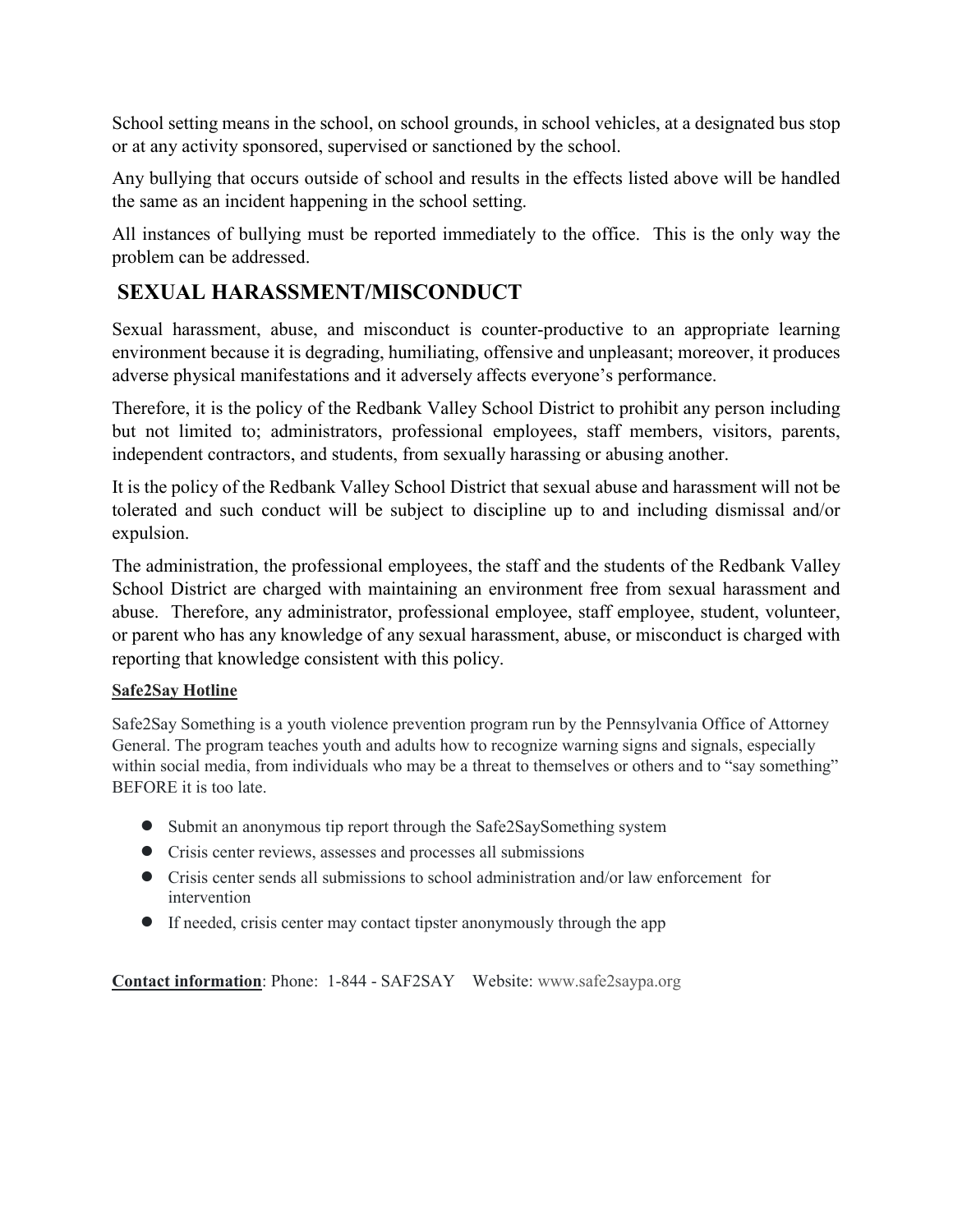School setting means in the school, on school grounds, in school vehicles, at a designated bus stop or at any activity sponsored, supervised or sanctioned by the school.

Any bullying that occurs outside of school and results in the effects listed above will be handled the same as an incident happening in the school setting.

All instances of bullying must be reported immediately to the office. This is the only way the problem can be addressed.

## SEXUAL HARASSMENT/MISCONDUCT

Sexual harassment, abuse, and misconduct is counter-productive to an appropriate learning environment because it is degrading, humiliating, offensive and unpleasant; moreover, it produces adverse physical manifestations and it adversely affects everyone's performance.

Therefore, it is the policy of the Redbank Valley School District to prohibit any person including but not limited to; administrators, professional employees, staff members, visitors, parents, independent contractors, and students, from sexually harassing or abusing another.

It is the policy of the Redbank Valley School District that sexual abuse and harassment will not be tolerated and such conduct will be subject to discipline up to and including dismissal and/or expulsion.

The administration, the professional employees, the staff and the students of the Redbank Valley School District are charged with maintaining an environment free from sexual harassment and abuse. Therefore, any administrator, professional employee, staff employee, student, volunteer, or parent who has any knowledge of any sexual harassment, abuse, or misconduct is charged with reporting that knowledge consistent with this policy.

**Safe2Say Hotline**

Safe2Say Something is a youth violence prevention program run by the Pennsylvania Office of Attorney General. The program teaches youth and adults how to recognize warning signs and signals, especially within social media, from individuals who may be a threat to themselves or others and to "say something" BEFORE it is too late.

- Submit an anonymous tip report through the Safe2SaySomething system
- Crisis center reviews, assesses and processes all submissions
- Crisis center sends all submissions to school administration and/or law enforcement for intervention
- If needed, crisis center may contact tipster anonymously through the app

**Contact information**: Phone: 1-844 - SAF2SAY Website: www.safe2saypa.org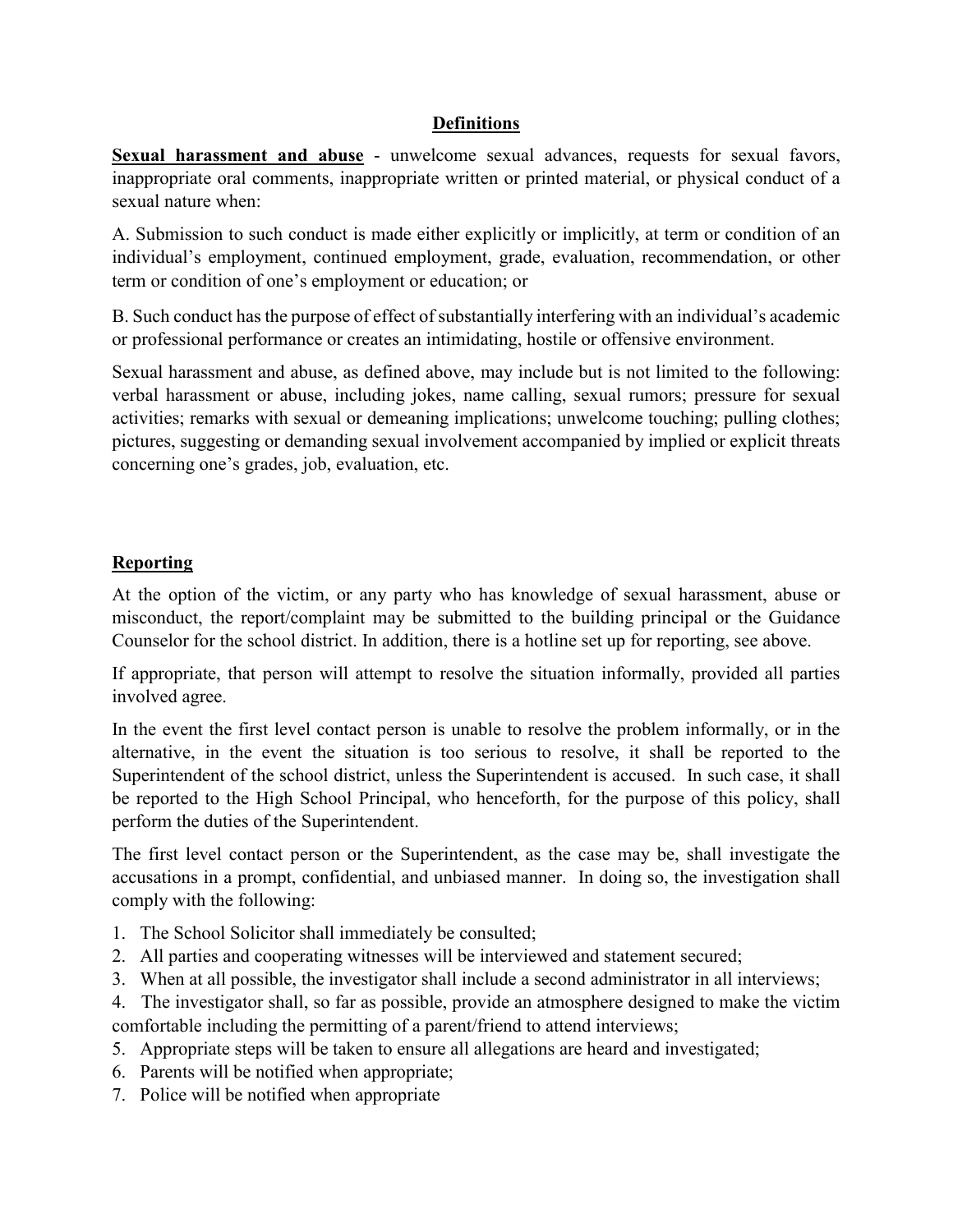## Definitions

**Sexual harassment and abuse** - unwelcome sexual advances, requests for sexual favors, inappropriate oral comments, inappropriate written or printed material, or physical conduct of a sexual nature when:

A. Submission to such conduct is made either explicitly or implicitly, at term or condition of an individual's employment, continued employment, grade, evaluation, recommendation, or other term or condition of one's employment or education; or

B. Such conduct has the purpose of effect of substantially interfering with an individual's academic or professional performance or creates an intimidating, hostile or offensive environment.

Sexual harassment and abuse, as defined above, may include but is not limited to the following: verbal harassment or abuse, including jokes, name calling, sexual rumors; pressure for sexual activities; remarks with sexual or demeaning implications; unwelcome touching; pulling clothes; pictures, suggesting or demanding sexual involvement accompanied by implied or explicit threats concerning one's grades, job, evaluation, etc.

## Reporting

At the option of the victim, or any party who has knowledge of sexual harassment, abuse or misconduct, the report/complaint may be submitted to the building principal or the Guidance Counselor for the school district. In addition, there is a hotline set up for reporting, see above.

If appropriate, that person will attempt to resolve the situation informally, provided all parties involved agree.

In the event the first level contact person is unable to resolve the problem informally, or in the alternative, in the event the situation is too serious to resolve, it shall be reported to the Superintendent of the school district, unless the Superintendent is accused. In such case, it shall be reported to the High School Principal, who henceforth, for the purpose of this policy, shall perform the duties of the Superintendent.

The first level contact person or the Superintendent, as the case may be, shall investigate the accusations in a prompt, confidential, and unbiased manner. In doing so, the investigation shall comply with the following:

1. The School Solicitor shall immediately be consulted;
2. All parties and cooperating witnesses will be interviewed and statement secured;
3. When at all possible, the investigator shall include a second administrator in all interviews;
4. The investigator shall, so far as possible, provide an atmosphere designed to make the victim comfortable including the permitting of a parent/friend to attend interviews;
5. Appropriate steps will be taken to ensure all allegations are heard and investigated;
6. Parents will be notified when appropriate;
7. Police will be notified when appropriate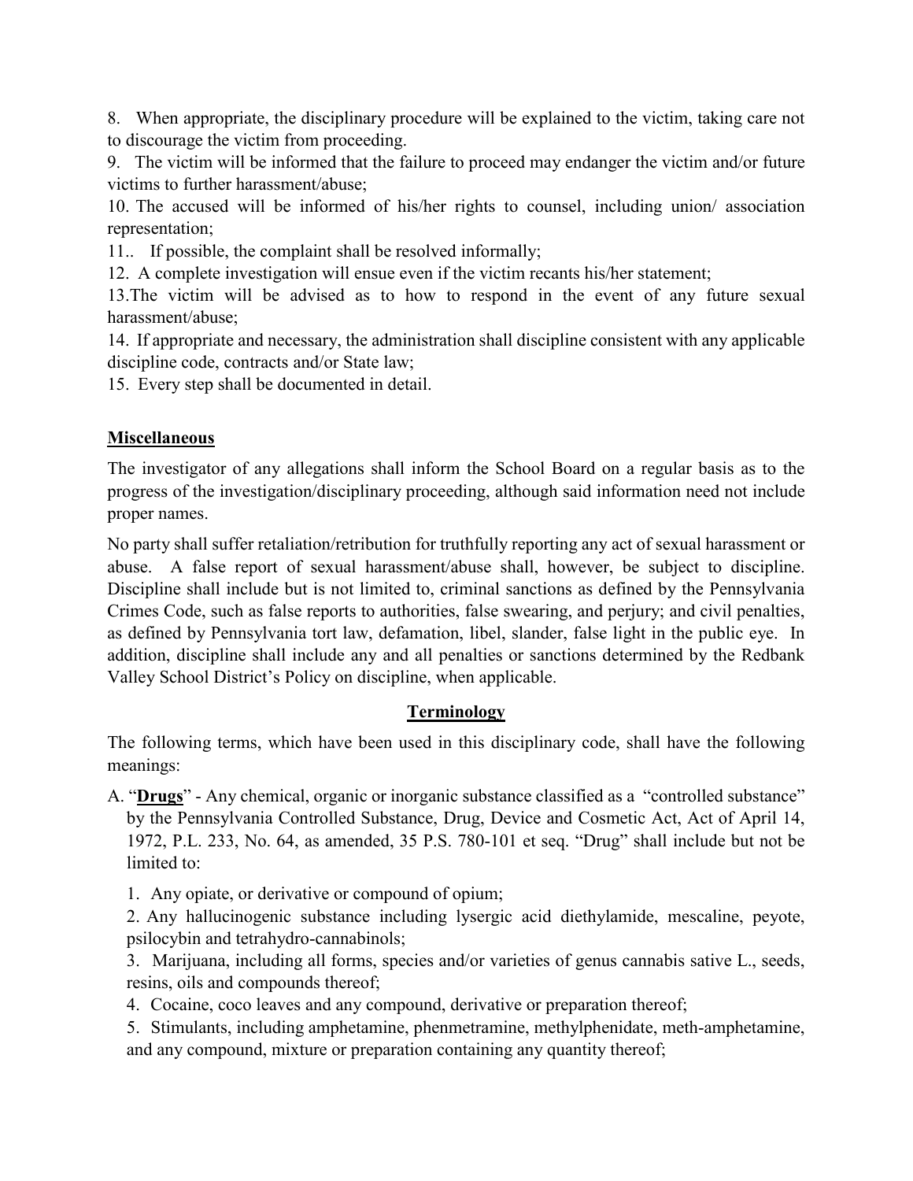8. When appropriate, the disciplinary procedure will be explained to the victim, taking care not to discourage the victim from proceeding.

9. The victim will be informed that the failure to proceed may endanger the victim and/or future victims to further harassment/abuse;

10. The accused will be informed of his/her rights to counsel, including union/ association representation;

11.. If possible, the complaint shall be resolved informally;

12. A complete investigation will ensue even if the victim recants his/her statement;

13.The victim will be advised as to how to respond in the event of any future sexual harassment/abuse;

14. If appropriate and necessary, the administration shall discipline consistent with any applicable discipline code, contracts and/or State law;

15. Every step shall be documented in detail.

## Miscellaneous

The investigator of any allegations shall inform the School Board on a regular basis as to the progress of the investigation/disciplinary proceeding, although said information need not include proper names.

No party shall suffer retaliation/retribution for truthfully reporting any act of sexual harassment or abuse. A false report of sexual harassment/abuse shall, however, be subject to discipline. Discipline shall include but is not limited to, criminal sanctions as defined by the Pennsylvania Crimes Code, such as false reports to authorities, false swearing, and perjury; and civil penalties, as defined by Pennsylvania tort law, defamation, libel, slander, false light in the public eye. In addition, discipline shall include any and all penalties or sanctions determined by the Redbank Valley School District's Policy on discipline, when applicable.

## Terminology

The following terms, which have been used in this disciplinary code, shall have the following meanings:

A. "**Drugs**" - Any chemical, organic or inorganic substance classified as a "controlled substance" by the Pennsylvania Controlled Substance, Drug, Device and Cosmetic Act, Act of April 14, 1972, P.L. 233, No. 64, as amended, 35 P.S. 780-101 et seq. "Drug" shall include but not be limited to:

1. Any opiate, or derivative or compound of opium;
2. Any hallucinogenic substance including lysergic acid diethylamide, mescaline, peyote, psilocybin and tetrahydro-cannabinols;
3. Marijuana, including all forms, species and/or varieties of genus cannabis sative L., seeds, resins, oils and compounds thereof;
4. Cocaine, coco leaves and any compound, derivative or preparation thereof;
5. Stimulants, including amphetamine, phenmetramine, methylphenidate, meth-amphetamine, and any compound, mixture or preparation containing any quantity thereof;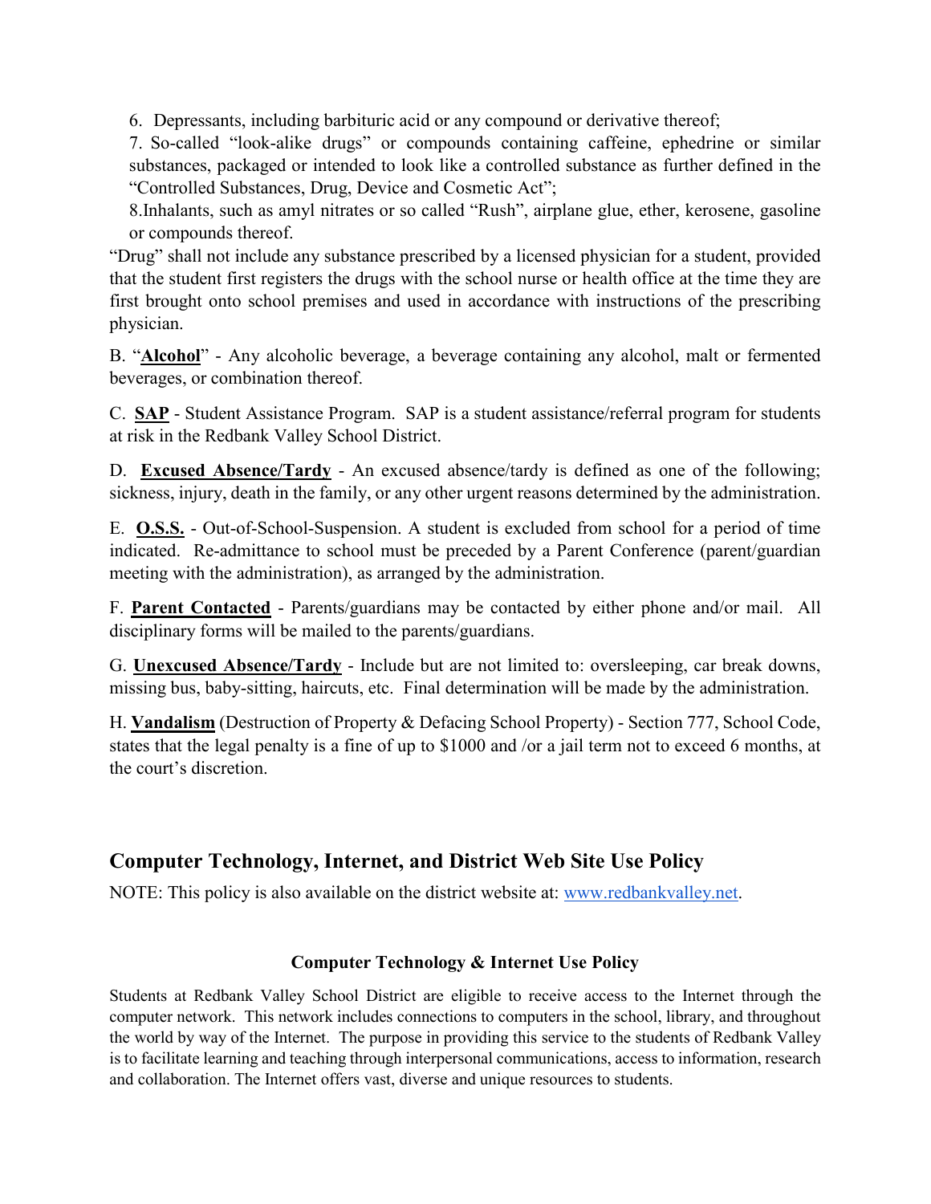6. Depressants, including barbituric acid or any compound or derivative thereof;

7. So-called "look-alike drugs" or compounds containing caffeine, ephedrine or similar substances, packaged or intended to look like a controlled substance as further defined in the "Controlled Substances, Drug, Device and Cosmetic Act";

8.Inhalants, such as amyl nitrates or so called "Rush", airplane glue, ether, kerosene, gasoline or compounds thereof.

"Drug" shall not include any substance prescribed by a licensed physician for a student, provided that the student first registers the drugs with the school nurse or health office at the time they are first brought onto school premises and used in accordance with instructions of the prescribing physician.

B. "**Alcohol**" - Any alcoholic beverage, a beverage containing any alcohol, malt or fermented beverages, or combination thereof.

C. **SAP** - Student Assistance Program. SAP is a student assistance/referral program for students at risk in the Redbank Valley School District.

D. **Excused Absence/Tardy** - An excused absence/tardy is defined as one of the following; sickness, injury, death in the family, or any other urgent reasons determined by the administration.

E. **O.S.S.** - Out-of-School-Suspension. A student is excluded from school for a period of time indicated. Re-admittance to school must be preceded by a Parent Conference (parent/guardian meeting with the administration), as arranged by the administration.

F. **Parent Contacted** - Parents/guardians may be contacted by either phone and/or mail. All disciplinary forms will be mailed to the parents/guardians.

G. **Unexcused Absence/Tardy** - Include but are not limited to: oversleeping, car break downs, missing bus, baby-sitting, haircuts, etc. Final determination will be made by the administration.

H. **Vandalism** (Destruction of Property & Defacing School Property) - Section 777, School Code, states that the legal penalty is a fine of up to $1000 and /or a jail term not to exceed 6 months, at the court's discretion.

## Computer Technology, Internet, and District Web Site Use Policy

NOTE: This policy is also available on the district website at: www.redbankvalley.net.

### Computer Technology & Internet Use Policy

Students at Redbank Valley School District are eligible to receive access to the Internet through the computer network. This network includes connections to computers in the school, library, and throughout the world by way of the Internet. The purpose in providing this service to the students of Redbank Valley is to facilitate learning and teaching through interpersonal communications, access to information, research and collaboration. The Internet offers vast, diverse and unique resources to students.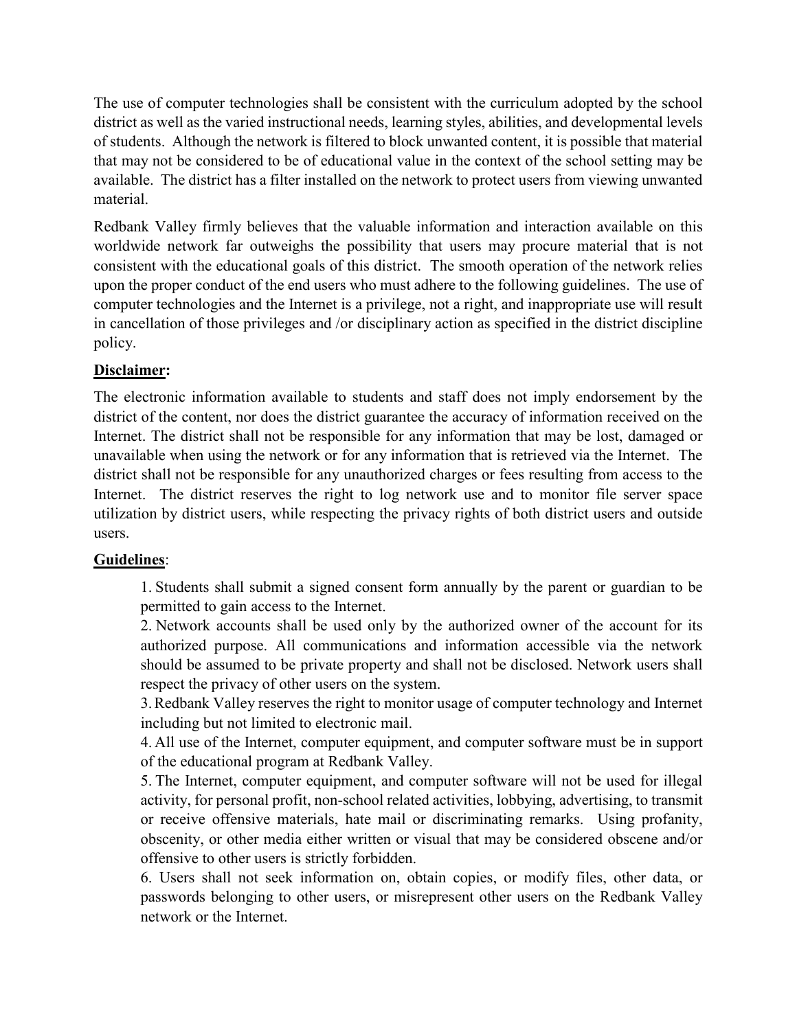The use of computer technologies shall be consistent with the curriculum adopted by the school district as well as the varied instructional needs, learning styles, abilities, and developmental levels of students. Although the network is filtered to block unwanted content, it is possible that material that may not be considered to be of educational value in the context of the school setting may be available. The district has a filter installed on the network to protect users from viewing unwanted material.

Redbank Valley firmly believes that the valuable information and interaction available on this worldwide network far outweighs the possibility that users may procure material that is not consistent with the educational goals of this district. The smooth operation of the network relies upon the proper conduct of the end users who must adhere to the following guidelines. The use of computer technologies and the Internet is a privilege, not a right, and inappropriate use will result in cancellation of those privileges and /or disciplinary action as specified in the district discipline policy.

**Disclaimer:**

The electronic information available to students and staff does not imply endorsement by the district of the content, nor does the district guarantee the accuracy of information received on the Internet. The district shall not be responsible for any information that may be lost, damaged or unavailable when using the network or for any information that is retrieved via the Internet. The district shall not be responsible for any unauthorized charges or fees resulting from access to the Internet. The district reserves the right to log network use and to monitor file server space utilization by district users, while respecting the privacy rights of both district users and outside users.

**Guidelines**:

1. Students shall submit a signed consent form annually by the parent or guardian to be permitted to gain access to the Internet.
2. Network accounts shall be used only by the authorized owner of the account for its authorized purpose. All communications and information accessible via the network should be assumed to be private property and shall not be disclosed. Network users shall respect the privacy of other users on the system.
3. Redbank Valley reserves the right to monitor usage of computer technology and Internet including but not limited to electronic mail.
4. All use of the Internet, computer equipment, and computer software must be in support of the educational program at Redbank Valley.
5. The Internet, computer equipment, and computer software will not be used for illegal activity, for personal profit, non-school related activities, lobbying, advertising, to transmit or receive offensive materials, hate mail or discriminating remarks. Using profanity, obscenity, or other media either written or visual that may be considered obscene and/or offensive to other users is strictly forbidden.
6. Users shall not seek information on, obtain copies, or modify files, other data, or passwords belonging to other users, or misrepresent other users on the Redbank Valley network or the Internet.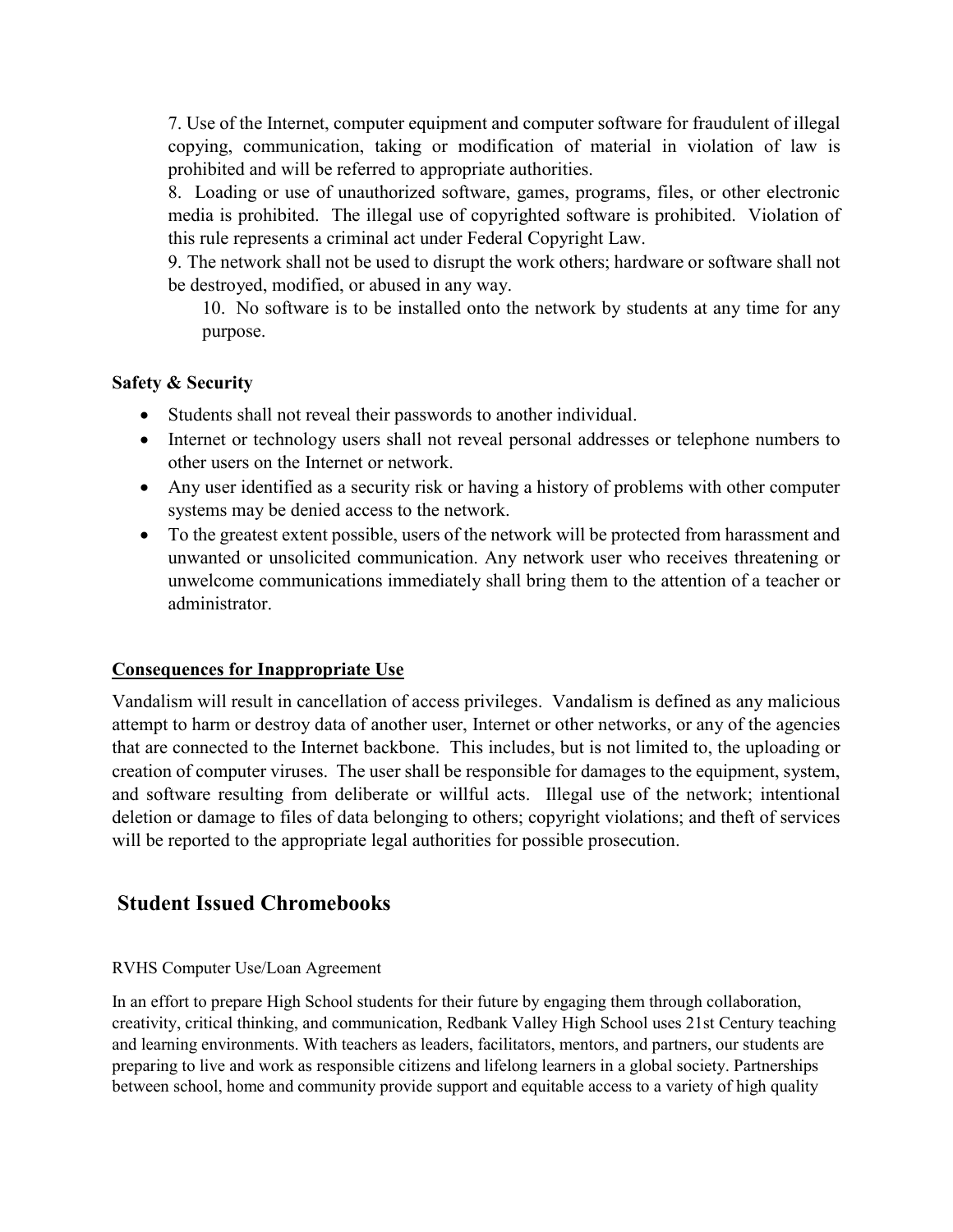7. Use of the Internet, computer equipment and computer software for fraudulent of illegal copying, communication, taking or modification of material in violation of law is prohibited and will be referred to appropriate authorities.

8. Loading or use of unauthorized software, games, programs, files, or other electronic media is prohibited. The illegal use of copyrighted software is prohibited. Violation of this rule represents a criminal act under Federal Copyright Law.

9. The network shall not be used to disrupt the work others; hardware or software shall not be destroyed, modified, or abused in any way.

10. No software is to be installed onto the network by students at any time for any purpose.

**Safety & Security**

- Students shall not reveal their passwords to another individual.
- Internet or technology users shall not reveal personal addresses or telephone numbers to other users on the Internet or network.
- Any user identified as a security risk or having a history of problems with other computer systems may be denied access to the network.
- To the greatest extent possible, users of the network will be protected from harassment and unwanted or unsolicited communication. Any network user who receives threatening or unwelcome communications immediately shall bring them to the attention of a teacher or administrator.

**Consequences for Inappropriate Use**

Vandalism will result in cancellation of access privileges. Vandalism is defined as any malicious attempt to harm or destroy data of another user, Internet or other networks, or any of the agencies that are connected to the Internet backbone. This includes, but is not limited to, the uploading or creation of computer viruses. The user shall be responsible for damages to the equipment, system, and software resulting from deliberate or willful acts. Illegal use of the network; intentional deletion or damage to files of data belonging to others; copyright violations; and theft of services will be reported to the appropriate legal authorities for possible prosecution.

## Student Issued Chromebooks

RVHS Computer Use/Loan Agreement

In an effort to prepare High School students for their future by engaging them through collaboration, creativity, critical thinking, and communication, Redbank Valley High School uses 21st Century teaching and learning environments. With teachers as leaders, facilitators, mentors, and partners, our students are preparing to live and work as responsible citizens and lifelong learners in a global society. Partnerships between school, home and community provide support and equitable access to a variety of high quality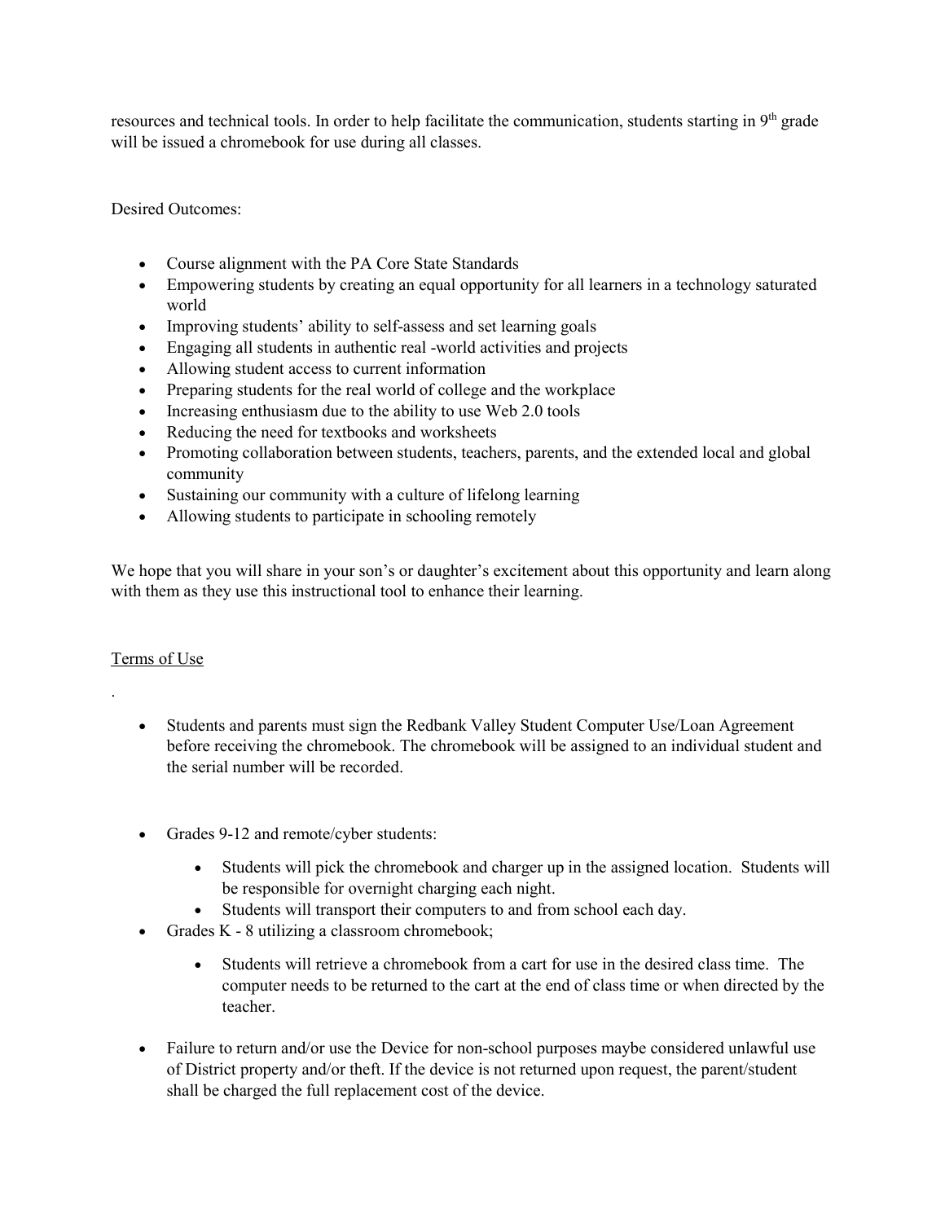resources and technical tools. In order to help facilitate the communication, students starting in 9th grade will be issued a chromebook for use during all classes.

Desired Outcomes:

- Course alignment with the PA Core State Standards
- Empowering students by creating an equal opportunity for all learners in a technology saturated world
- Improving students' ability to self-assess and set learning goals
- Engaging all students in authentic real -world activities and projects
- Allowing student access to current information
- Preparing students for the real world of college and the workplace
- Increasing enthusiasm due to the ability to use Web 2.0 tools
- Reducing the need for textbooks and worksheets
- Promoting collaboration between students, teachers, parents, and the extended local and global community
- Sustaining our community with a culture of lifelong learning
- Allowing students to participate in schooling remotely

We hope that you will share in your son's or daughter's excitement about this opportunity and learn along with them as they use this instructional tool to enhance their learning.

<u>Terms of Use</u>

.

- Students and parents must sign the Redbank Valley Student Computer Use/Loan Agreement before receiving the chromebook. The chromebook will be assigned to an individual student and the serial number will be recorded.

- Grades 9-12 and remote/cyber students:
  - Students will pick the chromebook and charger up in the assigned location. Students will be responsible for overnight charging each night.
  - Students will transport their computers to and from school each day.
- Grades K - 8 utilizing a classroom chromebook;
  - Students will retrieve a chromebook from a cart for use in the desired class time. The computer needs to be returned to the cart at the end of class time or when directed by the teacher.

- Failure to return and/or use the Device for non-school purposes maybe considered unlawful use of District property and/or theft. If the device is not returned upon request, the parent/student shall be charged the full replacement cost of the device.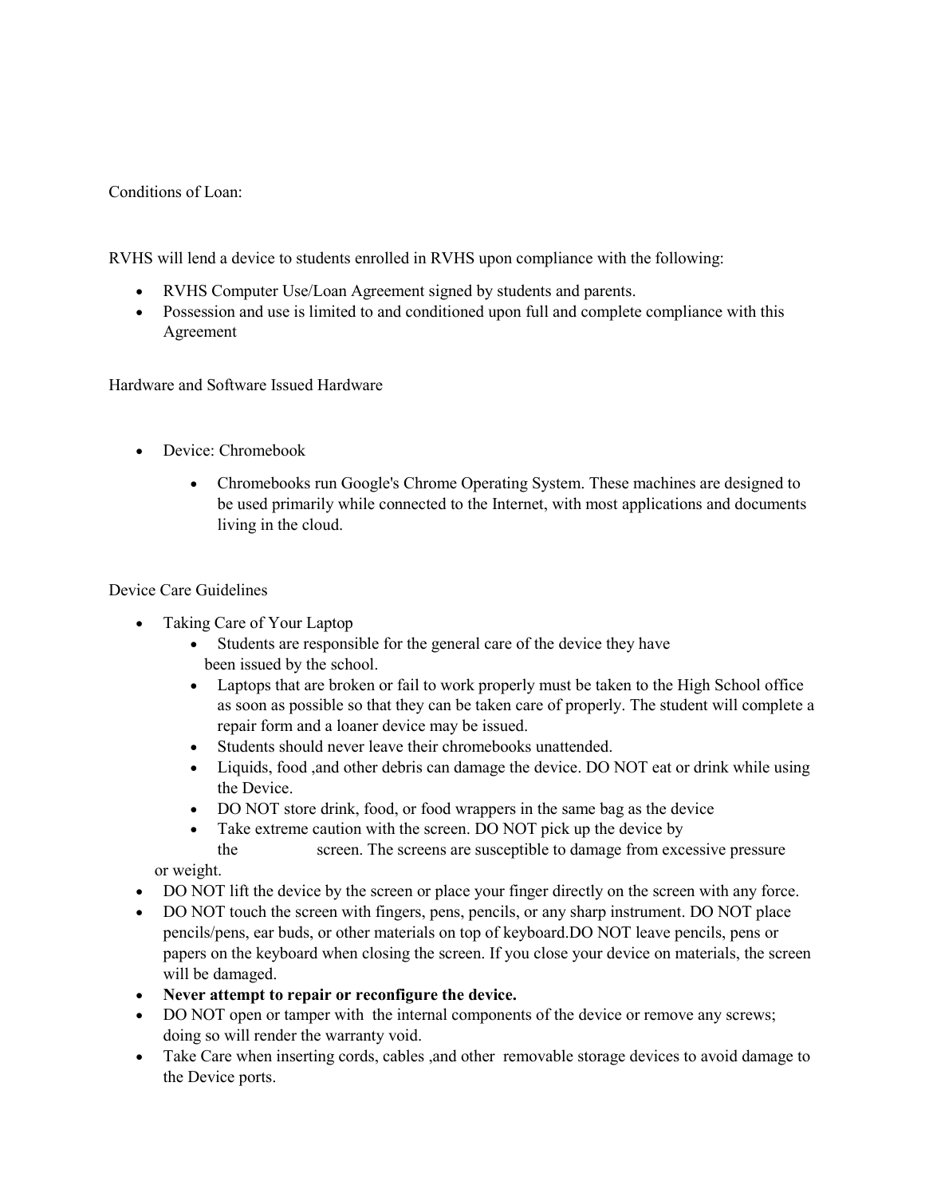Conditions of Loan:

RVHS will lend a device to students enrolled in RVHS upon compliance with the following:

- RVHS Computer Use/Loan Agreement signed by students and parents.
- Possession and use is limited to and conditioned upon full and complete compliance with this Agreement

Hardware and Software Issued Hardware

- Device: Chromebook
  - Chromebooks run Google's Chrome Operating System. These machines are designed to be used primarily while connected to the Internet, with most applications and documents living in the cloud.

Device Care Guidelines

- Taking Care of Your Laptop
  - Students are responsible for the general care of the device they have been issued by the school.
  - Laptops that are broken or fail to work properly must be taken to the High School office as soon as possible so that they can be taken care of properly. The student will complete a repair form and a loaner device may be issued.
  - Students should never leave their chromebooks unattended.
  - Liquids, food ,and other debris can damage the device. DO NOT eat or drink while using the Device.
  - DO NOT store drink, food, or food wrappers in the same bag as the device
  - Take extreme caution with the screen. DO NOT pick up the device by the screen. The screens are susceptible to damage from excessive pressure or weight.
- DO NOT lift the device by the screen or place your finger directly on the screen with any force.
- DO NOT touch the screen with fingers, pens, pencils, or any sharp instrument. DO NOT place pencils/pens, ear buds, or other materials on top of keyboard.DO NOT leave pencils, pens or papers on the keyboard when closing the screen. If you close your device on materials, the screen will be damaged.
- **Never attempt to repair or reconfigure the device.**
- DO NOT open or tamper with the internal components of the device or remove any screws; doing so will render the warranty void.
- Take Care when inserting cords, cables ,and other removable storage devices to avoid damage to the Device ports.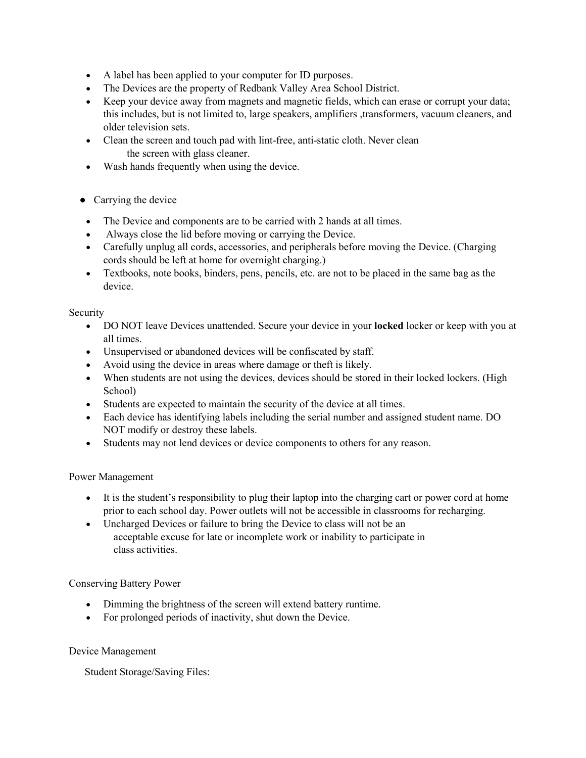- A label has been applied to your computer for ID purposes.
- The Devices are the property of Redbank Valley Area School District.
- Keep your device away from magnets and magnetic fields, which can erase or corrupt your data; this includes, but is not limited to, large speakers, amplifiers ,transformers, vacuum cleaners, and older television sets.
- Clean the screen and touch pad with lint-free, anti-static cloth. Never clean the screen with glass cleaner.
- Wash hands frequently when using the device.

- Carrying the device

- The Device and components are to be carried with 2 hands at all times.
- Always close the lid before moving or carrying the Device.
- Carefully unplug all cords, accessories, and peripherals before moving the Device. (Charging cords should be left at home for overnight charging.)
- Textbooks, note books, binders, pens, pencils, etc. are not to be placed in the same bag as the device.

Security

- DO NOT leave Devices unattended. Secure your device in your **locked** locker or keep with you at all times.
- Unsupervised or abandoned devices will be confiscated by staff.
- Avoid using the device in areas where damage or theft is likely.
- When students are not using the devices, devices should be stored in their locked lockers. (High School)
- Students are expected to maintain the security of the device at all times.
- Each device has identifying labels including the serial number and assigned student name. DO NOT modify or destroy these labels.
- Students may not lend devices or device components to others for any reason.

Power Management

- It is the student's responsibility to plug their laptop into the charging cart or power cord at home prior to each school day. Power outlets will not be accessible in classrooms for recharging.
- Uncharged Devices or failure to bring the Device to class will not be an acceptable excuse for late or incomplete work or inability to participate in class activities.

Conserving Battery Power

- Dimming the brightness of the screen will extend battery runtime.
- For prolonged periods of inactivity, shut down the Device.

Device Management

Student Storage/Saving Files: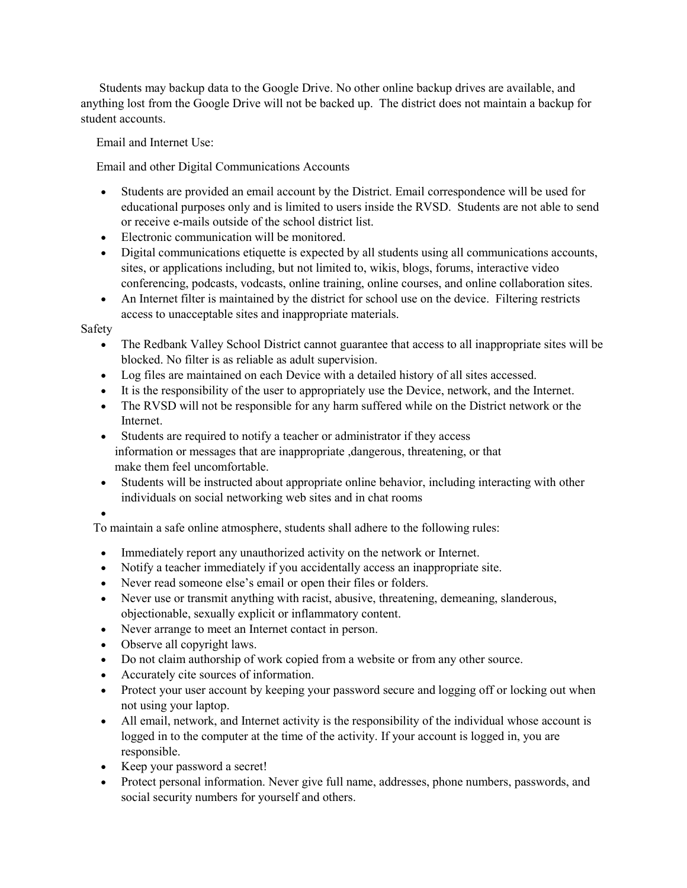Students may backup data to the Google Drive. No other online backup drives are available, and anything lost from the Google Drive will not be backed up. The district does not maintain a backup for student accounts.

Email and Internet Use:

Email and other Digital Communications Accounts

- Students are provided an email account by the District. Email correspondence will be used for educational purposes only and is limited to users inside the RVSD. Students are not able to send or receive e-mails outside of the school district list.
- Electronic communication will be monitored.
- Digital communications etiquette is expected by all students using all communications accounts, sites, or applications including, but not limited to, wikis, blogs, forums, interactive video conferencing, podcasts, vodcasts, online training, online courses, and online collaboration sites.
- An Internet filter is maintained by the district for school use on the device. Filtering restricts access to unacceptable sites and inappropriate materials.

Safety

- The Redbank Valley School District cannot guarantee that access to all inappropriate sites will be blocked. No filter is as reliable as adult supervision.
- Log files are maintained on each Device with a detailed history of all sites accessed.
- It is the responsibility of the user to appropriately use the Device, network, and the Internet.
- The RVSD will not be responsible for any harm suffered while on the District network or the Internet.
- Students are required to notify a teacher or administrator if they access information or messages that are inappropriate ,dangerous, threatening, or that make them feel uncomfortable.
- Students will be instructed about appropriate online behavior, including interacting with other individuals on social networking web sites and in chat rooms

To maintain a safe online atmosphere, students shall adhere to the following rules:

- Immediately report any unauthorized activity on the network or Internet.
- Notify a teacher immediately if you accidentally access an inappropriate site.
- Never read someone else's email or open their files or folders.
- Never use or transmit anything with racist, abusive, threatening, demeaning, slanderous, objectionable, sexually explicit or inflammatory content.
- Never arrange to meet an Internet contact in person.
- Observe all copyright laws.
- Do not claim authorship of work copied from a website or from any other source.
- Accurately cite sources of information.
- Protect your user account by keeping your password secure and logging off or locking out when not using your laptop.
- All email, network, and Internet activity is the responsibility of the individual whose account is logged in to the computer at the time of the activity. If your account is logged in, you are responsible.
- Keep your password a secret!
- Protect personal information. Never give full name, addresses, phone numbers, passwords, and social security numbers for yourself and others.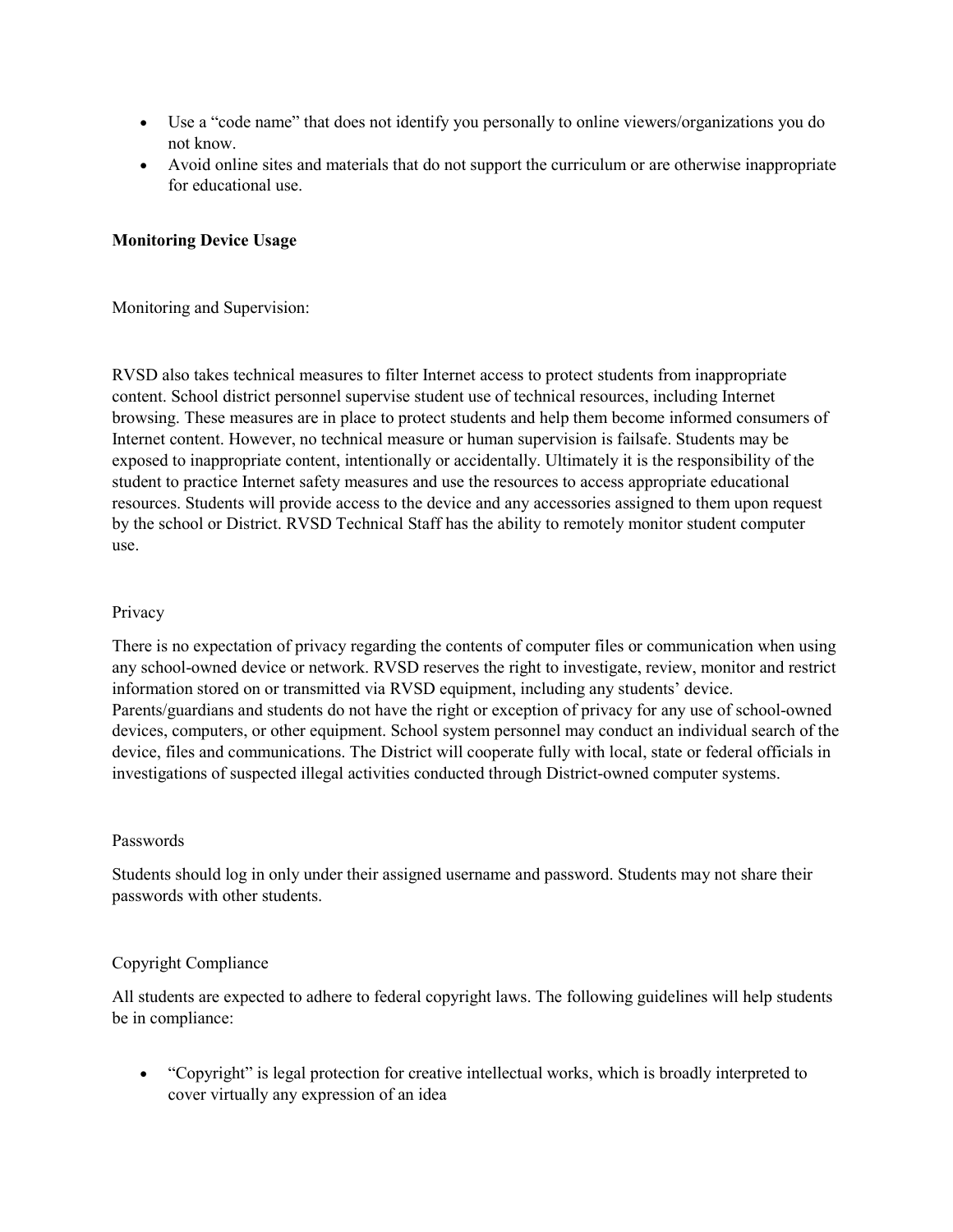- Use a “code name” that does not identify you personally to online viewers/organizations you do not know.
- Avoid online sites and materials that do not support the curriculum or are otherwise inappropriate for educational use.

**Monitoring Device Usage**

Monitoring and Supervision:

RVSD also takes technical measures to filter Internet access to protect students from inappropriate content. School district personnel supervise student use of technical resources, including Internet browsing. These measures are in place to protect students and help them become informed consumers of Internet content. However, no technical measure or human supervision is failsafe. Students may be exposed to inappropriate content, intentionally or accidentally. Ultimately it is the responsibility of the student to practice Internet safety measures and use the resources to access appropriate educational resources. Students will provide access to the device and any accessories assigned to them upon request by the school or District. RVSD Technical Staff has the ability to remotely monitor student computer use.

Privacy

There is no expectation of privacy regarding the contents of computer files or communication when using any school-owned device or network. RVSD reserves the right to investigate, review, monitor and restrict information stored on or transmitted via RVSD equipment, including any students’ device. Parents/guardians and students do not have the right or exception of privacy for any use of school-owned devices, computers, or other equipment. School system personnel may conduct an individual search of the device, files and communications. The District will cooperate fully with local, state or federal officials in investigations of suspected illegal activities conducted through District-owned computer systems.

Passwords

Students should log in only under their assigned username and password. Students may not share their passwords with other students.

Copyright Compliance

All students are expected to adhere to federal copyright laws. The following guidelines will help students be in compliance:

- “Copyright” is legal protection for creative intellectual works, which is broadly interpreted to cover virtually any expression of an idea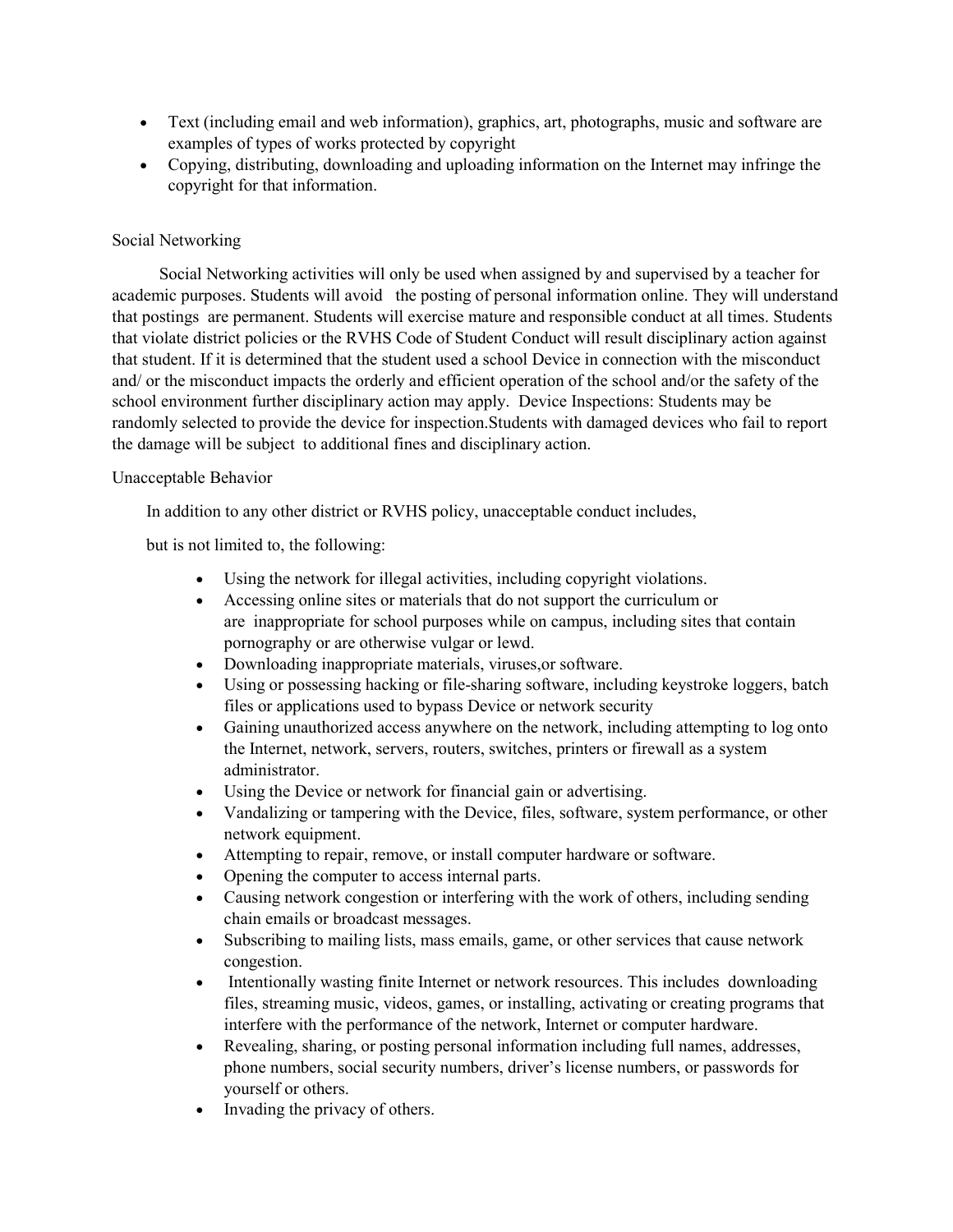- Text (including email and web information), graphics, art, photographs, music and software are examples of types of works protected by copyright
- Copying, distributing, downloading and uploading information on the Internet may infringe the copyright for that information.

## Social Networking

Social Networking activities will only be used when assigned by and supervised by a teacher for academic purposes. Students will avoid the posting of personal information online. They will understand that postings are permanent. Students will exercise mature and responsible conduct at all times. Students that violate district policies or the RVHS Code of Student Conduct will result disciplinary action against that student. If it is determined that the student used a school Device in connection with the misconduct and/ or the misconduct impacts the orderly and efficient operation of the school and/or the safety of the school environment further disciplinary action may apply. Device Inspections: Students may be randomly selected to provide the device for inspection.Students with damaged devices who fail to report the damage will be subject to additional fines and disciplinary action.

## Unacceptable Behavior

In addition to any other district or RVHS policy, unacceptable conduct includes,

but is not limited to, the following:

- Using the network for illegal activities, including copyright violations.
- Accessing online sites or materials that do not support the curriculum or are inappropriate for school purposes while on campus, including sites that contain pornography or are otherwise vulgar or lewd.
- Downloading inappropriate materials, viruses,or software.
- Using or possessing hacking or file-sharing software, including keystroke loggers, batch files or applications used to bypass Device or network security
- Gaining unauthorized access anywhere on the network, including attempting to log onto the Internet, network, servers, routers, switches, printers or firewall as a system administrator.
- Using the Device or network for financial gain or advertising.
- Vandalizing or tampering with the Device, files, software, system performance, or other network equipment.
- Attempting to repair, remove, or install computer hardware or software.
- Opening the computer to access internal parts.
- Causing network congestion or interfering with the work of others, including sending chain emails or broadcast messages.
- Subscribing to mailing lists, mass emails, game, or other services that cause network congestion.
- Intentionally wasting finite Internet or network resources. This includes downloading files, streaming music, videos, games, or installing, activating or creating programs that interfere with the performance of the network, Internet or computer hardware.
- Revealing, sharing, or posting personal information including full names, addresses, phone numbers, social security numbers, driver's license numbers, or passwords for yourself or others.
- Invading the privacy of others.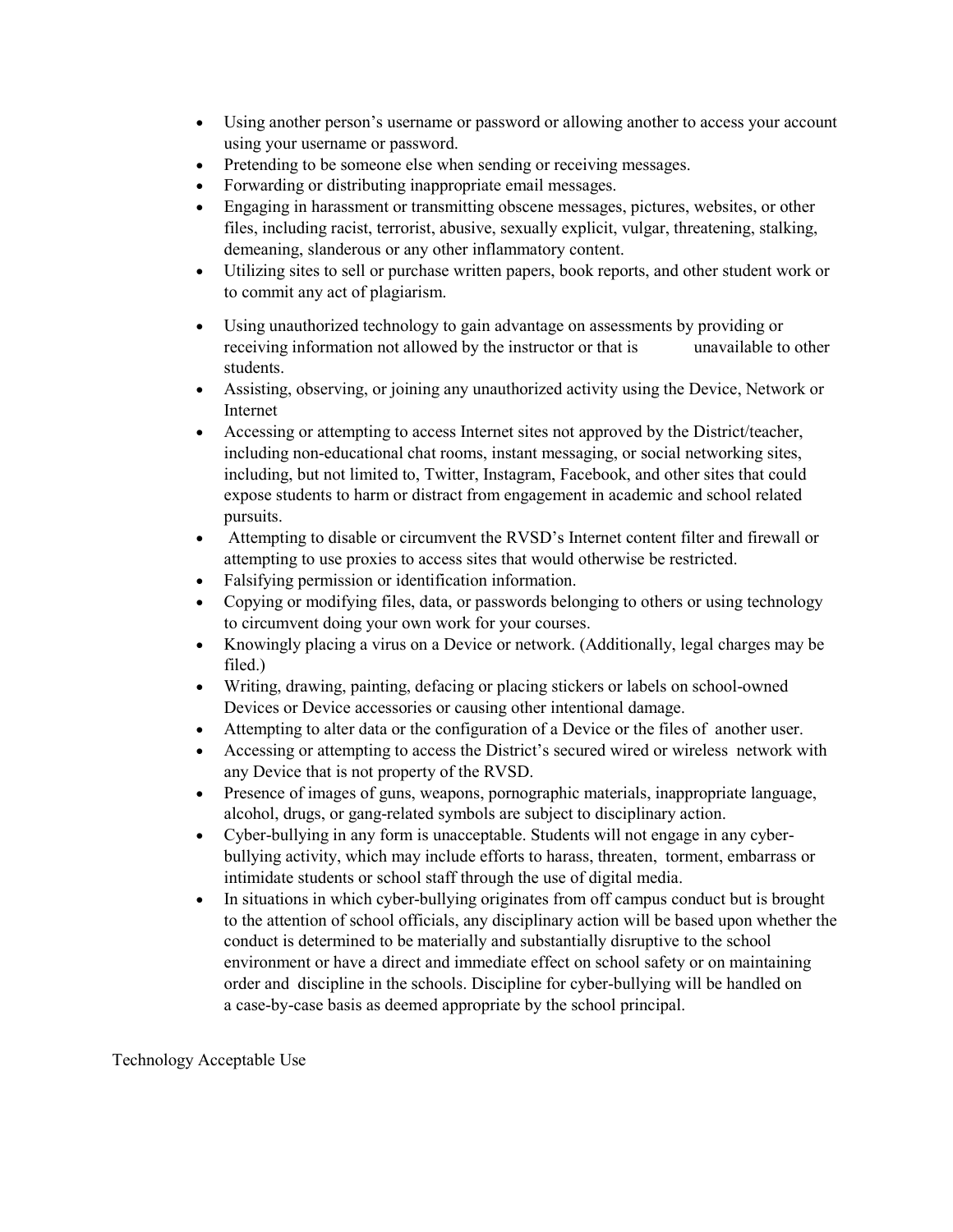- Using another person's username or password or allowing another to access your account using your username or password.
- Pretending to be someone else when sending or receiving messages.
- Forwarding or distributing inappropriate email messages.
- Engaging in harassment or transmitting obscene messages, pictures, websites, or other files, including racist, terrorist, abusive, sexually explicit, vulgar, threatening, stalking, demeaning, slanderous or any other inflammatory content.
- Utilizing sites to sell or purchase written papers, book reports, and other student work or to commit any act of plagiarism.
- Using unauthorized technology to gain advantage on assessments by providing or receiving information not allowed by the instructor or that is unavailable to other students.
- Assisting, observing, or joining any unauthorized activity using the Device, Network or Internet
- Accessing or attempting to access Internet sites not approved by the District/teacher, including non-educational chat rooms, instant messaging, or social networking sites, including, but not limited to, Twitter, Instagram, Facebook, and other sites that could expose students to harm or distract from engagement in academic and school related pursuits.
- Attempting to disable or circumvent the RVSD's Internet content filter and firewall or attempting to use proxies to access sites that would otherwise be restricted.
- Falsifying permission or identification information.
- Copying or modifying files, data, or passwords belonging to others or using technology to circumvent doing your own work for your courses.
- Knowingly placing a virus on a Device or network. (Additionally, legal charges may be filed.)
- Writing, drawing, painting, defacing or placing stickers or labels on school-owned Devices or Device accessories or causing other intentional damage.
- Attempting to alter data or the configuration of a Device or the files of another user.
- Accessing or attempting to access the District's secured wired or wireless network with any Device that is not property of the RVSD.
- Presence of images of guns, weapons, pornographic materials, inappropriate language, alcohol, drugs, or gang-related symbols are subject to disciplinary action.
- Cyber-bullying in any form is unacceptable. Students will not engage in any cyber-bullying activity, which may include efforts to harass, threaten, torment, embarrass or intimidate students or school staff through the use of digital media.
- In situations in which cyber-bullying originates from off campus conduct but is brought to the attention of school officials, any disciplinary action will be based upon whether the conduct is determined to be materially and substantially disruptive to the school environment or have a direct and immediate effect on school safety or on maintaining order and discipline in the schools. Discipline for cyber-bullying will be handled on a case-by-case basis as deemed appropriate by the school principal.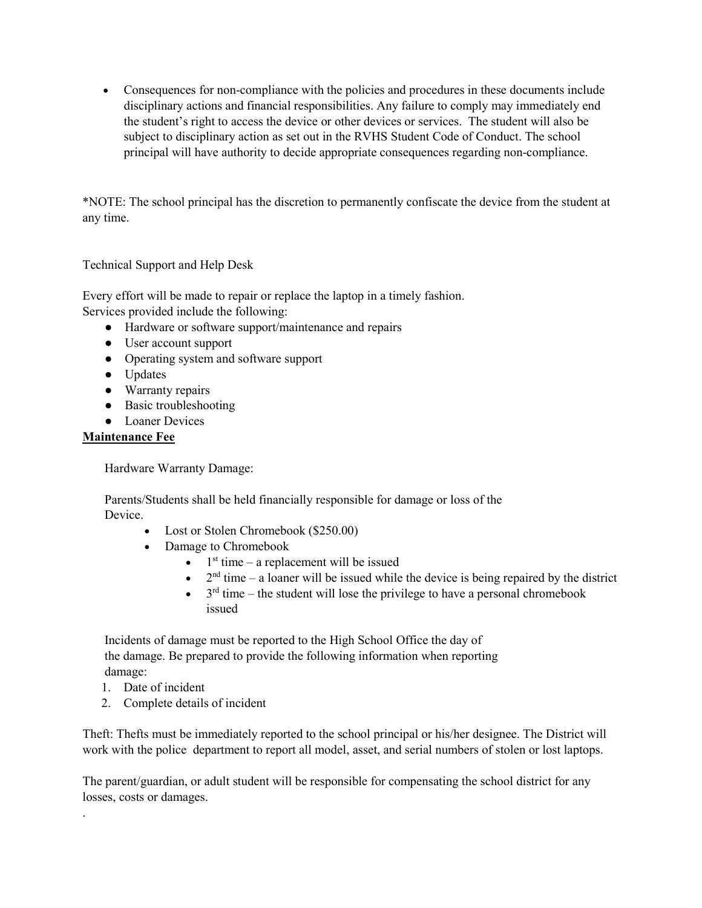- Consequences for non-compliance with the policies and procedures in these documents include disciplinary actions and financial responsibilities. Any failure to comply may immediately end the student's right to access the device or other devices or services. The student will also be subject to disciplinary action as set out in the RVHS Student Code of Conduct. The school principal will have authority to decide appropriate consequences regarding non-compliance.

*NOTE: The school principal has the discretion to permanently confiscate the device from the student at any time.

Technical Support and Help Desk

Every effort will be made to repair or replace the laptop in a timely fashion.
Services provided include the following:

- Hardware or software support/maintenance and repairs
- User account support
- Operating system and software support
- Updates
- Warranty repairs
- Basic troubleshooting
- Loaner Devices

**<u>Maintenance Fee</u>**

Hardware Warranty Damage:

Parents/Students shall be held financially responsible for damage or loss of the Device.

- Lost or Stolen Chromebook ($250.00)
- Damage to Chromebook
  - 1st time – a replacement will be issued
  - 2nd time – a loaner will be issued while the device is being repaired by the district
  - 3rd time – the student will lose the privilege to have a personal chromebook issued

Incidents of damage must be reported to the High School Office the day of the damage. Be prepared to provide the following information when reporting damage:

1. Date of incident
2. Complete details of incident

Theft: Thefts must be immediately reported to the school principal or his/her designee. The District will work with the police department to report all model, asset, and serial numbers of stolen or lost laptops.

The parent/guardian, or adult student will be responsible for compensating the school district for any losses, costs or damages.

.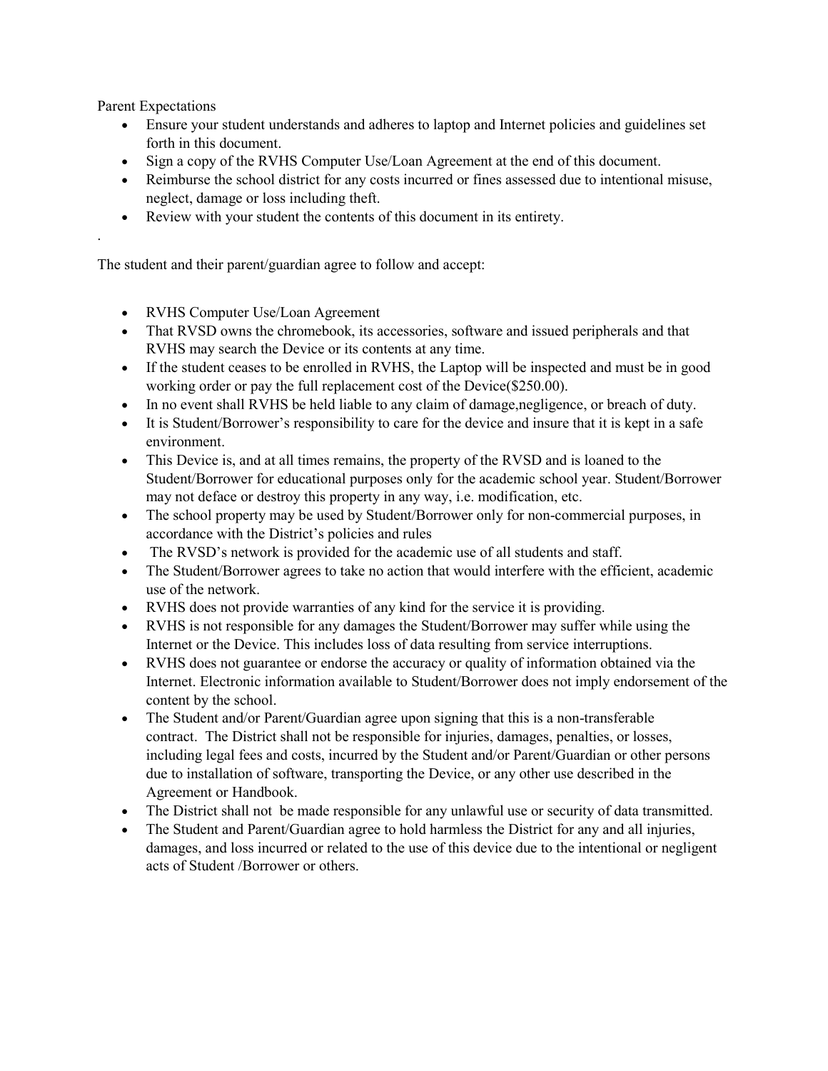Parent Expectations

- Ensure your student understands and adheres to laptop and Internet policies and guidelines set forth in this document.
- Sign a copy of the RVHS Computer Use/Loan Agreement at the end of this document.
- Reimburse the school district for any costs incurred or fines assessed due to intentional misuse, neglect, damage or loss including theft.
- Review with your student the contents of this document in its entirety.

.

The student and their parent/guardian agree to follow and accept:

- RVHS Computer Use/Loan Agreement
- That RVSD owns the chromebook, its accessories, software and issued peripherals and that RVHS may search the Device or its contents at any time.
- If the student ceases to be enrolled in RVHS, the Laptop will be inspected and must be in good working order or pay the full replacement cost of the Device($250.00).
- In no event shall RVHS be held liable to any claim of damage,negligence, or breach of duty.
- It is Student/Borrower's responsibility to care for the device and insure that it is kept in a safe environment.
- This Device is, and at all times remains, the property of the RVSD and is loaned to the Student/Borrower for educational purposes only for the academic school year. Student/Borrower may not deface or destroy this property in any way, i.e. modification, etc.
- The school property may be used by Student/Borrower only for non-commercial purposes, in accordance with the District's policies and rules
- The RVSD's network is provided for the academic use of all students and staff.
- The Student/Borrower agrees to take no action that would interfere with the efficient, academic use of the network.
- RVHS does not provide warranties of any kind for the service it is providing.
- RVHS is not responsible for any damages the Student/Borrower may suffer while using the Internet or the Device. This includes loss of data resulting from service interruptions.
- RVHS does not guarantee or endorse the accuracy or quality of information obtained via the Internet. Electronic information available to Student/Borrower does not imply endorsement of the content by the school.
- The Student and/or Parent/Guardian agree upon signing that this is a non-transferable contract. The District shall not be responsible for injuries, damages, penalties, or losses, including legal fees and costs, incurred by the Student and/or Parent/Guardian or other persons due to installation of software, transporting the Device, or any other use described in the Agreement or Handbook.
- The District shall not be made responsible for any unlawful use or security of data transmitted.
- The Student and Parent/Guardian agree to hold harmless the District for any and all injuries, damages, and loss incurred or related to the use of this device due to the intentional or negligent acts of Student /Borrower or others.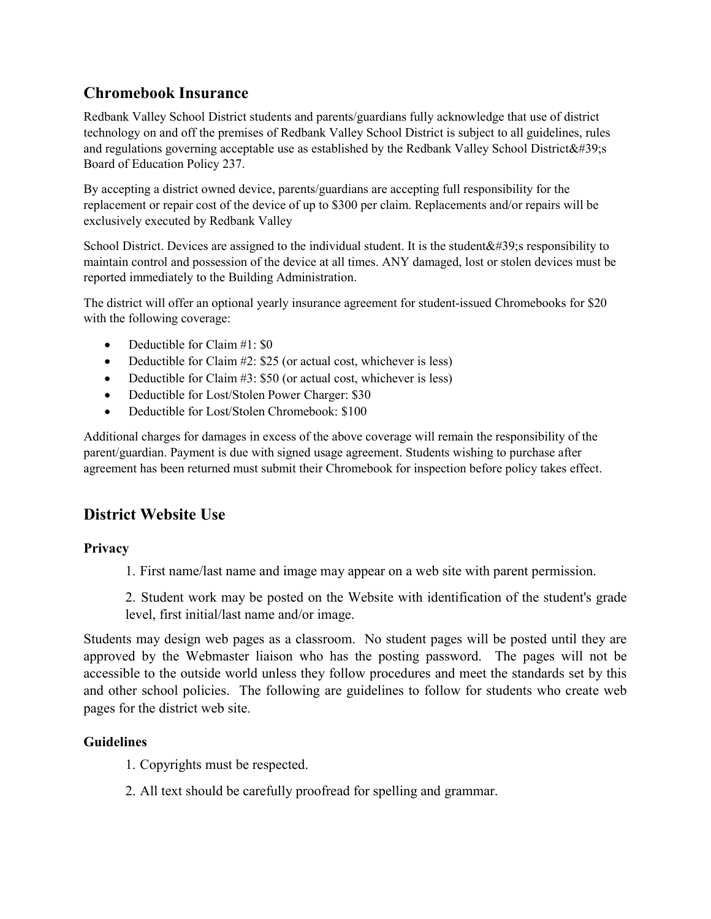## Chromebook Insurance

Redbank Valley School District students and parents/guardians fully acknowledge that use of district technology on and off the premises of Redbank Valley School District is subject to all guidelines, rules and regulations governing acceptable use as established by the Redbank Valley School District&#39;s Board of Education Policy 237.

By accepting a district owned device, parents/guardians are accepting full responsibility for the replacement or repair cost of the device of up to $300 per claim. Replacements and/or repairs will be exclusively executed by Redbank Valley

School District. Devices are assigned to the individual student. It is the student&#39;s responsibility to maintain control and possession of the device at all times. ANY damaged, lost or stolen devices must be reported immediately to the Building Administration.

The district will offer an optional yearly insurance agreement for student-issued Chromebooks for $20 with the following coverage:

- Deductible for Claim #1: $0
- Deductible for Claim #2: $25 (or actual cost, whichever is less)
- Deductible for Claim #3: $50 (or actual cost, whichever is less)
- Deductible for Lost/Stolen Power Charger: $30
- Deductible for Lost/Stolen Chromebook: $100

Additional charges for damages in excess of the above coverage will remain the responsibility of the parent/guardian. Payment is due with signed usage agreement. Students wishing to purchase after agreement has been returned must submit their Chromebook for inspection before policy takes effect.

## District Website Use

### Privacy

1. First name/last name and image may appear on a web site with parent permission.
2. Student work may be posted on the Website with identification of the student's grade level, first initial/last name and/or image.

Students may design web pages as a classroom. No student pages will be posted until they are approved by the Webmaster liaison who has the posting password. The pages will not be accessible to the outside world unless they follow procedures and meet the standards set by this and other school policies. The following are guidelines to follow for students who create web pages for the district web site.

### Guidelines

1. Copyrights must be respected.
2. All text should be carefully proofread for spelling and grammar.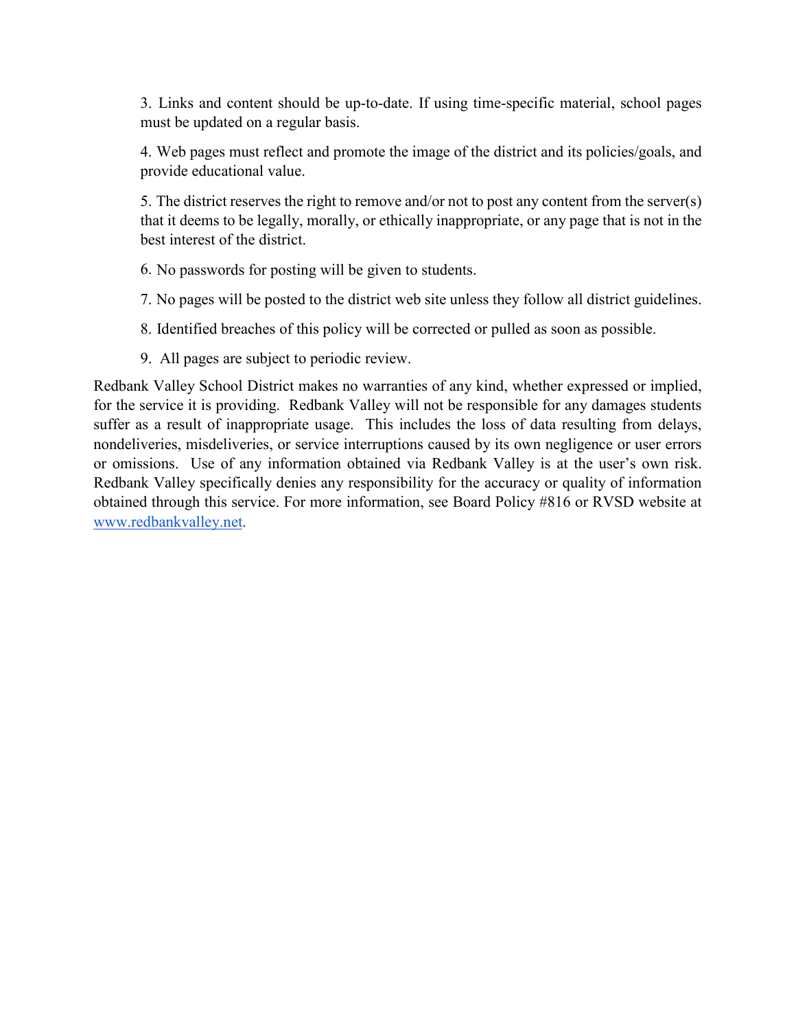3. Links and content should be up-to-date. If using time-specific material, school pages must be updated on a regular basis.

4. Web pages must reflect and promote the image of the district and its policies/goals, and provide educational value.

5. The district reserves the right to remove and/or not to post any content from the server(s) that it deems to be legally, morally, or ethically inappropriate, or any page that is not in the best interest of the district.

6. No passwords for posting will be given to students.

7. No pages will be posted to the district web site unless they follow all district guidelines.

8. Identified breaches of this policy will be corrected or pulled as soon as possible.

9. All pages are subject to periodic review.

Redbank Valley School District makes no warranties of any kind, whether expressed or implied, for the service it is providing. Redbank Valley will not be responsible for any damages students suffer as a result of inappropriate usage. This includes the loss of data resulting from delays, nondeliveries, misdeliveries, or service interruptions caused by its own negligence or user errors or omissions. Use of any information obtained via Redbank Valley is at the user's own risk. Redbank Valley specifically denies any responsibility for the accuracy or quality of information obtained through this service. For more information, see Board Policy #816 or RVSD website at [www.redbankvalley.net](http://www.redbankvalley.net).